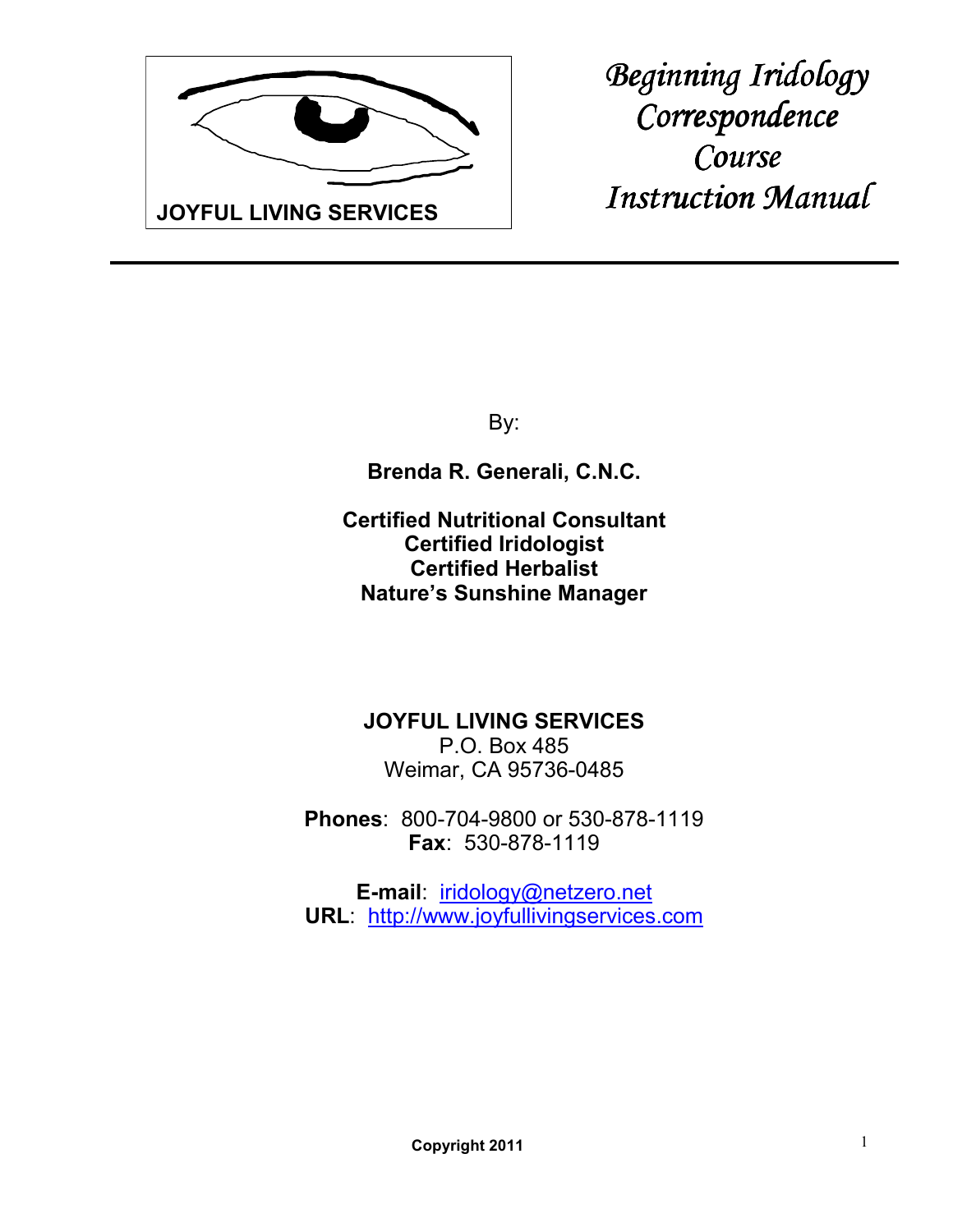JOYFUL LIVING SERVICES

# *Beginning Iridology Correspondence Course Instruction Manual*

---

By:

**Brenda R. Generali, C.N.C.**

**Certified Nutritional Consultant**
**Certified Iridologist**
**Certified Herbalist**
**Nature's Sunshine Manager**

**JOYFUL LIVING SERVICES**
P.O. Box 485
Weimar, CA 95736-0485

**Phones**: 800-704-9800 or 530-878-1119
**Fax**: 530-878-1119

**E-mail**: iridology@netzero.net
**URL**: http://www.joyfullivingservices.com

**Copyright 2011**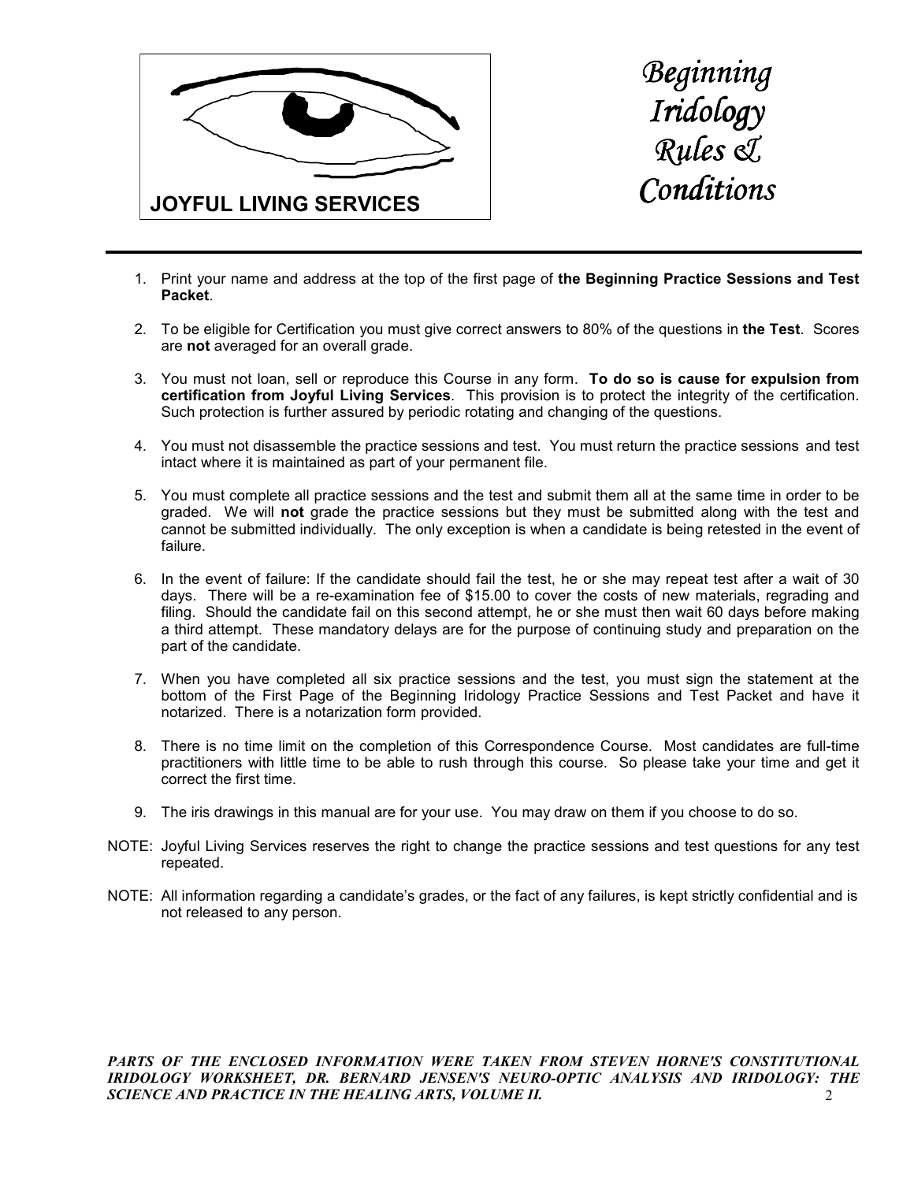**JOYFUL LIVING SERVICES**

# *Beginning Iridology Rules & Conditions*

1. Print your name and address at the top of the first page of **the Beginning Practice Sessions and Test Packet**.

2. To be eligible for Certification you must give correct answers to 80% of the questions in **the Test**. Scores are **not** averaged for an overall grade.

3. You must not loan, sell or reproduce this Course in any form. **To do so is cause for expulsion from certification from Joyful Living Services**. This provision is to protect the integrity of the certification. Such protection is further assured by periodic rotating and changing of the questions.

4. You must not disassemble the practice sessions and test. You must return the practice sessions and test intact where it is maintained as part of your permanent file.

5. You must complete all practice sessions and the test and submit them all at the same time in order to be graded. We will **not** grade the practice sessions but they must be submitted along with the test and cannot be submitted individually. The only exception is when a candidate is being retested in the event of failure.

6. In the event of failure: If the candidate should fail the test, he or she may repeat test after a wait of 30 days. There will be a re-examination fee of $15.00 to cover the costs of new materials, regrading and filing. Should the candidate fail on this second attempt, he or she must then wait 60 days before making a third attempt. These mandatory delays are for the purpose of continuing study and preparation on the part of the candidate.

7. When you have completed all six practice sessions and the test, you must sign the statement at the bottom of the First Page of the Beginning Iridology Practice Sessions and Test Packet and have it notarized. There is a notarization form provided.

8. There is no time limit on the completion of this Correspondence Course. Most candidates are full-time practitioners with little time to be able to rush through this course. So please take your time and get it correct the first time.

9. The iris drawings in this manual are for your use. You may draw on them if you choose to do so.

NOTE: Joyful Living Services reserves the right to change the practice sessions and test questions for any test repeated.

NOTE: All information regarding a candidate's grades, or the fact of any failures, is kept strictly confidential and is not released to any person.

***PARTS OF THE ENCLOSED INFORMATION WERE TAKEN FROM STEVEN HORNE'S CONSTITUTIONAL IRIDOLOGY WORKSHEET, DR. BERNARD JENSEN'S NEURO-OPTIC ANALYSIS AND IRIDOLOGY: THE SCIENCE AND PRACTICE IN THE HEALING ARTS, VOLUME II.***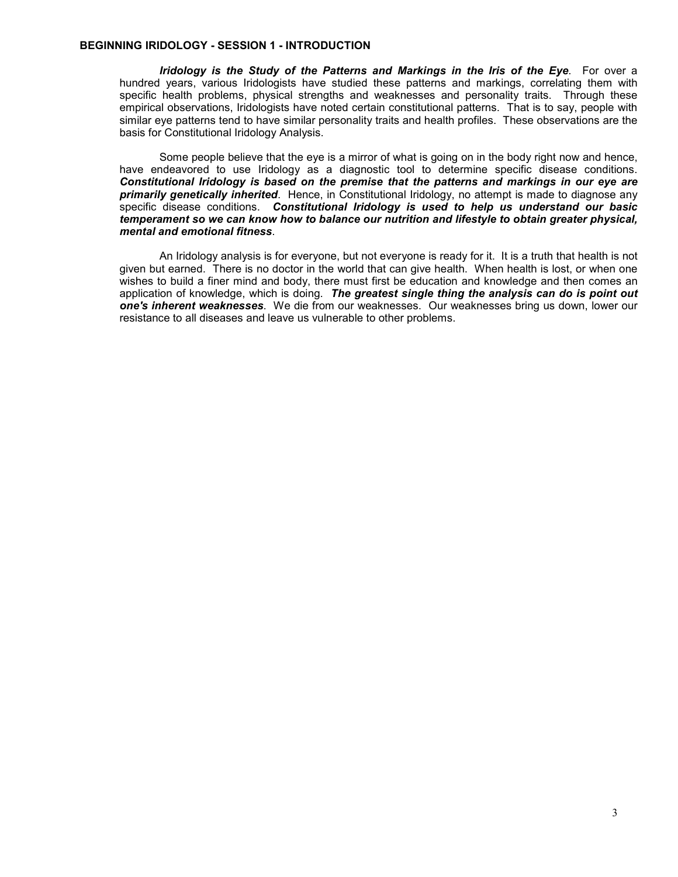**BEGINNING IRIDOLOGY - SESSION 1 - INTRODUCTION**

***Iridology is the Study of the Patterns and Markings in the Iris of the Eye***. For over a hundred years, various Iridologists have studied these patterns and markings, correlating them with specific health problems, physical strengths and weaknesses and personality traits. Through these empirical observations, Iridologists have noted certain constitutional patterns. That is to say, people with similar eye patterns tend to have similar personality traits and health profiles. These observations are the basis for Constitutional Iridology Analysis.

Some people believe that the eye is a mirror of what is going on in the body right now and hence, have endeavored to use Iridology as a diagnostic tool to determine specific disease conditions. ***Constitutional Iridology is based on the premise that the patterns and markings in our eye are primarily genetically inherited***. Hence, in Constitutional Iridology, no attempt is made to diagnose any specific disease conditions. ***Constitutional Iridology is used to help us understand our basic temperament so we can know how to balance our nutrition and lifestyle to obtain greater physical, mental and emotional fitness***.

An Iridology analysis is for everyone, but not everyone is ready for it. It is a truth that health is not given but earned. There is no doctor in the world that can give health. When health is lost, or when one wishes to build a finer mind and body, there must first be education and knowledge and then comes an application of knowledge, which is doing. ***The greatest single thing the analysis can do is point out one's inherent weaknesses***. We die from our weaknesses. Our weaknesses bring us down, lower our resistance to all diseases and leave us vulnerable to other problems.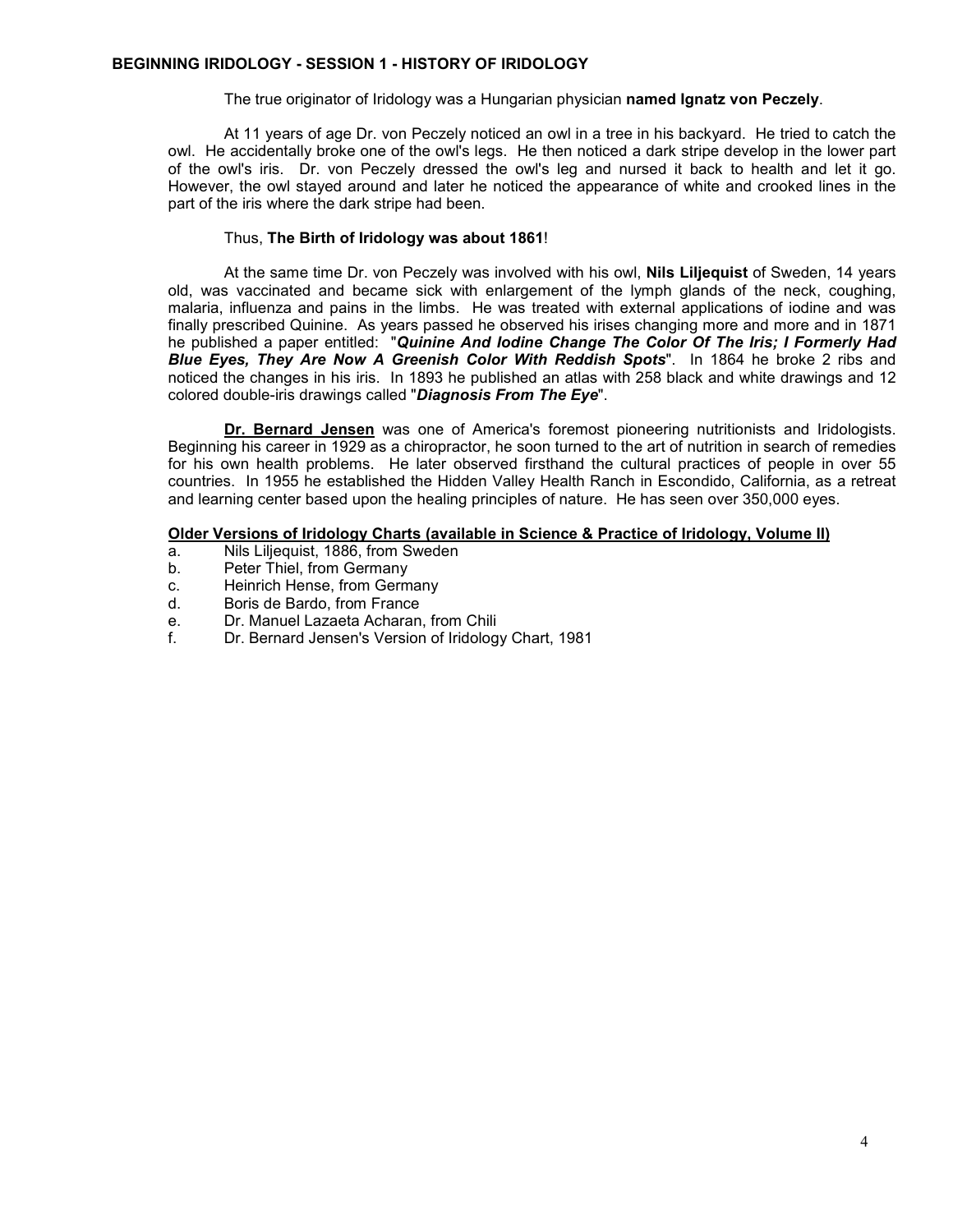**BEGINNING IRIDOLOGY - SESSION 1 - HISTORY OF IRIDOLOGY**

The true originator of Iridology was a Hungarian physician **named Ignatz von Peczely**.

At 11 years of age Dr. von Peczely noticed an owl in a tree in his backyard. He tried to catch the owl. He accidentally broke one of the owl's legs. He then noticed a dark stripe develop in the lower part of the owl's iris. Dr. von Peczely dressed the owl's leg and nursed it back to health and let it go. However, the owl stayed around and later he noticed the appearance of white and crooked lines in the part of the iris where the dark stripe had been.

Thus, **The Birth of Iridology was about 1861**!

At the same time Dr. von Peczely was involved with his owl, **Nils Liljequist** of Sweden, 14 years old, was vaccinated and became sick with enlargement of the lymph glands of the neck, coughing, malaria, influenza and pains in the limbs. He was treated with external applications of iodine and was finally prescribed Quinine. As years passed he observed his irises changing more and more and in 1871 he published a paper entitled: "***Quinine And Iodine Change The Color Of The Iris; I Formerly Had Blue Eyes, They Are Now A Greenish Color With Reddish Spots***". In 1864 he broke 2 ribs and noticed the changes in his iris. In 1893 he published an atlas with 258 black and white drawings and 12 colored double-iris drawings called "***Diagnosis From The Eye***".

**Dr. Bernard Jensen** was one of America's foremost pioneering nutritionists and Iridologists. Beginning his career in 1929 as a chiropractor, he soon turned to the art of nutrition in search of remedies for his own health problems. He later observed firsthand the cultural practices of people in over 55 countries. In 1955 he established the Hidden Valley Health Ranch in Escondido, California, as a retreat and learning center based upon the healing principles of nature. He has seen over 350,000 eyes.

**Older Versions of Iridology Charts (available in Science & Practice of Iridology, Volume II)**

a. Nils Liljequist, 1886, from Sweden
b. Peter Thiel, from Germany
c. Heinrich Hense, from Germany
d. Boris de Bardo, from France
e. Dr. Manuel Lazaeta Acharan, from Chili
f. Dr. Bernard Jensen's Version of Iridology Chart, 1981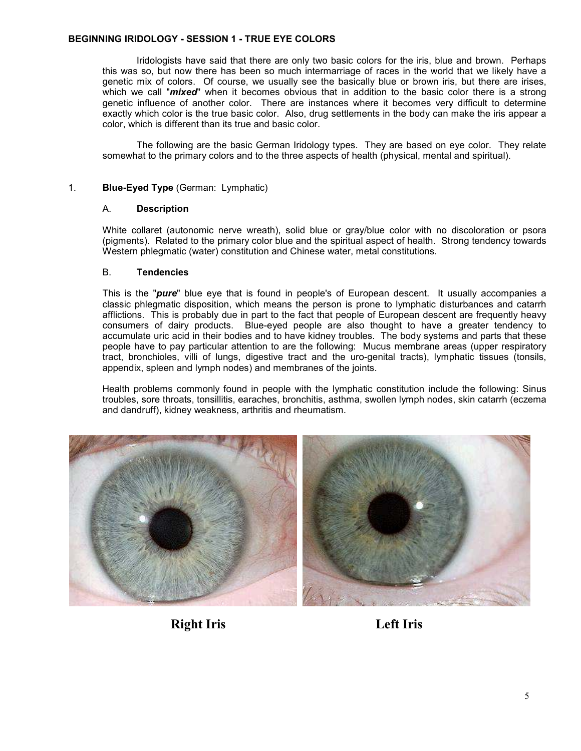**BEGINNING IRIDOLOGY - SESSION 1 - TRUE EYE COLORS**

Iridologists have said that there are only two basic colors for the iris, blue and brown. Perhaps this was so, but now there has been so much intermarriage of races in the world that we likely have a genetic mix of colors. Of course, we usually see the basically blue or brown iris, but there are irises, which we call "***mixed***" when it becomes obvious that in addition to the basic color there is a strong genetic influence of another color. There are instances where it becomes very difficult to determine exactly which color is the true basic color. Also, drug settlements in the body can make the iris appear a color, which is different than its true and basic color.

The following are the basic German Iridology types. They are based on eye color. They relate somewhat to the primary colors and to the three aspects of health (physical, mental and spiritual).

1. **Blue-Eyed Type** (German: Lymphatic)

A. **Description**

White collaret (autonomic nerve wreath), solid blue or gray/blue color with no discoloration or psora (pigments). Related to the primary color blue and the spiritual aspect of health. Strong tendency towards Western phlegmatic (water) constitution and Chinese water, metal constitutions.

B. **Tendencies**

This is the "***pure***" blue eye that is found in people's of European descent. It usually accompanies a classic phlegmatic disposition, which means the person is prone to lymphatic disturbances and catarrh afflictions. This is probably due in part to the fact that people of European descent are frequently heavy consumers of dairy products. Blue-eyed people are also thought to have a greater tendency to accumulate uric acid in their bodies and to have kidney troubles. The body systems and parts that these people have to pay particular attention to are the following: Mucus membrane areas (upper respiratory tract, bronchioles, villi of lungs, digestive tract and the uro-genital tracts), lymphatic tissues (tonsils, appendix, spleen and lymph nodes) and membranes of the joints.

Health problems commonly found in people with the lymphatic constitution include the following: Sinus troubles, sore throats, tonsillitis, earaches, bronchitis, asthma, swollen lymph nodes, skin catarrh (eczema and dandruff), kidney weakness, arthritis and rheumatism.

**Right Iris** **Left Iris**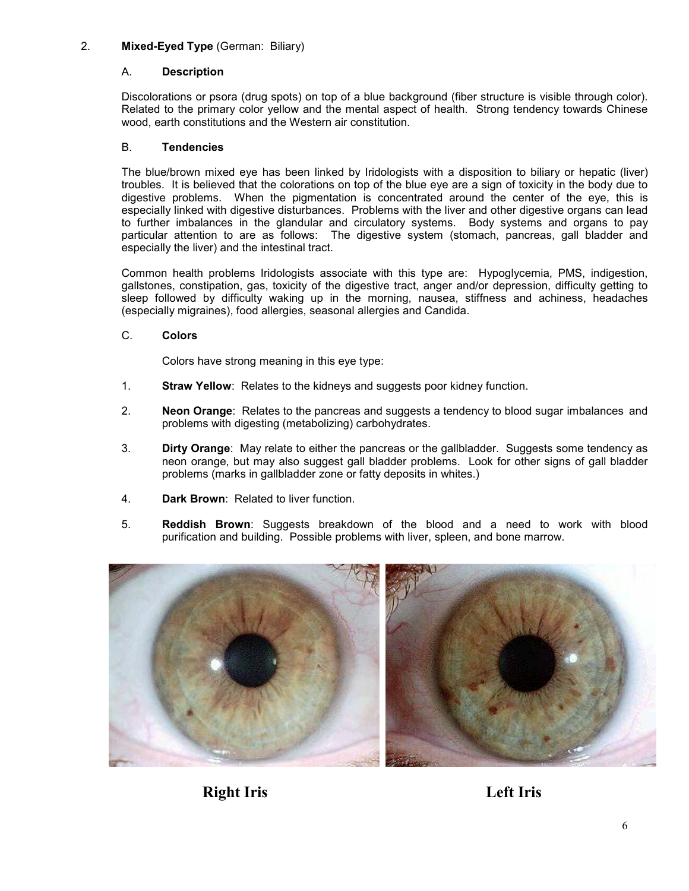## 2. Mixed-Eyed Type (German: Biliary)

### A. Description

Discolorations or psora (drug spots) on top of a blue background (fiber structure is visible through color). Related to the primary color yellow and the mental aspect of health. Strong tendency towards Chinese wood, earth constitutions and the Western air constitution.

### B. Tendencies

The blue/brown mixed eye has been linked by Iridologists with a disposition to biliary or hepatic (liver) troubles. It is believed that the colorations on top of the blue eye are a sign of toxicity in the body due to digestive problems. When the pigmentation is concentrated around the center of the eye, this is especially linked with digestive disturbances. Problems with the liver and other digestive organs can lead to further imbalances in the glandular and circulatory systems. Body systems and organs to pay particular attention to are as follows: The digestive system (stomach, pancreas, gall bladder and especially the liver) and the intestinal tract.

Common health problems Iridologists associate with this type are: Hypoglycemia, PMS, indigestion, gallstones, constipation, gas, toxicity of the digestive tract, anger and/or depression, difficulty getting to sleep followed by difficulty waking up in the morning, nausea, stiffness and achiness, headaches (especially migraines), food allergies, seasonal allergies and Candida.

### C. Colors

Colors have strong meaning in this eye type:

1. **Straw Yellow**: Relates to the kidneys and suggests poor kidney function.
2. **Neon Orange**: Relates to the pancreas and suggests a tendency to blood sugar imbalances and problems with digesting (metabolizing) carbohydrates.
3. **Dirty Orange**: May relate to either the pancreas or the gallbladder. Suggests some tendency as neon orange, but may also suggest gall bladder problems. Look for other signs of gall bladder problems (marks in gallbladder zone or fatty deposits in whites.)
4. **Dark Brown**: Related to liver function.
5. **Reddish Brown**: Suggests breakdown of the blood and a need to work with blood purification and building. Possible problems with liver, spleen, and bone marrow.

**Right Iris** **Left Iris**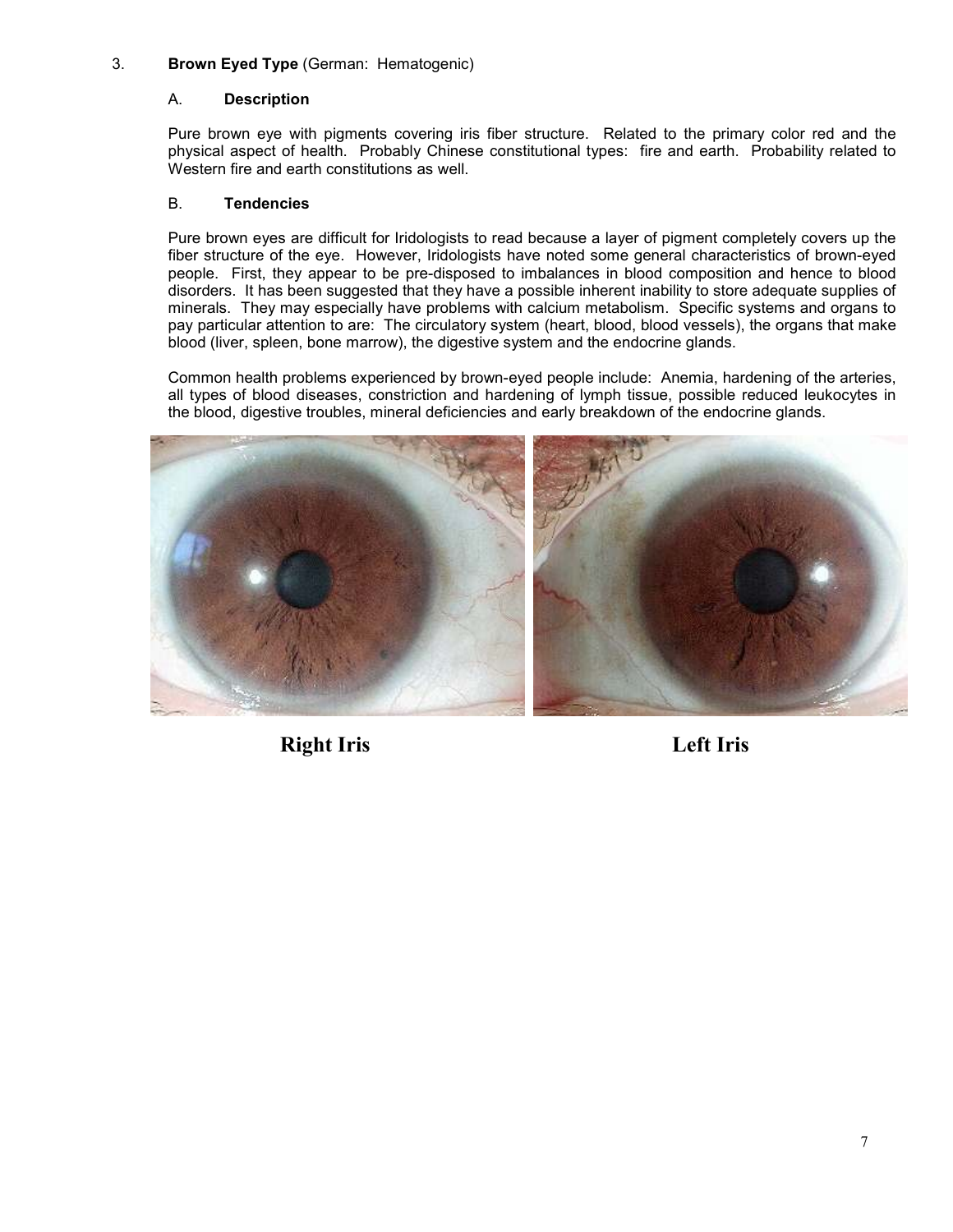### 3. **Brown Eyed Type** (German: Hematogenic)

#### A. **Description**

Pure brown eye with pigments covering iris fiber structure. Related to the primary color red and the physical aspect of health. Probably Chinese constitutional types: fire and earth. Probability related to Western fire and earth constitutions as well.

#### B. **Tendencies**

Pure brown eyes are difficult for Iridologists to read because a layer of pigment completely covers up the fiber structure of the eye. However, Iridologists have noted some general characteristics of brown-eyed people. First, they appear to be pre-disposed to imbalances in blood composition and hence to blood disorders. It has been suggested that they have a possible inherent inability to store adequate supplies of minerals. They may especially have problems with calcium metabolism. Specific systems and organs to pay particular attention to are: The circulatory system (heart, blood, blood vessels), the organs that make blood (liver, spleen, bone marrow), the digestive system and the endocrine glands.

Common health problems experienced by brown-eyed people include: Anemia, hardening of the arteries, all types of blood diseases, constriction and hardening of lymph tissue, possible reduced leukocytes in the blood, digestive troubles, mineral deficiencies and early breakdown of the endocrine glands.

**Right Iris** **Left Iris**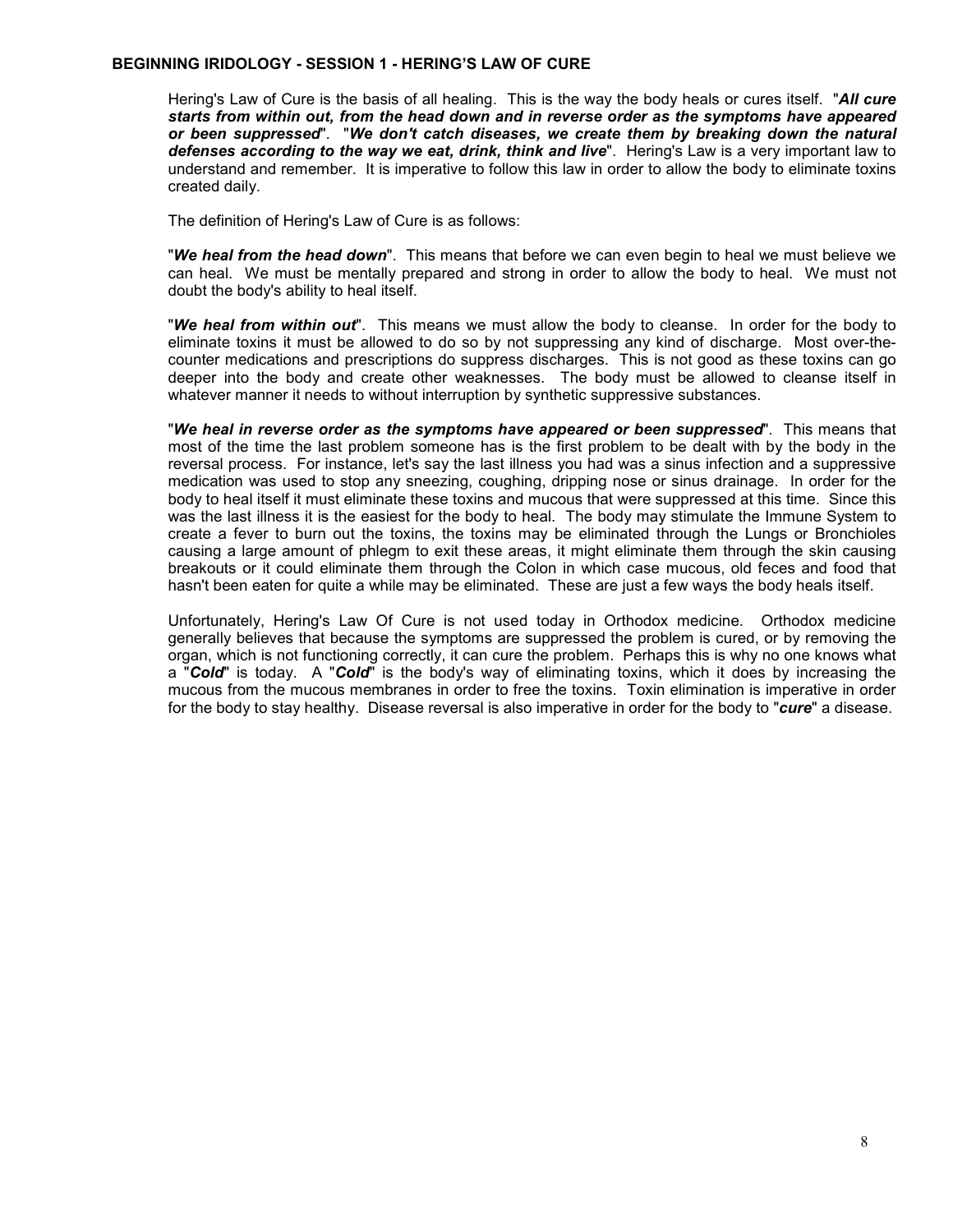## BEGINNING IRIDOLOGY - SESSION 1 - HERING'S LAW OF CURE

Hering's Law of Cure is the basis of all healing. This is the way the body heals or cures itself. "***All cure starts from within out, from the head down and in reverse order as the symptoms have appeared or been suppressed***". "***We don't catch diseases, we create them by breaking down the natural defenses according to the way we eat, drink, think and live***". Hering's Law is a very important law to understand and remember. It is imperative to follow this law in order to allow the body to eliminate toxins created daily.

The definition of Hering's Law of Cure is as follows:

"***We heal from the head down***". This means that before we can even begin to heal we must believe we can heal. We must be mentally prepared and strong in order to allow the body to heal. We must not doubt the body's ability to heal itself.

"***We heal from within out***". This means we must allow the body to cleanse. In order for the body to eliminate toxins it must be allowed to do so by not suppressing any kind of discharge. Most over-the-counter medications and prescriptions do suppress discharges. This is not good as these toxins can go deeper into the body and create other weaknesses. The body must be allowed to cleanse itself in whatever manner it needs to without interruption by synthetic suppressive substances.

"***We heal in reverse order as the symptoms have appeared or been suppressed***". This means that most of the time the last problem someone has is the first problem to be dealt with by the body in the reversal process. For instance, let's say the last illness you had was a sinus infection and a suppressive medication was used to stop any sneezing, coughing, dripping nose or sinus drainage. In order for the body to heal itself it must eliminate these toxins and mucous that were suppressed at this time. Since this was the last illness it is the easiest for the body to heal. The body may stimulate the Immune System to create a fever to burn out the toxins, the toxins may be eliminated through the Lungs or Bronchioles causing a large amount of phlegm to exit these areas, it might eliminate them through the skin causing breakouts or it could eliminate them through the Colon in which case mucous, old feces and food that hasn't been eaten for quite a while may be eliminated. These are just a few ways the body heals itself.

Unfortunately, Hering's Law Of Cure is not used today in Orthodox medicine. Orthodox medicine generally believes that because the symptoms are suppressed the problem is cured, or by removing the organ, which is not functioning correctly, it can cure the problem. Perhaps this is why no one knows what a "***Cold***" is today. A "***Cold***" is the body's way of eliminating toxins, which it does by increasing the mucous from the mucous membranes in order to free the toxins. Toxin elimination is imperative in order for the body to stay healthy. Disease reversal is also imperative in order for the body to "***cure***" a disease.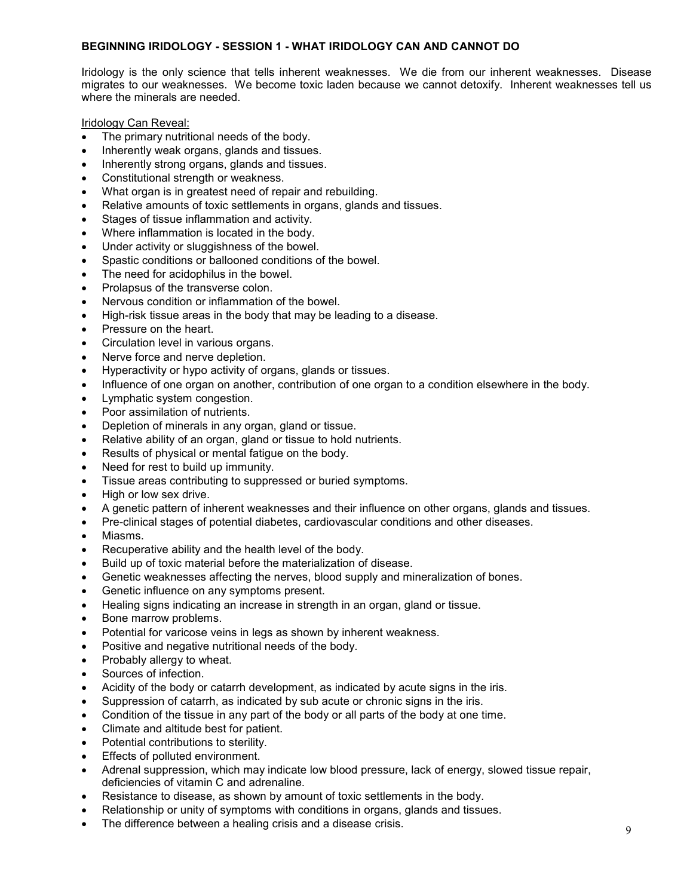## BEGINNING IRIDOLOGY - SESSION 1 - WHAT IRIDOLOGY CAN AND CANNOT DO

Iridology is the only science that tells inherent weaknesses. We die from our inherent weaknesses. Disease migrates to our weaknesses. We become toxic laden because we cannot detoxify. Inherent weaknesses tell us where the minerals are needed.

Iridology Can Reveal:

- The primary nutritional needs of the body.
- Inherently weak organs, glands and tissues.
- Inherently strong organs, glands and tissues.
- Constitutional strength or weakness.
- What organ is in greatest need of repair and rebuilding.
- Relative amounts of toxic settlements in organs, glands and tissues.
- Stages of tissue inflammation and activity.
- Where inflammation is located in the body.
- Under activity or sluggishness of the bowel.
- Spastic conditions or ballooned conditions of the bowel.
- The need for acidophilus in the bowel.
- Prolapsus of the transverse colon.
- Nervous condition or inflammation of the bowel.
- High-risk tissue areas in the body that may be leading to a disease.
- Pressure on the heart.
- Circulation level in various organs.
- Nerve force and nerve depletion.
- Hyperactivity or hypo activity of organs, glands or tissues.
- Influence of one organ on another, contribution of one organ to a condition elsewhere in the body.
- Lymphatic system congestion.
- Poor assimilation of nutrients.
- Depletion of minerals in any organ, gland or tissue.
- Relative ability of an organ, gland or tissue to hold nutrients.
- Results of physical or mental fatigue on the body.
- Need for rest to build up immunity.
- Tissue areas contributing to suppressed or buried symptoms.
- High or low sex drive.
- A genetic pattern of inherent weaknesses and their influence on other organs, glands and tissues.
- Pre-clinical stages of potential diabetes, cardiovascular conditions and other diseases.
- Miasms.
- Recuperative ability and the health level of the body.
- Build up of toxic material before the materialization of disease.
- Genetic weaknesses affecting the nerves, blood supply and mineralization of bones.
- Genetic influence on any symptoms present.
- Healing signs indicating an increase in strength in an organ, gland or tissue.
- Bone marrow problems.
- Potential for varicose veins in legs as shown by inherent weakness.
- Positive and negative nutritional needs of the body.
- Probably allergy to wheat.
- Sources of infection.
- Acidity of the body or catarrh development, as indicated by acute signs in the iris.
- Suppression of catarrh, as indicated by sub acute or chronic signs in the iris.
- Condition of the tissue in any part of the body or all parts of the body at one time.
- Climate and altitude best for patient.
- Potential contributions to sterility.
- Effects of polluted environment.
- Adrenal suppression, which may indicate low blood pressure, lack of energy, slowed tissue repair, deficiencies of vitamin C and adrenaline.
- Resistance to disease, as shown by amount of toxic settlements in the body.
- Relationship or unity of symptoms with conditions in organs, glands and tissues.
- The difference between a healing crisis and a disease crisis.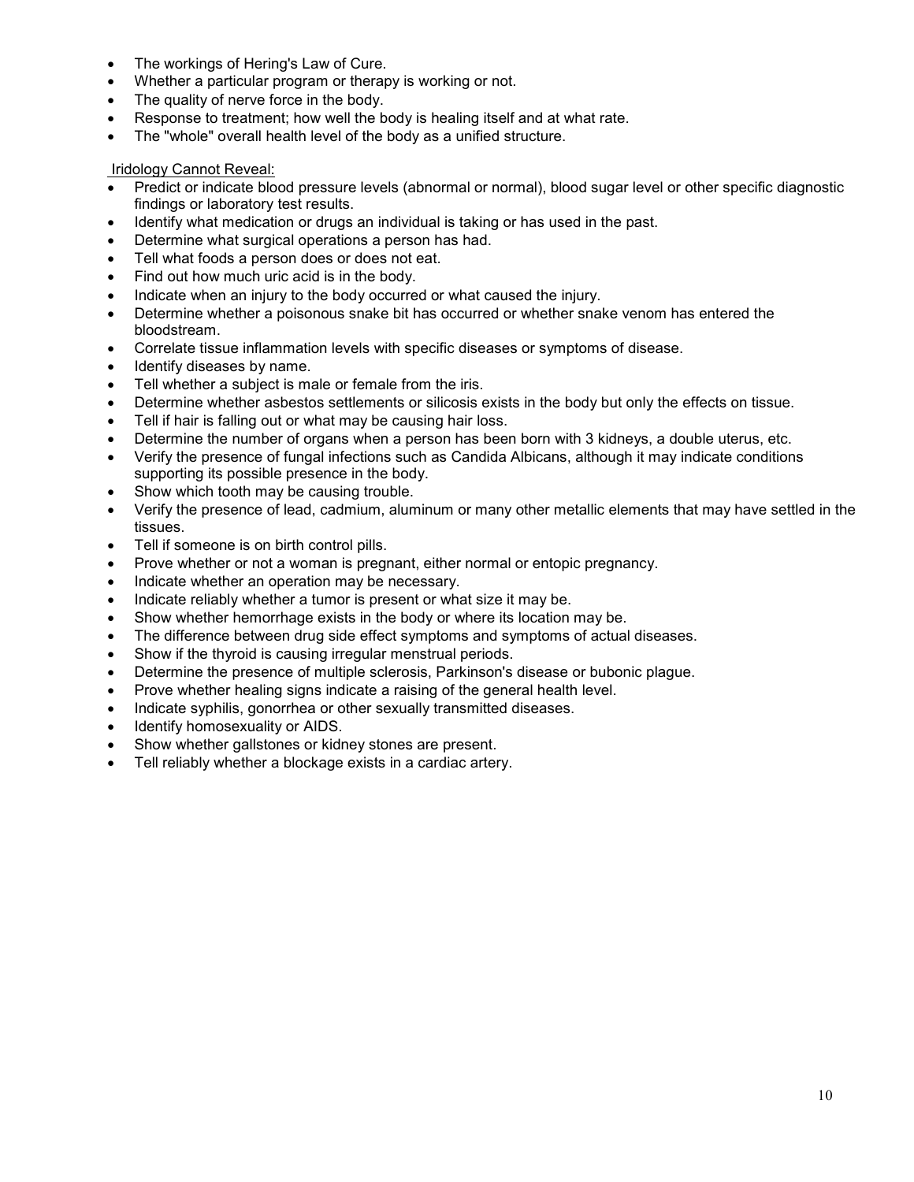- The workings of Hering's Law of Cure.
- Whether a particular program or therapy is working or not.
- The quality of nerve force in the body.
- Response to treatment; how well the body is healing itself and at what rate.
- The "whole" overall health level of the body as a unified structure.

Iridology Cannot Reveal:

- Predict or indicate blood pressure levels (abnormal or normal), blood sugar level or other specific diagnostic findings or laboratory test results.
- Identify what medication or drugs an individual is taking or has used in the past.
- Determine what surgical operations a person has had.
- Tell what foods a person does or does not eat.
- Find out how much uric acid is in the body.
- Indicate when an injury to the body occurred or what caused the injury.
- Determine whether a poisonous snake bit has occurred or whether snake venom has entered the bloodstream.
- Correlate tissue inflammation levels with specific diseases or symptoms of disease.
- Identify diseases by name.
- Tell whether a subject is male or female from the iris.
- Determine whether asbestos settlements or silicosis exists in the body but only the effects on tissue.
- Tell if hair is falling out or what may be causing hair loss.
- Determine the number of organs when a person has been born with 3 kidneys, a double uterus, etc.
- Verify the presence of fungal infections such as Candida Albicans, although it may indicate conditions supporting its possible presence in the body.
- Show which tooth may be causing trouble.
- Verify the presence of lead, cadmium, aluminum or many other metallic elements that may have settled in the tissues.
- Tell if someone is on birth control pills.
- Prove whether or not a woman is pregnant, either normal or entopic pregnancy.
- Indicate whether an operation may be necessary.
- Indicate reliably whether a tumor is present or what size it may be.
- Show whether hemorrhage exists in the body or where its location may be.
- The difference between drug side effect symptoms and symptoms of actual diseases.
- Show if the thyroid is causing irregular menstrual periods.
- Determine the presence of multiple sclerosis, Parkinson's disease or bubonic plague.
- Prove whether healing signs indicate a raising of the general health level.
- Indicate syphilis, gonorrhea or other sexually transmitted diseases.
- Identify homosexuality or AIDS.
- Show whether gallstones or kidney stones are present.
- Tell reliably whether a blockage exists in a cardiac artery.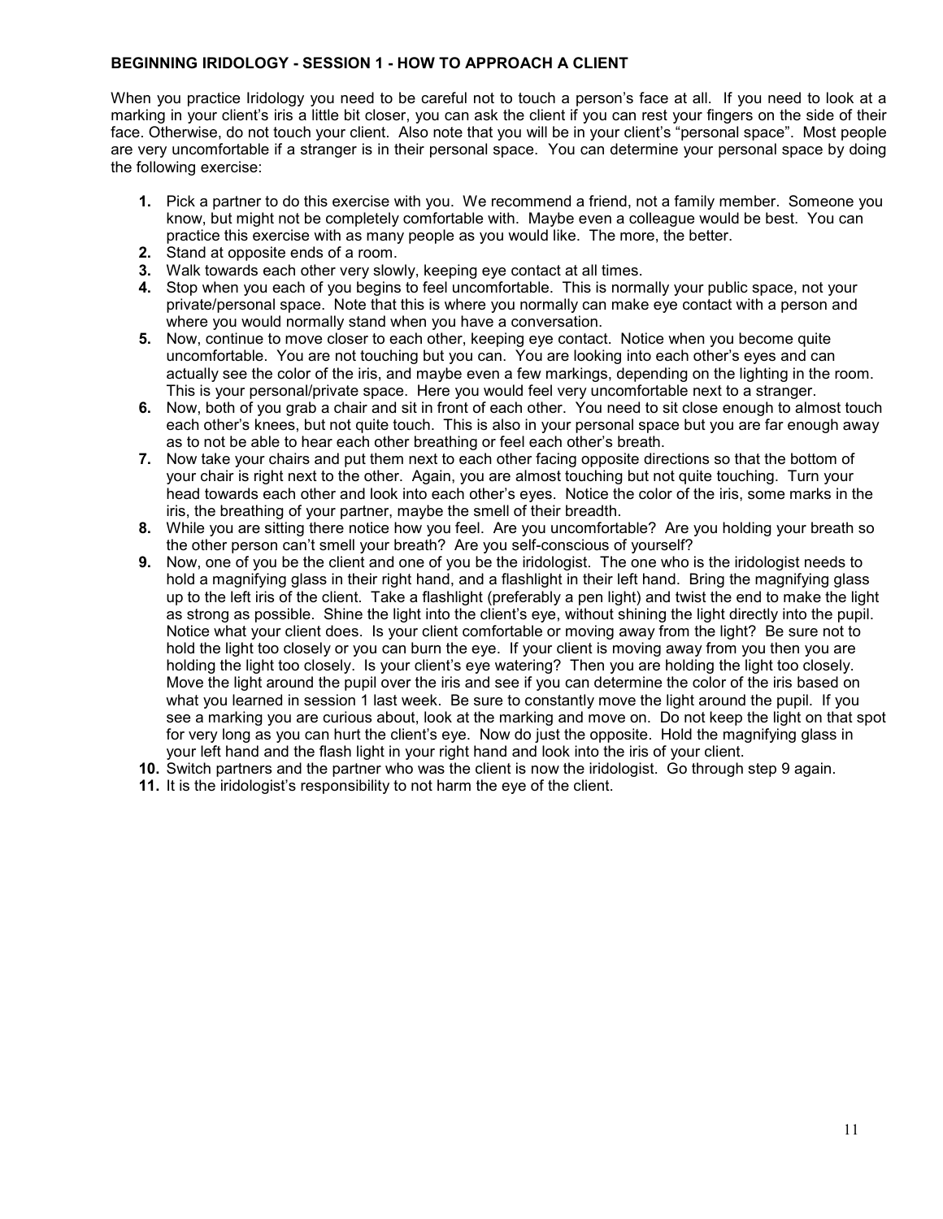**BEGINNING IRIDOLOGY - SESSION 1 - HOW TO APPROACH A CLIENT**

When you practice Iridology you need to be careful not to touch a person's face at all. If you need to look at a marking in your client's iris a little bit closer, you can ask the client if you can rest your fingers on the side of their face. Otherwise, do not touch your client. Also note that you will be in your client's "personal space". Most people are very uncomfortable if a stranger is in their personal space. You can determine your personal space by doing the following exercise:

1. Pick a partner to do this exercise with you. We recommend a friend, not a family member. Someone you know, but might not be completely comfortable with. Maybe even a colleague would be best. You can practice this exercise with as many people as you would like. The more, the better.
2. Stand at opposite ends of a room.
3. Walk towards each other very slowly, keeping eye contact at all times.
4. Stop when you each of you begins to feel uncomfortable. This is normally your public space, not your private/personal space. Note that this is where you normally can make eye contact with a person and where you would normally stand when you have a conversation.
5. Now, continue to move closer to each other, keeping eye contact. Notice when you become quite uncomfortable. You are not touching but you can. You are looking into each other's eyes and can actually see the color of the iris, and maybe even a few markings, depending on the lighting in the room. This is your personal/private space. Here you would feel very uncomfortable next to a stranger.
6. Now, both of you grab a chair and sit in front of each other. You need to sit close enough to almost touch each other's knees, but not quite touch. This is also in your personal space but you are far enough away as to not be able to hear each other breathing or feel each other's breath.
7. Now take your chairs and put them next to each other facing opposite directions so that the bottom of your chair is right next to the other. Again, you are almost touching but not quite touching. Turn your head towards each other and look into each other's eyes. Notice the color of the iris, some marks in the iris, the breathing of your partner, maybe the smell of their breadth.
8. While you are sitting there notice how you feel. Are you uncomfortable? Are you holding your breath so the other person can't smell your breath? Are you self-conscious of yourself?
9. Now, one of you be the client and one of you be the iridologist. The one who is the iridologist needs to hold a magnifying glass in their right hand, and a flashlight in their left hand. Bring the magnifying glass up to the left iris of the client. Take a flashlight (preferably a pen light) and twist the end to make the light as strong as possible. Shine the light into the client's eye, without shining the light directly into the pupil. Notice what your client does. Is your client comfortable or moving away from the light? Be sure not to hold the light too closely or you can burn the eye. If your client is moving away from you then you are holding the light too closely. Is your client's eye watering? Then you are holding the light too closely. Move the light around the pupil over the iris and see if you can determine the color of the iris based on what you learned in session 1 last week. Be sure to constantly move the light around the pupil. If you see a marking you are curious about, look at the marking and move on. Do not keep the light on that spot for very long as you can hurt the client's eye. Now do just the opposite. Hold the magnifying glass in your left hand and the flash light in your right hand and look into the iris of your client.
10. Switch partners and the partner who was the client is now the iridologist. Go through step 9 again.
11. It is the iridologist's responsibility to not harm the eye of the client.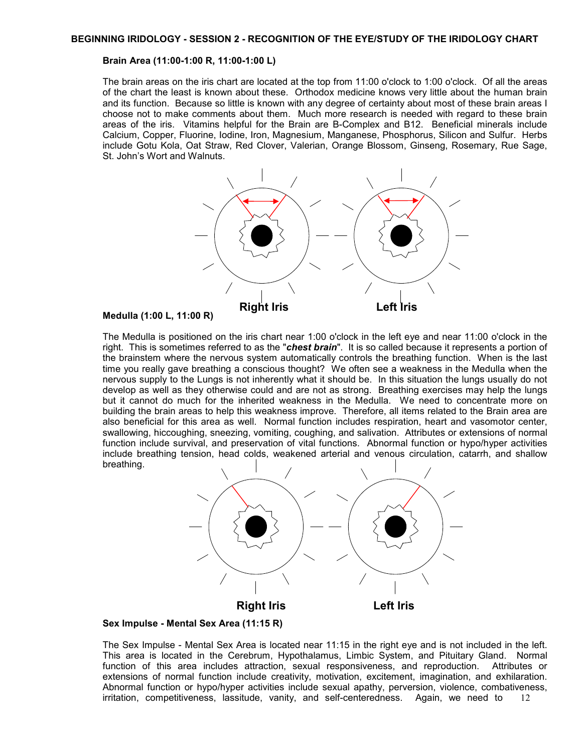### BEGINNING IRIDOLOGY - SESSION 2 - RECOGNITION OF THE EYE/STUDY OF THE IRIDOLOGY CHART

**Brain Area (11:00-1:00 R, 11:00-1:00 L)**

The brain areas on the iris chart are located at the top from 11:00 o'clock to 1:00 o'clock. Of all the areas of the chart the least is known about these. Orthodox medicine knows very little about the human brain and its function. Because so little is known with any degree of certainty about most of these brain areas I choose not to make comments about them. Much more research is needed with regard to these brain areas of the iris. Vitamins helpful for the Brain are B-Complex and B12. Beneficial minerals include Calcium, Copper, Fluorine, Iodine, Iron, Magnesium, Manganese, Phosphorus, Silicon and Sulfur. Herbs include Gotu Kola, Oat Straw, Red Clover, Valerian, Orange Blossom, Ginseng, Rosemary, Rue Sage, St. John's Wort and Walnuts.

Right Iris　　Left Iris

**Medulla (1:00 L, 11:00 R)**

The Medulla is positioned on the iris chart near 1:00 o'clock in the left eye and near 11:00 o'clock in the right. This is sometimes referred to as the "***chest brain***". It is so called because it represents a portion of the brainstem where the nervous system automatically controls the breathing function. When is the last time you really gave breathing a conscious thought? We often see a weakness in the Medulla when the nervous supply to the Lungs is not inherently what it should be. In this situation the lungs usually do not develop as well as they otherwise could and are not as strong. Breathing exercises may help the lungs but it cannot do much for the inherited weakness in the Medulla. We need to concentrate more on building the brain areas to help this weakness improve. Therefore, all items related to the Brain area are also beneficial for this area as well. Normal function includes respiration, heart and vasomotor center, swallowing, hiccoughing, sneezing, vomiting, coughing, and salivation. Attributes or extensions of normal function include survival, and preservation of vital functions. Abnormal function or hypo/hyper activities include breathing tension, head colds, weakened arterial and venous circulation, catarrh, and shallow breathing.

Right Iris　　Left Iris

**Sex Impulse - Mental Sex Area (11:15 R)**

The Sex Impulse - Mental Sex Area is located near 11:15 in the right eye and is not included in the left. This area is located in the Cerebrum, Hypothalamus, Limbic System, and Pituitary Gland. Normal function of this area includes attraction, sexual responsiveness, and reproduction. Attributes or extensions of normal function include creativity, motivation, excitement, imagination, and exhilaration. Abnormal function or hypo/hyper activities include sexual apathy, perversion, violence, combativeness, irritation, competitiveness, lassitude, vanity, and self-centeredness. Again, we need to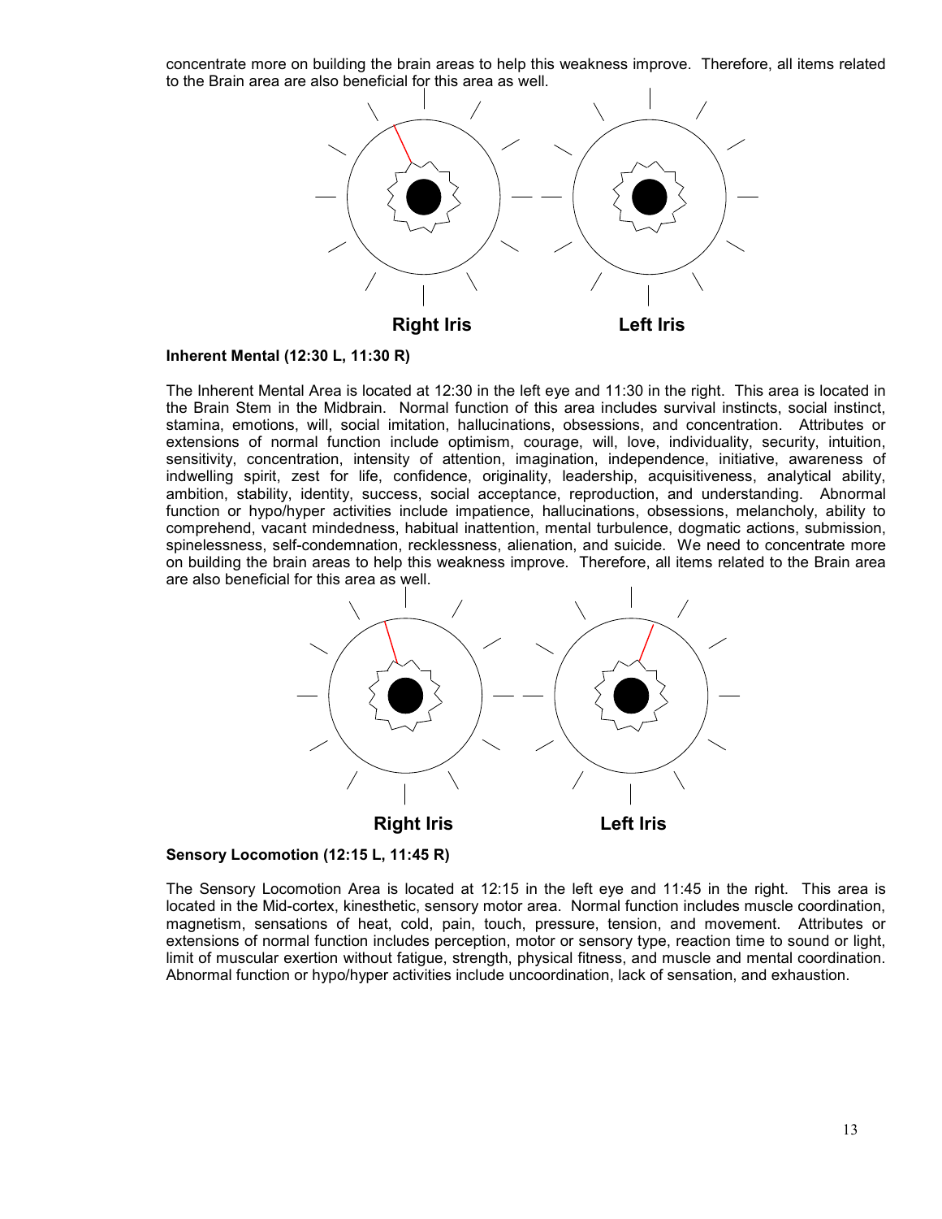concentrate more on building the brain areas to help this weakness improve. Therefore, all items related to the Brain area are also beneficial for this area as well.

Right Iris Left Iris

**Inherent Mental (12:30 L, 11:30 R)**

The Inherent Mental Area is located at 12:30 in the left eye and 11:30 in the right. This area is located in the Brain Stem in the Midbrain. Normal function of this area includes survival instincts, social instinct, stamina, emotions, will, social imitation, hallucinations, obsessions, and concentration. Attributes or extensions of normal function include optimism, courage, will, love, individuality, security, intuition, sensitivity, concentration, intensity of attention, imagination, independence, initiative, awareness of indwelling spirit, zest for life, confidence, originality, leadership, acquisitiveness, analytical ability, ambition, stability, identity, success, social acceptance, reproduction, and understanding. Abnormal function or hypo/hyper activities include impatience, hallucinations, obsessions, melancholy, ability to comprehend, vacant mindedness, habitual inattention, mental turbulence, dogmatic actions, submission, spinelessness, self-condemnation, recklessness, alienation, and suicide. We need to concentrate more on building the brain areas to help this weakness improve. Therefore, all items related to the Brain area are also beneficial for this area as well.

Right Iris Left Iris

**Sensory Locomotion (12:15 L, 11:45 R)**

The Sensory Locomotion Area is located at 12:15 in the left eye and 11:45 in the right. This area is located in the Mid-cortex, kinesthetic, sensory motor area. Normal function includes muscle coordination, magnetism, sensations of heat, cold, pain, touch, pressure, tension, and movement. Attributes or extensions of normal function includes perception, motor or sensory type, reaction time to sound or light, limit of muscular exertion without fatigue, strength, physical fitness, and muscle and mental coordination. Abnormal function or hypo/hyper activities include uncoordination, lack of sensation, and exhaustion.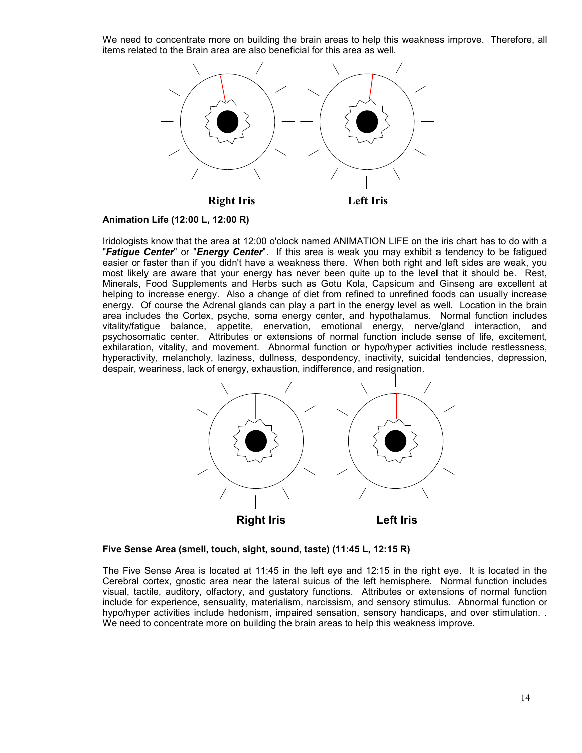We need to concentrate more on building the brain areas to help this weakness improve. Therefore, all items related to the Brain area are also beneficial for this area as well.

**Right Iris** **Left Iris**

**Animation Life (12:00 L, 12:00 R)**

Iridologists know that the area at 12:00 o'clock named ANIMATION LIFE on the iris chart has to do with a "***Fatigue Center***" or "***Energy Center***". If this area is weak you may exhibit a tendency to be fatigued easier or faster than if you didn't have a weakness there. When both right and left sides are weak, you most likely are aware that your energy has never been quite up to the level that it should be. Rest, Minerals, Food Supplements and Herbs such as Gotu Kola, Capsicum and Ginseng are excellent at helping to increase energy. Also a change of diet from refined to unrefined foods can usually increase energy. Of course the Adrenal glands can play a part in the energy level as well. Location in the brain area includes the Cortex, psyche, soma energy center, and hypothalamus. Normal function includes vitality/fatigue balance, appetite, enervation, emotional energy, nerve/gland interaction, and psychosomatic center. Attributes or extensions of normal function include sense of life, excitement, exhilaration, vitality, and movement. Abnormal function or hypo/hyper activities include restlessness, hyperactivity, melancholy, laziness, dullness, despondency, inactivity, suicidal tendencies, depression, despair, weariness, lack of energy, exhaustion, indifference, and resignation.

**Right Iris** **Left Iris**

**Five Sense Area (smell, touch, sight, sound, taste) (11:45 L, 12:15 R)**

The Five Sense Area is located at 11:45 in the left eye and 12:15 in the right eye. It is located in the Cerebral cortex, gnostic area near the lateral suicus of the left hemisphere. Normal function includes visual, tactile, auditory, olfactory, and gustatory functions. Attributes or extensions of normal function include for experience, sensuality, materialism, narcissism, and sensory stimulus. Abnormal function or hypo/hyper activities include hedonism, impaired sensation, sensory handicaps, and over stimulation. . We need to concentrate more on building the brain areas to help this weakness improve.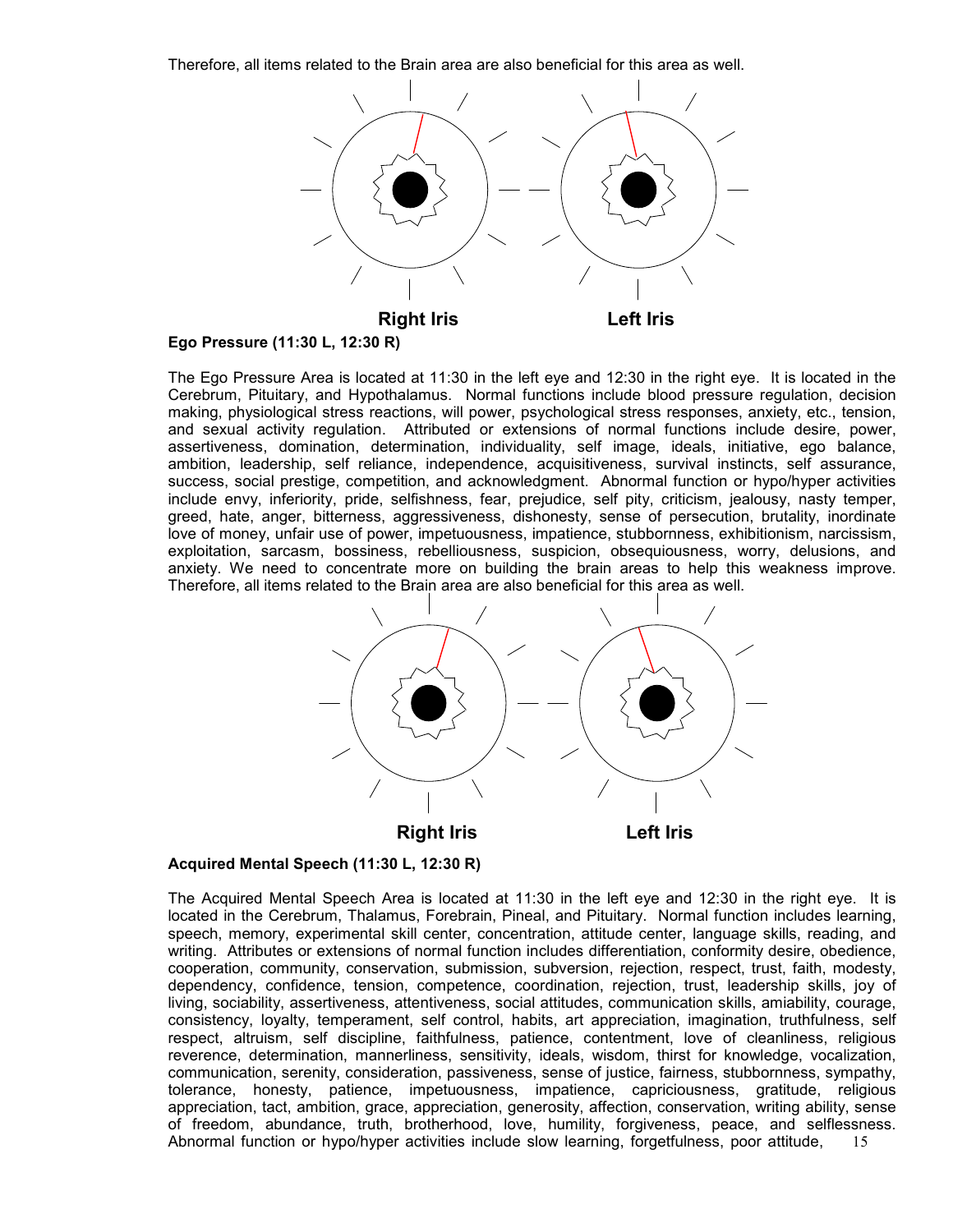Therefore, all items related to the Brain area are also beneficial for this area as well.

**Right Iris** **Left Iris**

**Ego Pressure (11:30 L, 12:30 R)**

The Ego Pressure Area is located at 11:30 in the left eye and 12:30 in the right eye. It is located in the Cerebrum, Pituitary, and Hypothalamus. Normal functions include blood pressure regulation, decision making, physiological stress reactions, will power, psychological stress responses, anxiety, etc., tension, and sexual activity regulation. Attributed or extensions of normal functions include desire, power, assertiveness, domination, determination, individuality, self image, ideals, initiative, ego balance, ambition, leadership, self reliance, independence, acquisitiveness, survival instincts, self assurance, success, social prestige, competition, and acknowledgment. Abnormal function or hypo/hyper activities include envy, inferiority, pride, selfishness, fear, prejudice, self pity, criticism, jealousy, nasty temper, greed, hate, anger, bitterness, aggressiveness, dishonesty, sense of persecution, brutality, inordinate love of money, unfair use of power, impetuousness, impatience, stubbornness, exhibitionism, narcissism, exploitation, sarcasm, bossiness, rebelliousness, suspicion, obsequiousness, worry, delusions, and anxiety. We need to concentrate more on building the brain areas to help this weakness improve. Therefore, all items related to the Brain area are also beneficial for this area as well.

**Right Iris** **Left Iris**

**Acquired Mental Speech (11:30 L, 12:30 R)**

The Acquired Mental Speech Area is located at 11:30 in the left eye and 12:30 in the right eye. It is located in the Cerebrum, Thalamus, Forebrain, Pineal, and Pituitary. Normal function includes learning, speech, memory, experimental skill center, concentration, attitude center, language skills, reading, and writing. Attributes or extensions of normal function includes differentiation, conformity desire, obedience, cooperation, community, conservation, submission, subversion, rejection, respect, trust, faith, modesty, dependency, confidence, tension, competence, coordination, rejection, trust, leadership skills, joy of living, sociability, assertiveness, attentiveness, social attitudes, communication skills, amiability, courage, consistency, loyalty, temperament, self control, habits, art appreciation, imagination, truthfulness, self respect, altruism, self discipline, faithfulness, patience, contentment, love of cleanliness, religious reverence, determination, mannerliness, sensitivity, ideals, wisdom, thirst for knowledge, vocalization, communication, serenity, consideration, passiveness, sense of justice, fairness, stubbornness, sympathy, tolerance, honesty, patience, impetuousness, impatience, capriciousness, gratitude, religious appreciation, tact, ambition, grace, appreciation, generosity, affection, conservation, writing ability, sense of freedom, abundance, truth, brotherhood, love, humility, forgiveness, peace, and selflessness. Abnormal function or hypo/hyper activities include slow learning, forgetfulness, poor attitude,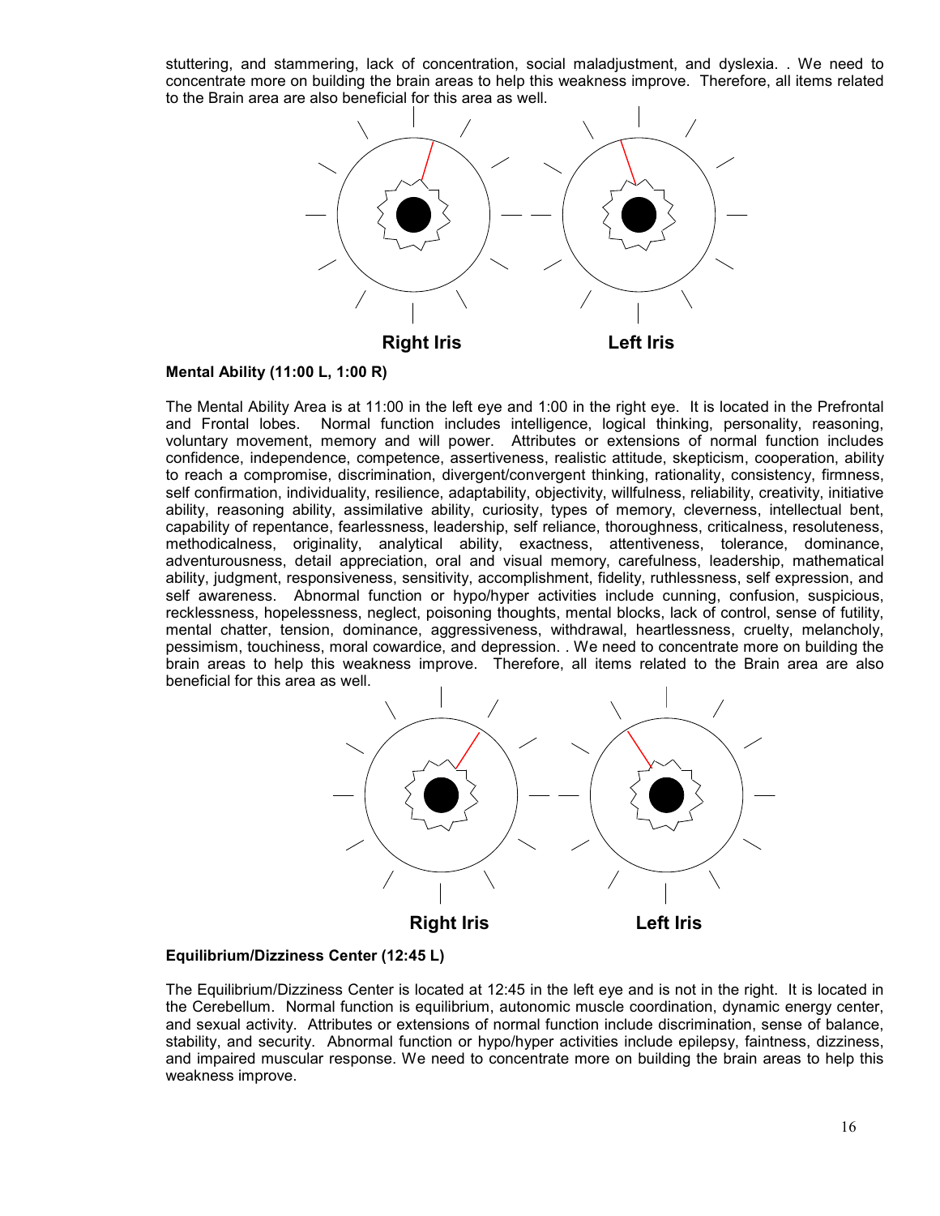stuttering, and stammering, lack of concentration, social maladjustment, and dyslexia. . We need to concentrate more on building the brain areas to help this weakness improve. Therefore, all items related to the Brain area are also beneficial for this area as well.

Right Iris Left Iris

**Mental Ability (11:00 L, 1:00 R)**

The Mental Ability Area is at 11:00 in the left eye and 1:00 in the right eye. It is located in the Prefrontal and Frontal lobes. Normal function includes intelligence, logical thinking, personality, reasoning, voluntary movement, memory and will power. Attributes or extensions of normal function includes confidence, independence, competence, assertiveness, realistic attitude, skepticism, cooperation, ability to reach a compromise, discrimination, divergent/convergent thinking, rationality, consistency, firmness, self confirmation, individuality, resilience, adaptability, objectivity, willfulness, reliability, creativity, initiative ability, reasoning ability, assimilative ability, curiosity, types of memory, cleverness, intellectual bent, capability of repentance, fearlessness, leadership, self reliance, thoroughness, criticalness, resoluteness, methodicalness, originality, analytical ability, exactness, attentiveness, tolerance, dominance, adventurousness, detail appreciation, oral and visual memory, carefulness, leadership, mathematical ability, judgment, responsiveness, sensitivity, accomplishment, fidelity, ruthlessness, self expression, and self awareness. Abnormal function or hypo/hyper activities include cunning, confusion, suspicious, recklessness, hopelessness, neglect, poisoning thoughts, mental blocks, lack of control, sense of futility, mental chatter, tension, dominance, aggressiveness, withdrawal, heartlessness, cruelty, melancholy, pessimism, touchiness, moral cowardice, and depression. . We need to concentrate more on building the brain areas to help this weakness improve. Therefore, all items related to the Brain area are also beneficial for this area as well.

Right Iris Left Iris

**Equilibrium/Dizziness Center (12:45 L)**

The Equilibrium/Dizziness Center is located at 12:45 in the left eye and is not in the right. It is located in the Cerebellum. Normal function is equilibrium, autonomic muscle coordination, dynamic energy center, and sexual activity. Attributes or extensions of normal function include discrimination, sense of balance, stability, and security. Abnormal function or hypo/hyper activities include epilepsy, faintness, dizziness, and impaired muscular response. We need to concentrate more on building the brain areas to help this weakness improve.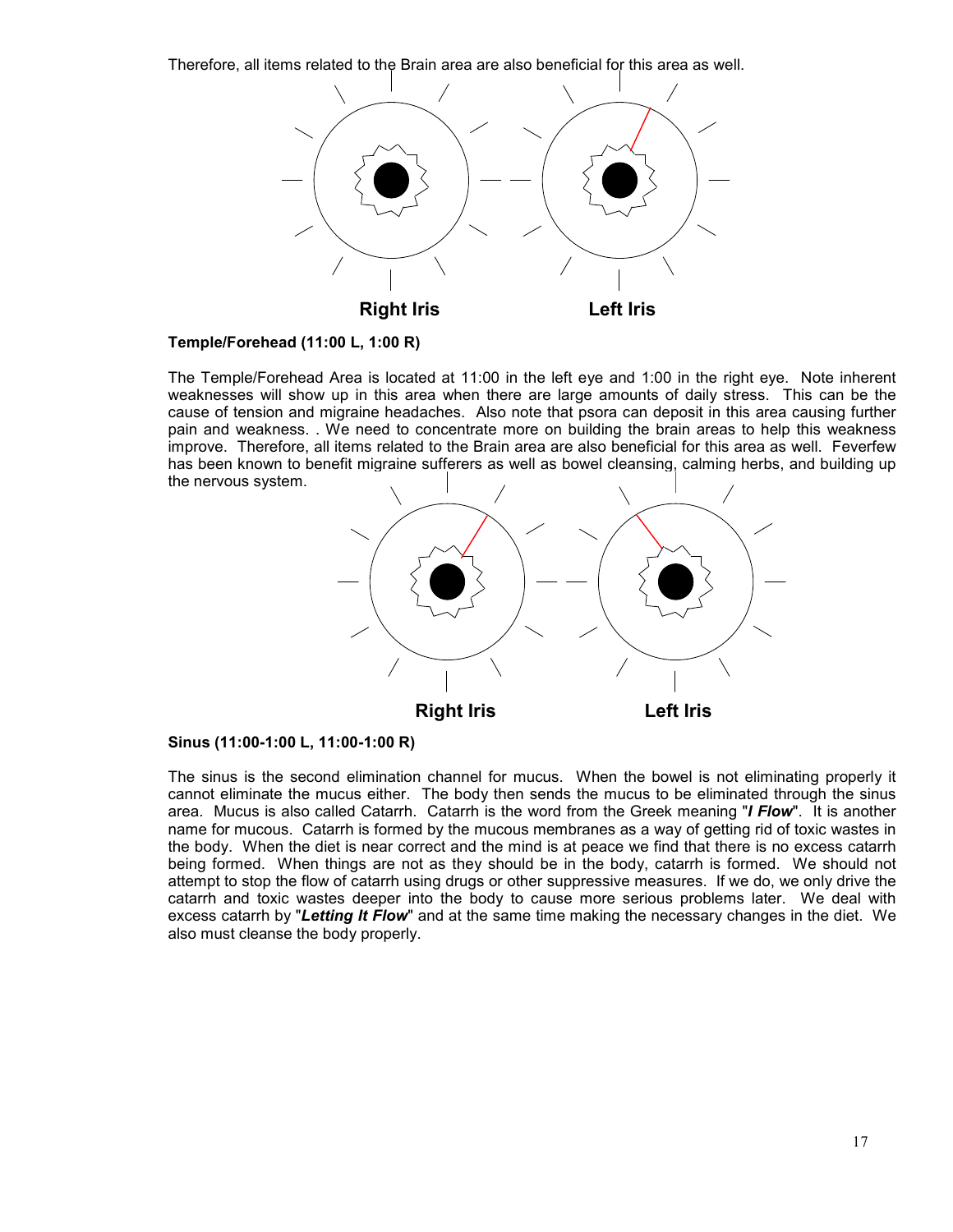Therefore, all items related to the Brain area are also beneficial for this area as well.

Right Iris Left Iris

**Temple/Forehead (11:00 L, 1:00 R)**

The Temple/Forehead Area is located at 11:00 in the left eye and 1:00 in the right eye. Note inherent weaknesses will show up in this area when there are large amounts of daily stress. This can be the cause of tension and migraine headaches. Also note that psora can deposit in this area causing further pain and weakness. . We need to concentrate more on building the brain areas to help this weakness improve. Therefore, all items related to the Brain area are also beneficial for this area as well. Feverfew has been known to benefit migraine sufferers as well as bowel cleansing, calming herbs, and building up the nervous system.

Right Iris Left Iris

**Sinus (11:00-1:00 L, 11:00-1:00 R)**

The sinus is the second elimination channel for mucus. When the bowel is not eliminating properly it cannot eliminate the mucus either. The body then sends the mucus to be eliminated through the sinus area. Mucus is also called Catarrh. Catarrh is the word from the Greek meaning "***I Flow***". It is another name for mucous. Catarrh is formed by the mucous membranes as a way of getting rid of toxic wastes in the body. When the diet is near correct and the mind is at peace we find that there is no excess catarrh being formed. When things are not as they should be in the body, catarrh is formed. We should not attempt to stop the flow of catarrh using drugs or other suppressive measures. If we do, we only drive the catarrh and toxic wastes deeper into the body to cause more serious problems later. We deal with excess catarrh by "***Letting It Flow***" and at the same time making the necessary changes in the diet. We also must cleanse the body properly.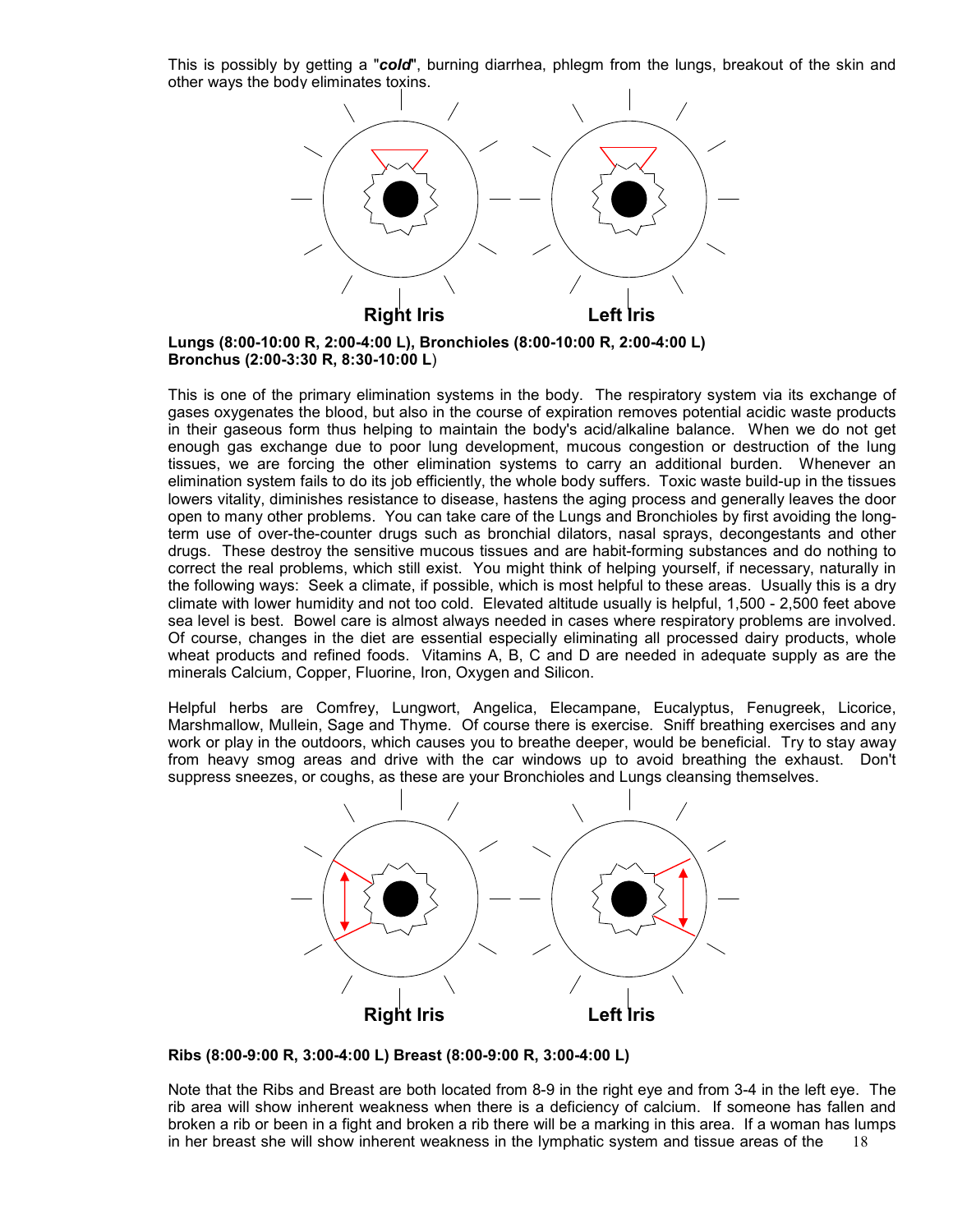This is possibly by getting a "***cold***", burning diarrhea, phlegm from the lungs, breakout of the skin and other ways the body eliminates toxins.

Right Iris Left Iris

**Lungs (8:00-10:00 R, 2:00-4:00 L), Bronchioles (8:00-10:00 R, 2:00-4:00 L) Bronchus (2:00-3:30 R, 8:30-10:00 L)**

This is one of the primary elimination systems in the body. The respiratory system via its exchange of gases oxygenates the blood, but also in the course of expiration removes potential acidic waste products in their gaseous form thus helping to maintain the body's acid/alkaline balance. When we do not get enough gas exchange due to poor lung development, mucous congestion or destruction of the lung tissues, we are forcing the other elimination systems to carry an additional burden. Whenever an elimination system fails to do its job efficiently, the whole body suffers. Toxic waste build-up in the tissues lowers vitality, diminishes resistance to disease, hastens the aging process and generally leaves the door open to many other problems. You can take care of the Lungs and Bronchioles by first avoiding the long-term use of over-the-counter drugs such as bronchial dilators, nasal sprays, decongestants and other drugs. These destroy the sensitive mucous tissues and are habit-forming substances and do nothing to correct the real problems, which still exist. You might think of helping yourself, if necessary, naturally in the following ways: Seek a climate, if possible, which is most helpful to these areas. Usually this is a dry climate with lower humidity and not too cold. Elevated altitude usually is helpful, 1,500 - 2,500 feet above sea level is best. Bowel care is almost always needed in cases where respiratory problems are involved. Of course, changes in the diet are essential especially eliminating all processed dairy products, whole wheat products and refined foods. Vitamins A, B, C and D are needed in adequate supply as are the minerals Calcium, Copper, Fluorine, Iron, Oxygen and Silicon.

Helpful herbs are Comfrey, Lungwort, Angelica, Elecampane, Eucalyptus, Fenugreek, Licorice, Marshmallow, Mullein, Sage and Thyme. Of course there is exercise. Sniff breathing exercises and any work or play in the outdoors, which causes you to breathe deeper, would be beneficial. Try to stay away from heavy smog areas and drive with the car windows up to avoid breathing the exhaust. Don't suppress sneezes, or coughs, as these are your Bronchioles and Lungs cleansing themselves.

Right Iris Left Iris

**Ribs (8:00-9:00 R, 3:00-4:00 L) Breast (8:00-9:00 R, 3:00-4:00 L)**

Note that the Ribs and Breast are both located from 8-9 in the right eye and from 3-4 in the left eye. The rib area will show inherent weakness when there is a deficiency of calcium. If someone has fallen and broken a rib or been in a fight and broken a rib there will be a marking in this area. If a woman has lumps in her breast she will show inherent weakness in the lymphatic system and tissue areas of the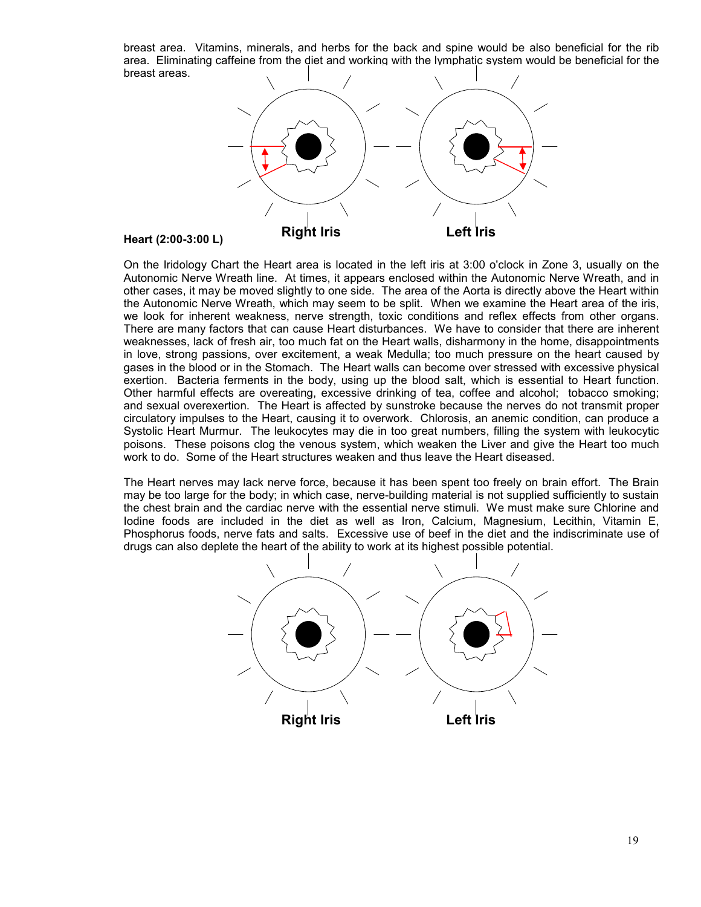breast area. Vitamins, minerals, and herbs for the back and spine would be also beneficial for the rib area. Eliminating caffeine from the diet and working with the lymphatic system would be beneficial for the breast areas.

Right Iris Left Iris

**Heart (2:00-3:00 L)**

On the Iridology Chart the Heart area is located in the left iris at 3:00 o'clock in Zone 3, usually on the Autonomic Nerve Wreath line. At times, it appears enclosed within the Autonomic Nerve Wreath, and in other cases, it may be moved slightly to one side. The area of the Aorta is directly above the Heart within the Autonomic Nerve Wreath, which may seem to be split. When we examine the Heart area of the iris, we look for inherent weakness, nerve strength, toxic conditions and reflex effects from other organs. There are many factors that can cause Heart disturbances. We have to consider that there are inherent weaknesses, lack of fresh air, too much fat on the Heart walls, disharmony in the home, disappointments in love, strong passions, over excitement, a weak Medulla; too much pressure on the heart caused by gases in the blood or in the Stomach. The Heart walls can become over stressed with excessive physical exertion. Bacteria ferments in the body, using up the blood salt, which is essential to Heart function. Other harmful effects are overeating, excessive drinking of tea, coffee and alcohol; tobacco smoking; and sexual overexertion. The Heart is affected by sunstroke because the nerves do not transmit proper circulatory impulses to the Heart, causing it to overwork. Chlorosis, an anemic condition, can produce a Systolic Heart Murmur. The leukocytes may die in too great numbers, filling the system with leukocytic poisons. These poisons clog the venous system, which weaken the Liver and give the Heart too much work to do. Some of the Heart structures weaken and thus leave the Heart diseased.

The Heart nerves may lack nerve force, because it has been spent too freely on brain effort. The Brain may be too large for the body; in which case, nerve-building material is not supplied sufficiently to sustain the chest brain and the cardiac nerve with the essential nerve stimuli. We must make sure Chlorine and Iodine foods are included in the diet as well as Iron, Calcium, Magnesium, Lecithin, Vitamin E, Phosphorus foods, nerve fats and salts. Excessive use of beef in the diet and the indiscriminate use of drugs can also deplete the heart of the ability to work at its highest possible potential.

Right Iris Left Iris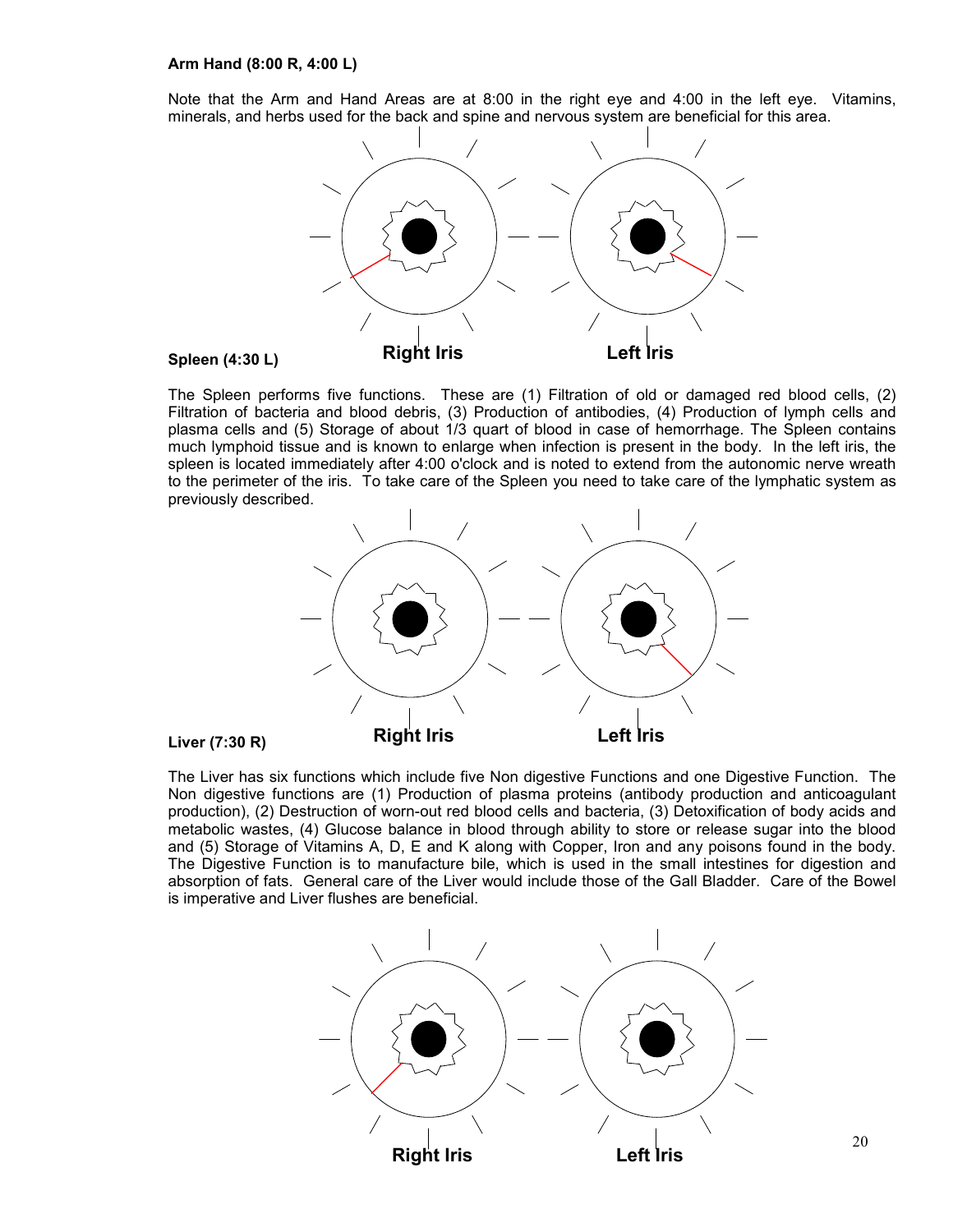**Arm Hand (8:00 R, 4:00 L)**

Note that the Arm and Hand Areas are at 8:00 in the right eye and 4:00 in the left eye. Vitamins, minerals, and herbs used for the back and spine and nervous system are beneficial for this area.

Right Iris Left Iris

**Spleen (4:30 L)**

The Spleen performs five functions. These are (1) Filtration of old or damaged red blood cells, (2) Filtration of bacteria and blood debris, (3) Production of antibodies, (4) Production of lymph cells and plasma cells and (5) Storage of about 1/3 quart of blood in case of hemorrhage. The Spleen contains much lymphoid tissue and is known to enlarge when infection is present in the body. In the left iris, the spleen is located immediately after 4:00 o'clock and is noted to extend from the autonomic nerve wreath to the perimeter of the iris. To take care of the Spleen you need to take care of the lymphatic system as previously described.

Right Iris Left Iris

**Liver (7:30 R)**

The Liver has six functions which include five Non digestive Functions and one Digestive Function. The Non digestive functions are (1) Production of plasma proteins (antibody production and anticoagulant production), (2) Destruction of worn-out red blood cells and bacteria, (3) Detoxification of body acids and metabolic wastes, (4) Glucose balance in blood through ability to store or release sugar into the blood and (5) Storage of Vitamins A, D, E and K along with Copper, Iron and any poisons found in the body. The Digestive Function is to manufacture bile, which is used in the small intestines for digestion and absorption of fats. General care of the Liver would include those of the Gall Bladder. Care of the Bowel is imperative and Liver flushes are beneficial.

Right Iris Left Iris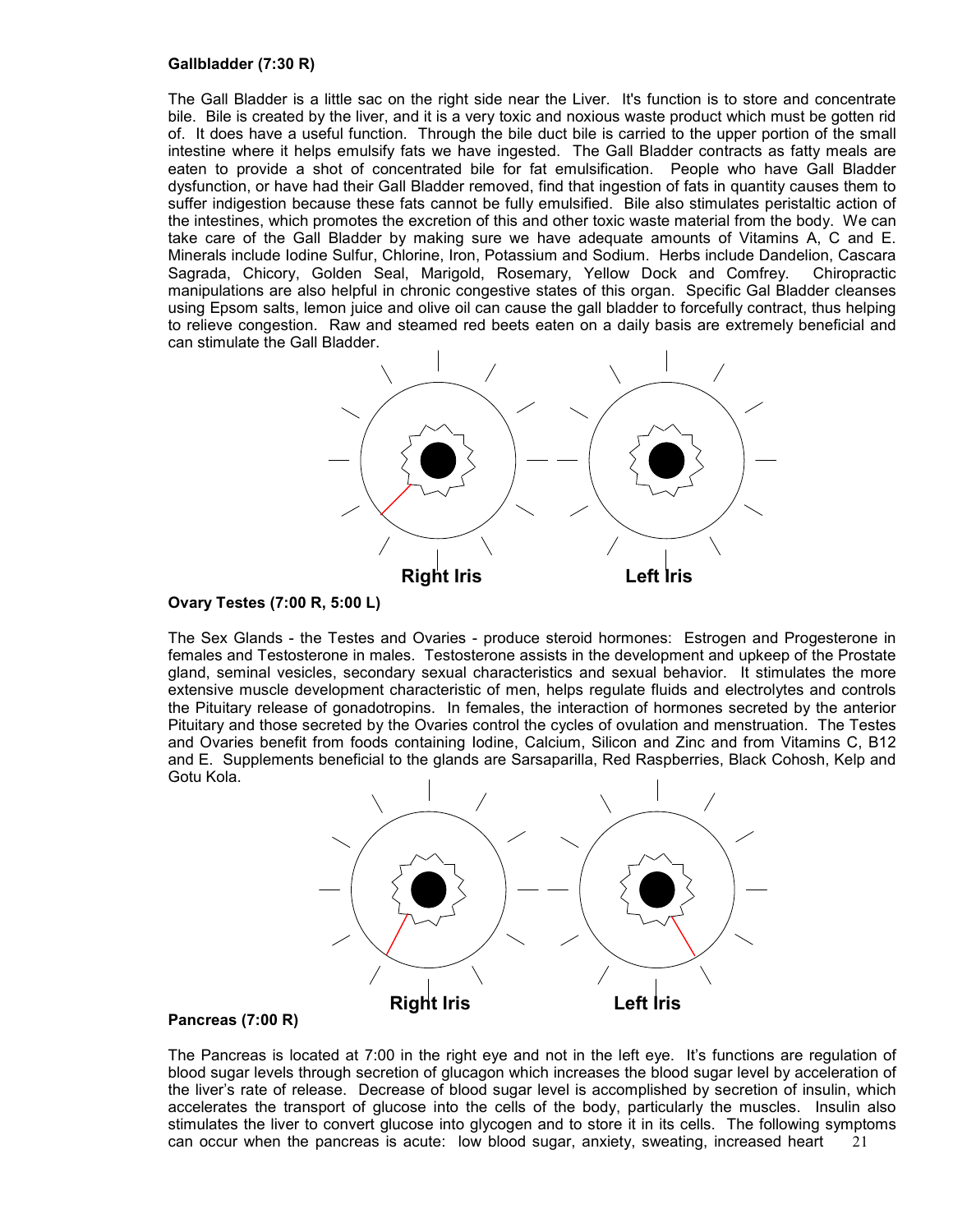**Gallbladder (7:30 R)**

The Gall Bladder is a little sac on the right side near the Liver. It's function is to store and concentrate bile. Bile is created by the liver, and it is a very toxic and noxious waste product which must be gotten rid of. It does have a useful function. Through the bile duct bile is carried to the upper portion of the small intestine where it helps emulsify fats we have ingested. The Gall Bladder contracts as fatty meals are eaten to provide a shot of concentrated bile for fat emulsification. People who have Gall Bladder dysfunction, or have had their Gall Bladder removed, find that ingestion of fats in quantity causes them to suffer indigestion because these fats cannot be fully emulsified. Bile also stimulates peristaltic action of the intestines, which promotes the excretion of this and other toxic waste material from the body. We can take care of the Gall Bladder by making sure we have adequate amounts of Vitamins A, C and E. Minerals include Iodine Sulfur, Chlorine, Iron, Potassium and Sodium. Herbs include Dandelion, Cascara Sagrada, Chicory, Golden Seal, Marigold, Rosemary, Yellow Dock and Comfrey. Chiropractic manipulations are also helpful in chronic congestive states of this organ. Specific Gal Bladder cleanses using Epsom salts, lemon juice and olive oil can cause the gall bladder to forcefully contract, thus helping to relieve congestion. Raw and steamed red beets eaten on a daily basis are extremely beneficial and can stimulate the Gall Bladder.

Right Iris Left Iris

**Ovary Testes (7:00 R, 5:00 L)**

The Sex Glands - the Testes and Ovaries - produce steroid hormones: Estrogen and Progesterone in females and Testosterone in males. Testosterone assists in the development and upkeep of the Prostate gland, seminal vesicles, secondary sexual characteristics and sexual behavior. It stimulates the more extensive muscle development characteristic of men, helps regulate fluids and electrolytes and controls the Pituitary release of gonadotropins. In females, the interaction of hormones secreted by the anterior Pituitary and those secreted by the Ovaries control the cycles of ovulation and menstruation. The Testes and Ovaries benefit from foods containing Iodine, Calcium, Silicon and Zinc and from Vitamins C, B12 and E. Supplements beneficial to the glands are Sarsaparilla, Red Raspberries, Black Cohosh, Kelp and Gotu Kola.

Right Iris Left Iris

**Pancreas (7:00 R)**

The Pancreas is located at 7:00 in the right eye and not in the left eye. It's functions are regulation of blood sugar levels through secretion of glucagon which increases the blood sugar level by acceleration of the liver's rate of release. Decrease of blood sugar level is accomplished by secretion of insulin, which accelerates the transport of glucose into the cells of the body, particularly the muscles. Insulin also stimulates the liver to convert glucose into glycogen and to store it in its cells. The following symptoms can occur when the pancreas is acute: low blood sugar, anxiety, sweating, increased heart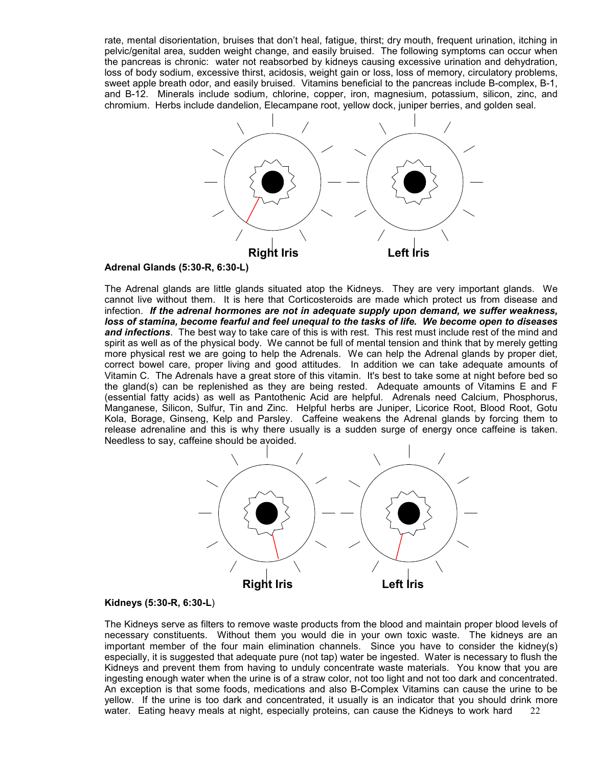rate, mental disorientation, bruises that don't heal, fatigue, thirst; dry mouth, frequent urination, itching in pelvic/genital area, sudden weight change, and easily bruised. The following symptoms can occur when the pancreas is chronic: water not reabsorbed by kidneys causing excessive urination and dehydration, loss of body sodium, excessive thirst, acidosis, weight gain or loss, loss of memory, circulatory problems, sweet apple breath odor, and easily bruised. Vitamins beneficial to the pancreas include B-complex, B-1, and B-12. Minerals include sodium, chlorine, copper, iron, magnesium, potassium, silicon, zinc, and chromium. Herbs include dandelion, Elecampane root, yellow dock, juniper berries, and golden seal.

Right Iris Left Iris

**Adrenal Glands (5:30-R, 6:30-L)**

The Adrenal glands are little glands situated atop the Kidneys. They are very important glands. We cannot live without them. It is here that Corticosteroids are made which protect us from disease and infection. ***If the adrenal hormones are not in adequate supply upon demand, we suffer weakness, loss of stamina, become fearful and feel unequal to the tasks of life. We become open to diseases and infections***. The best way to take care of this is with rest. This rest must include rest of the mind and spirit as well as of the physical body. We cannot be full of mental tension and think that by merely getting more physical rest we are going to help the Adrenals. We can help the Adrenal glands by proper diet, correct bowel care, proper living and good attitudes. In addition we can take adequate amounts of Vitamin C. The Adrenals have a great store of this vitamin. It's best to take some at night before bed so the gland(s) can be replenished as they are being rested. Adequate amounts of Vitamins E and F (essential fatty acids) as well as Pantothenic Acid are helpful. Adrenals need Calcium, Phosphorus, Manganese, Silicon, Sulfur, Tin and Zinc. Helpful herbs are Juniper, Licorice Root, Blood Root, Gotu Kola, Borage, Ginseng, Kelp and Parsley. Caffeine weakens the Adrenal glands by forcing them to release adrenaline and this is why there usually is a sudden surge of energy once caffeine is taken. Needless to say, caffeine should be avoided.

Right Iris Left Iris

**Kidneys (5:30-R, 6:30-L)**

The Kidneys serve as filters to remove waste products from the blood and maintain proper blood levels of necessary constituents. Without them you would die in your own toxic waste. The kidneys are an important member of the four main elimination channels. Since you have to consider the kidney(s) especially, it is suggested that adequate pure (not tap) water be ingested. Water is necessary to flush the Kidneys and prevent them from having to unduly concentrate waste materials. You know that you are ingesting enough water when the urine is of a straw color, not too light and not too dark and concentrated. An exception is that some foods, medications and also B-Complex Vitamins can cause the urine to be yellow. If the urine is too dark and concentrated, it usually is an indicator that you should drink more water. Eating heavy meals at night, especially proteins, can cause the Kidneys to work hard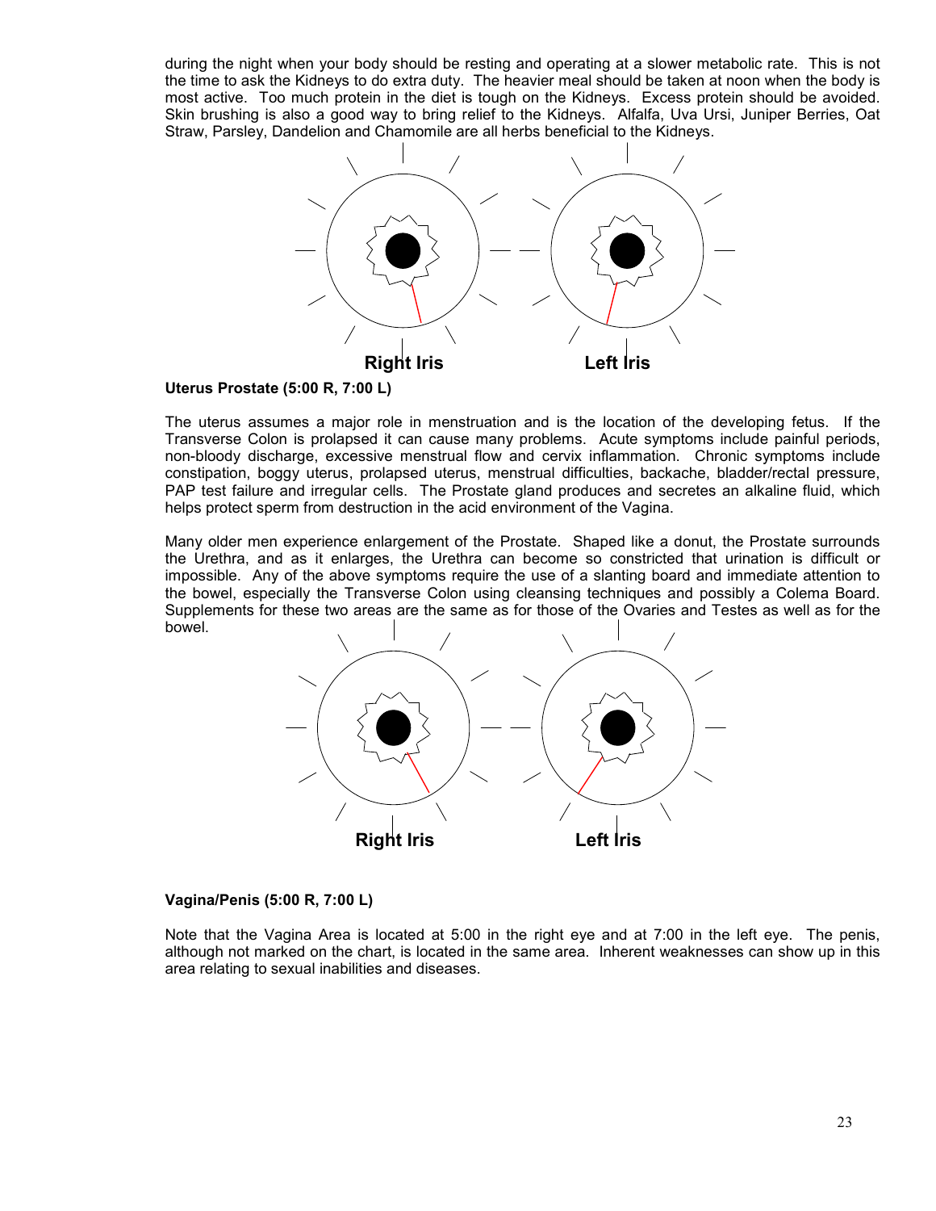during the night when your body should be resting and operating at a slower metabolic rate. This is not the time to ask the Kidneys to do extra duty. The heavier meal should be taken at noon when the body is most active. Too much protein in the diet is tough on the Kidneys. Excess protein should be avoided. Skin brushing is also a good way to bring relief to the Kidneys. Alfalfa, Uva Ursi, Juniper Berries, Oat Straw, Parsley, Dandelion and Chamomile are all herbs beneficial to the Kidneys.

Right Iris Left Iris

**Uterus Prostate (5:00 R, 7:00 L)**

The uterus assumes a major role in menstruation and is the location of the developing fetus. If the Transverse Colon is prolapsed it can cause many problems. Acute symptoms include painful periods, non-bloody discharge, excessive menstrual flow and cervix inflammation. Chronic symptoms include constipation, boggy uterus, prolapsed uterus, menstrual difficulties, backache, bladder/rectal pressure, PAP test failure and irregular cells. The Prostate gland produces and secretes an alkaline fluid, which helps protect sperm from destruction in the acid environment of the Vagina.

Many older men experience enlargement of the Prostate. Shaped like a donut, the Prostate surrounds the Urethra, and as it enlarges, the Urethra can become so constricted that urination is difficult or impossible. Any of the above symptoms require the use of a slanting board and immediate attention to the bowel, especially the Transverse Colon using cleansing techniques and possibly a Colema Board. Supplements for these two areas are the same as for those of the Ovaries and Testes as well as for the bowel.

Right Iris Left Iris

**Vagina/Penis (5:00 R, 7:00 L)**

Note that the Vagina Area is located at 5:00 in the right eye and at 7:00 in the left eye. The penis, although not marked on the chart, is located in the same area. Inherent weaknesses can show up in this area relating to sexual inabilities and diseases.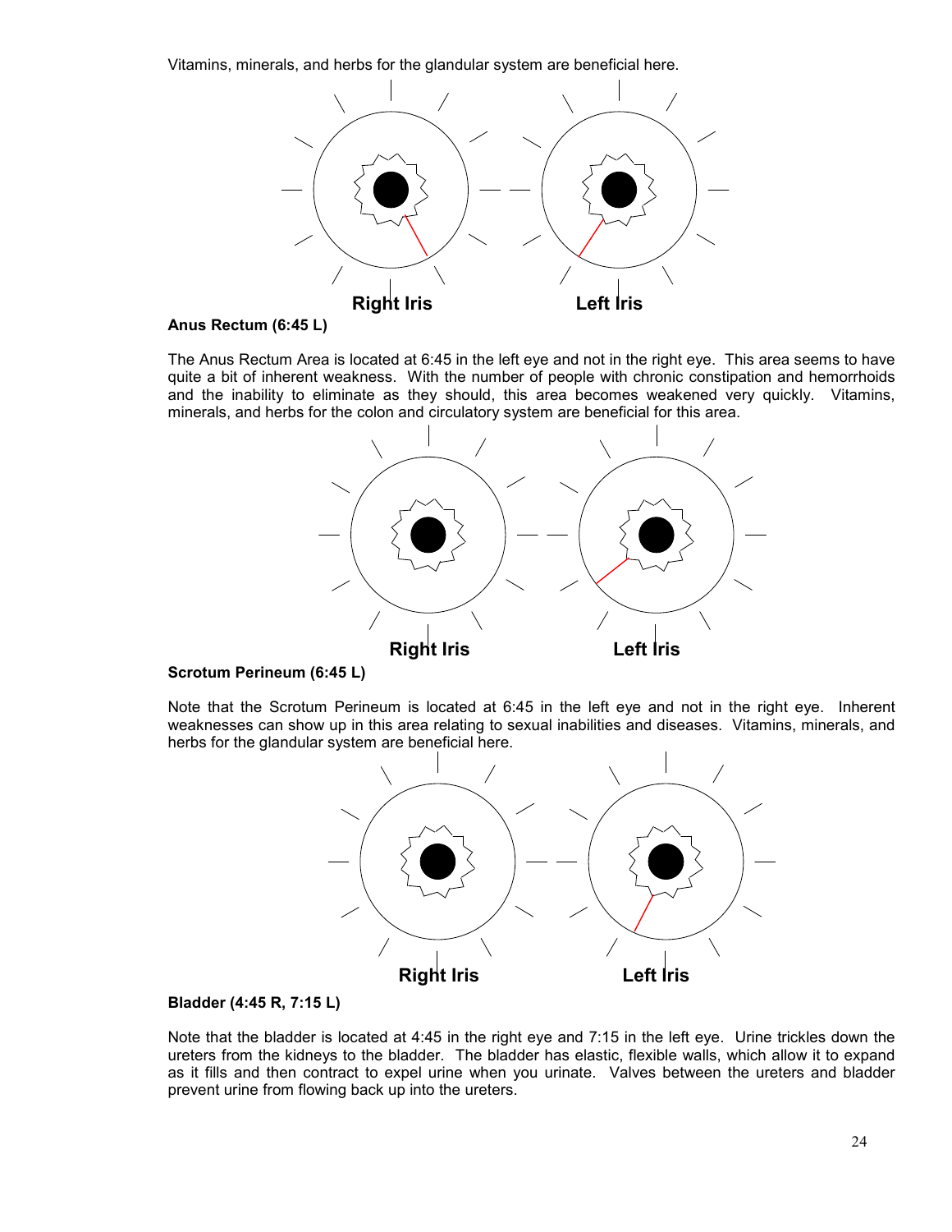Vitamins, minerals, and herbs for the glandular system are beneficial here.

Right Iris Left Iris

**Anus Rectum (6:45 L)**

The Anus Rectum Area is located at 6:45 in the left eye and not in the right eye. This area seems to have quite a bit of inherent weakness. With the number of people with chronic constipation and hemorrhoids and the inability to eliminate as they should, this area becomes weakened very quickly. Vitamins, minerals, and herbs for the colon and circulatory system are beneficial for this area.

Right Iris Left Iris

**Scrotum Perineum (6:45 L)**

Note that the Scrotum Perineum is located at 6:45 in the left eye and not in the right eye. Inherent weaknesses can show up in this area relating to sexual inabilities and diseases. Vitamins, minerals, and herbs for the glandular system are beneficial here.

Right Iris Left Iris

**Bladder (4:45 R, 7:15 L)**

Note that the bladder is located at 4:45 in the right eye and 7:15 in the left eye. Urine trickles down the ureters from the kidneys to the bladder. The bladder has elastic, flexible walls, which allow it to expand as it fills and then contract to expel urine when you urinate. Valves between the ureters and bladder prevent urine from flowing back up into the ureters.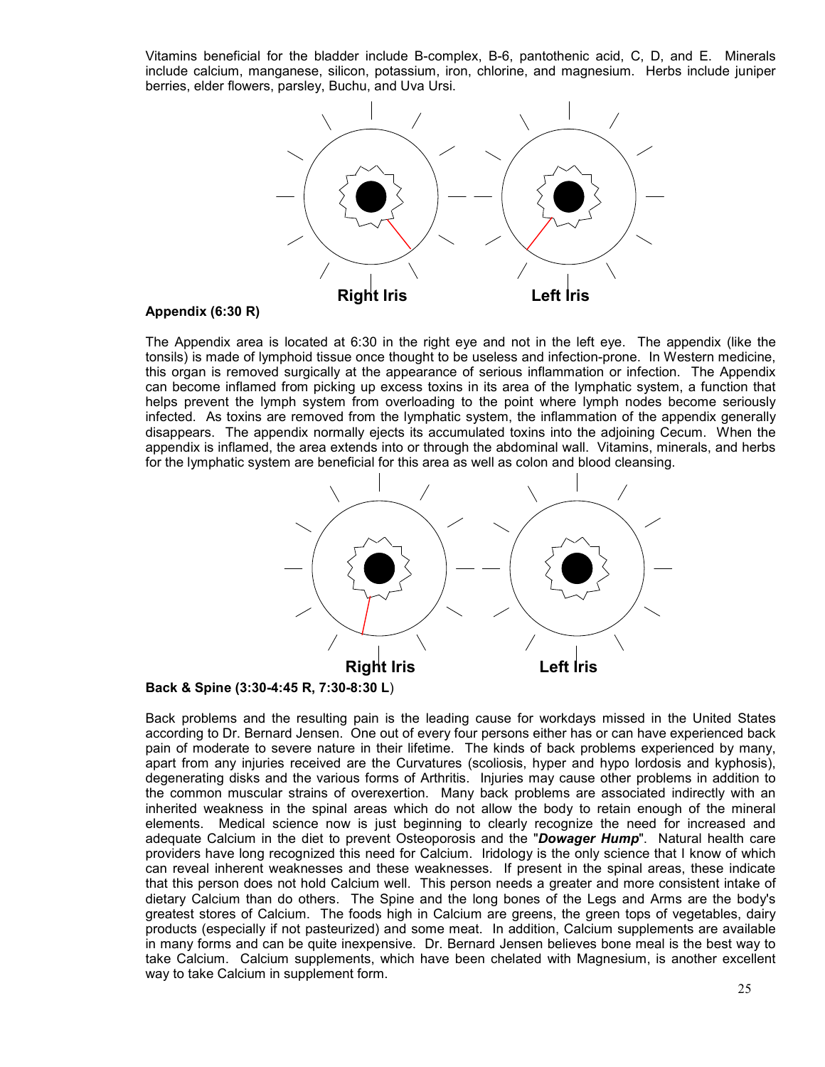Vitamins beneficial for the bladder include B-complex, B-6, pantothenic acid, C, D, and E. Minerals include calcium, manganese, silicon, potassium, iron, chlorine, and magnesium. Herbs include juniper berries, elder flowers, parsley, Buchu, and Uva Ursi.

Right Iris    Left Iris

**Appendix (6:30 R)**

The Appendix area is located at 6:30 in the right eye and not in the left eye. The appendix (like the tonsils) is made of lymphoid tissue once thought to be useless and infection-prone. In Western medicine, this organ is removed surgically at the appearance of serious inflammation or infection. The Appendix can become inflamed from picking up excess toxins in its area of the lymphatic system, a function that helps prevent the lymph system from overloading to the point where lymph nodes become seriously infected. As toxins are removed from the lymphatic system, the inflammation of the appendix generally disappears. The appendix normally ejects its accumulated toxins into the adjoining Cecum. When the appendix is inflamed, the area extends into or through the abdominal wall. Vitamins, minerals, and herbs for the lymphatic system are beneficial for this area as well as colon and blood cleansing.

Right Iris    Left Iris

**Back & Spine (3:30-4:45 R, 7:30-8:30 L)**

Back problems and the resulting pain is the leading cause for workdays missed in the United States according to Dr. Bernard Jensen. One out of every four persons either has or can have experienced back pain of moderate to severe nature in their lifetime. The kinds of back problems experienced by many, apart from any injuries received are the Curvatures (scoliosis, hyper and hypo lordosis and kyphosis), degenerating disks and the various forms of Arthritis. Injuries may cause other problems in addition to the common muscular strains of overexertion. Many back problems are associated indirectly with an inherited weakness in the spinal areas which do not allow the body to retain enough of the mineral elements. Medical science now is just beginning to clearly recognize the need for increased and adequate Calcium in the diet to prevent Osteoporosis and the "***Dowager Hump***". Natural health care providers have long recognized this need for Calcium. Iridology is the only science that I know of which can reveal inherent weaknesses and these weaknesses. If present in the spinal areas, these indicate that this person does not hold Calcium well. This person needs a greater and more consistent intake of dietary Calcium than do others. The Spine and the long bones of the Legs and Arms are the body's greatest stores of Calcium. The foods high in Calcium are greens, the green tops of vegetables, dairy products (especially if not pasteurized) and some meat. In addition, Calcium supplements are available in many forms and can be quite inexpensive. Dr. Bernard Jensen believes bone meal is the best way to take Calcium. Calcium supplements, which have been chelated with Magnesium, is another excellent way to take Calcium in supplement form.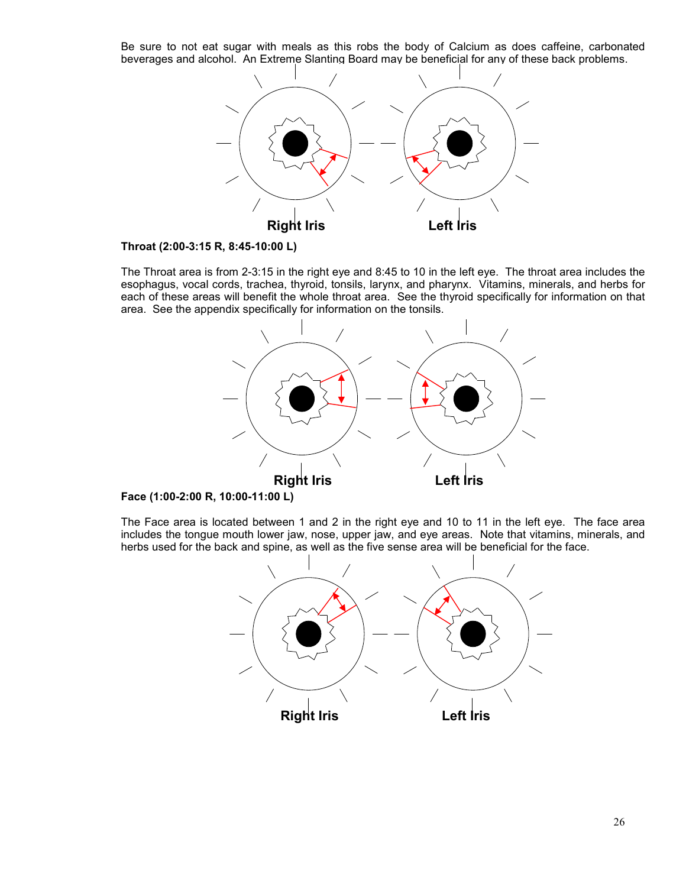Be sure to not eat sugar with meals as this robs the body of Calcium as does caffeine, carbonated beverages and alcohol. An Extreme Slanting Board may be beneficial for any of these back problems.

Right Iris Left Iris

**Throat (2:00-3:15 R, 8:45-10:00 L)**

The Throat area is from 2-3:15 in the right eye and 8:45 to 10 in the left eye. The throat area includes the esophagus, vocal cords, trachea, thyroid, tonsils, larynx, and pharynx. Vitamins, minerals, and herbs for each of these areas will benefit the whole throat area. See the thyroid specifically for information on that area. See the appendix specifically for information on the tonsils.

Right Iris Left Iris

**Face (1:00-2:00 R, 10:00-11:00 L)**

The Face area is located between 1 and 2 in the right eye and 10 to 11 in the left eye. The face area includes the tongue mouth lower jaw, nose, upper jaw, and eye areas. Note that vitamins, minerals, and herbs used for the back and spine, as well as the five sense area will be beneficial for the face.

Right Iris Left Iris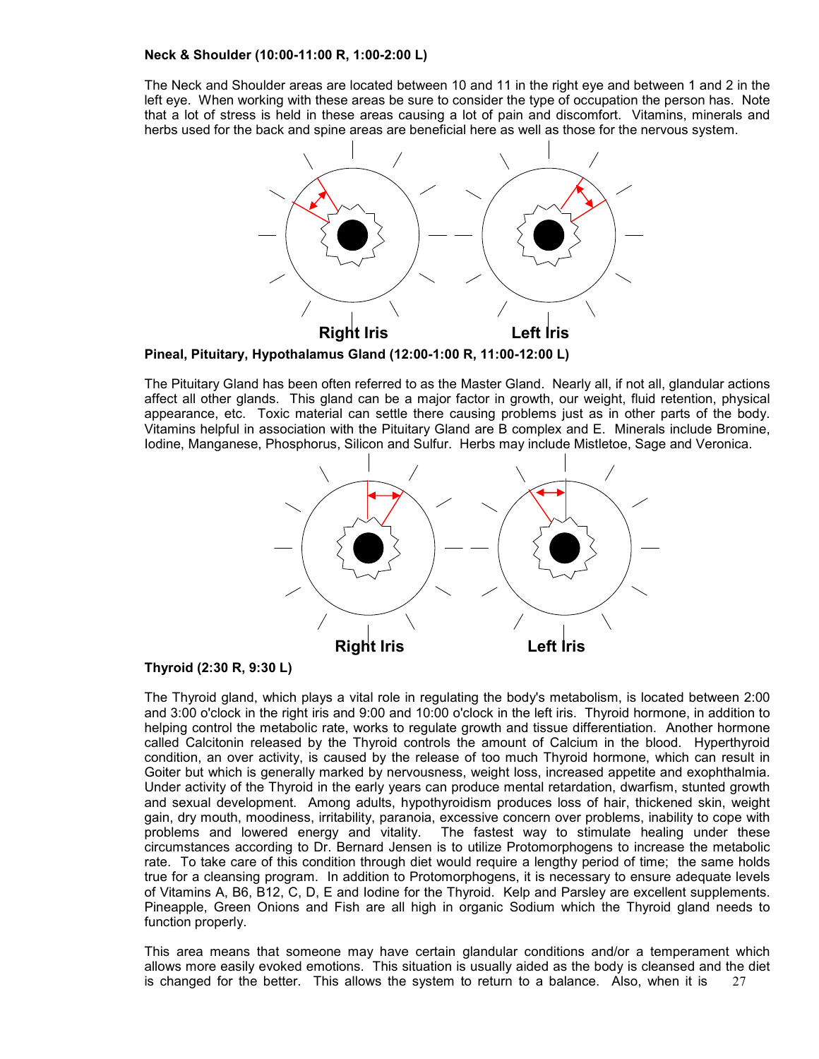**Neck & Shoulder (10:00-11:00 R, 1:00-2:00 L)**

The Neck and Shoulder areas are located between 10 and 11 in the right eye and between 1 and 2 in the left eye. When working with these areas be sure to consider the type of occupation the person has. Note that a lot of stress is held in these areas causing a lot of pain and discomfort. Vitamins, minerals and herbs used for the back and spine areas are beneficial here as well as those for the nervous system.

Right Iris　　Left Iris

**Pineal, Pituitary, Hypothalamus Gland (12:00-1:00 R, 11:00-12:00 L)**

The Pituitary Gland has been often referred to as the Master Gland. Nearly all, if not all, glandular actions affect all other glands. This gland can be a major factor in growth, our weight, fluid retention, physical appearance, etc. Toxic material can settle there causing problems just as in other parts of the body. Vitamins helpful in association with the Pituitary Gland are B complex and E. Minerals include Bromine, Iodine, Manganese, Phosphorus, Silicon and Sulfur. Herbs may include Mistletoe, Sage and Veronica.

Right Iris　　Left Iris

**Thyroid (2:30 R, 9:30 L)**

The Thyroid gland, which plays a vital role in regulating the body's metabolism, is located between 2:00 and 3:00 o'clock in the right iris and 9:00 and 10:00 o'clock in the left iris. Thyroid hormone, in addition to helping control the metabolic rate, works to regulate growth and tissue differentiation. Another hormone called Calcitonin released by the Thyroid controls the amount of Calcium in the blood. Hyperthyroid condition, an over activity, is caused by the release of too much Thyroid hormone, which can result in Goiter but which is generally marked by nervousness, weight loss, increased appetite and exophthalmia. Under activity of the Thyroid in the early years can produce mental retardation, dwarfism, stunted growth and sexual development. Among adults, hypothyroidism produces loss of hair, thickened skin, weight gain, dry mouth, moodiness, irritability, paranoia, excessive concern over problems, inability to cope with problems and lowered energy and vitality. The fastest way to stimulate healing under these circumstances according to Dr. Bernard Jensen is to utilize Protomorphogens to increase the metabolic rate. To take care of this condition through diet would require a lengthy period of time; the same holds true for a cleansing program. In addition to Protomorphogens, it is necessary to ensure adequate levels of Vitamins A, B6, B12, C, D, E and Iodine for the Thyroid. Kelp and Parsley are excellent supplements. Pineapple, Green Onions and Fish are all high in organic Sodium which the Thyroid gland needs to function properly.

This area means that someone may have certain glandular conditions and/or a temperament which allows more easily evoked emotions. This situation is usually aided as the body is cleansed and the diet is changed for the better. This allows the system to return to a balance. Also, when it is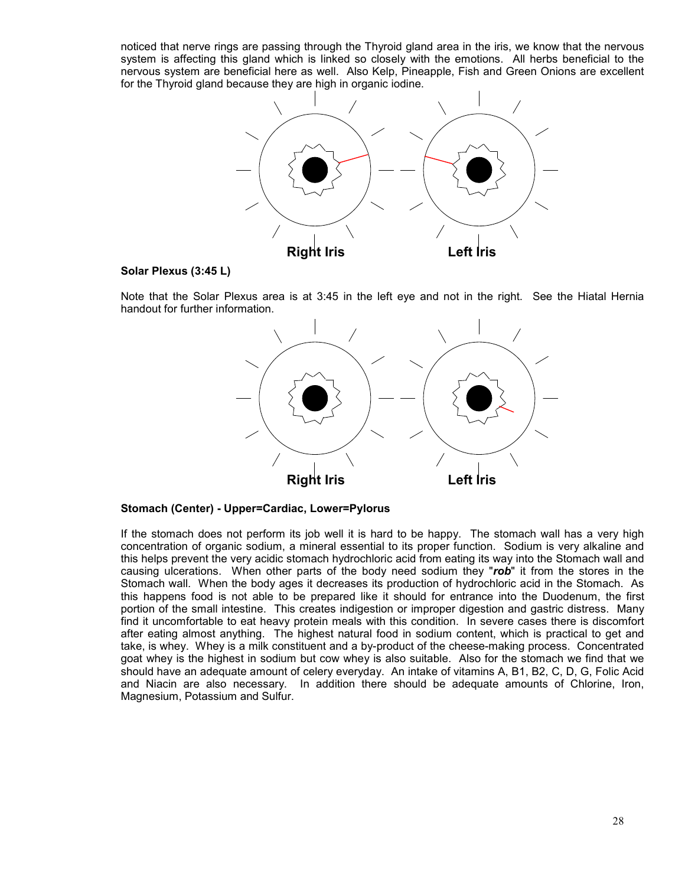noticed that nerve rings are passing through the Thyroid gland area in the iris, we know that the nervous system is affecting this gland which is linked so closely with the emotions. All herbs beneficial to the nervous system are beneficial here as well. Also Kelp, Pineapple, Fish and Green Onions are excellent for the Thyroid gland because they are high in organic iodine.

Right Iris Left Iris

**Solar Plexus (3:45 L)**

Note that the Solar Plexus area is at 3:45 in the left eye and not in the right. See the Hiatal Hernia handout for further information.

Right Iris Left Iris

**Stomach (Center) - Upper=Cardiac, Lower=Pylorus**

If the stomach does not perform its job well it is hard to be happy. The stomach wall has a very high concentration of organic sodium, a mineral essential to its proper function. Sodium is very alkaline and this helps prevent the very acidic stomach hydrochloric acid from eating its way into the Stomach wall and causing ulcerations. When other parts of the body need sodium they "***rob***" it from the stores in the Stomach wall. When the body ages it decreases its production of hydrochloric acid in the Stomach. As this happens food is not able to be prepared like it should for entrance into the Duodenum, the first portion of the small intestine. This creates indigestion or improper digestion and gastric distress. Many find it uncomfortable to eat heavy protein meals with this condition. In severe cases there is discomfort after eating almost anything. The highest natural food in sodium content, which is practical to get and take, is whey. Whey is a milk constituent and a by-product of the cheese-making process. Concentrated goat whey is the highest in sodium but cow whey is also suitable. Also for the stomach we find that we should have an adequate amount of celery everyday. An intake of vitamins A, B1, B2, C, D, G, Folic Acid and Niacin are also necessary. In addition there should be adequate amounts of Chlorine, Iron, Magnesium, Potassium and Sulfur.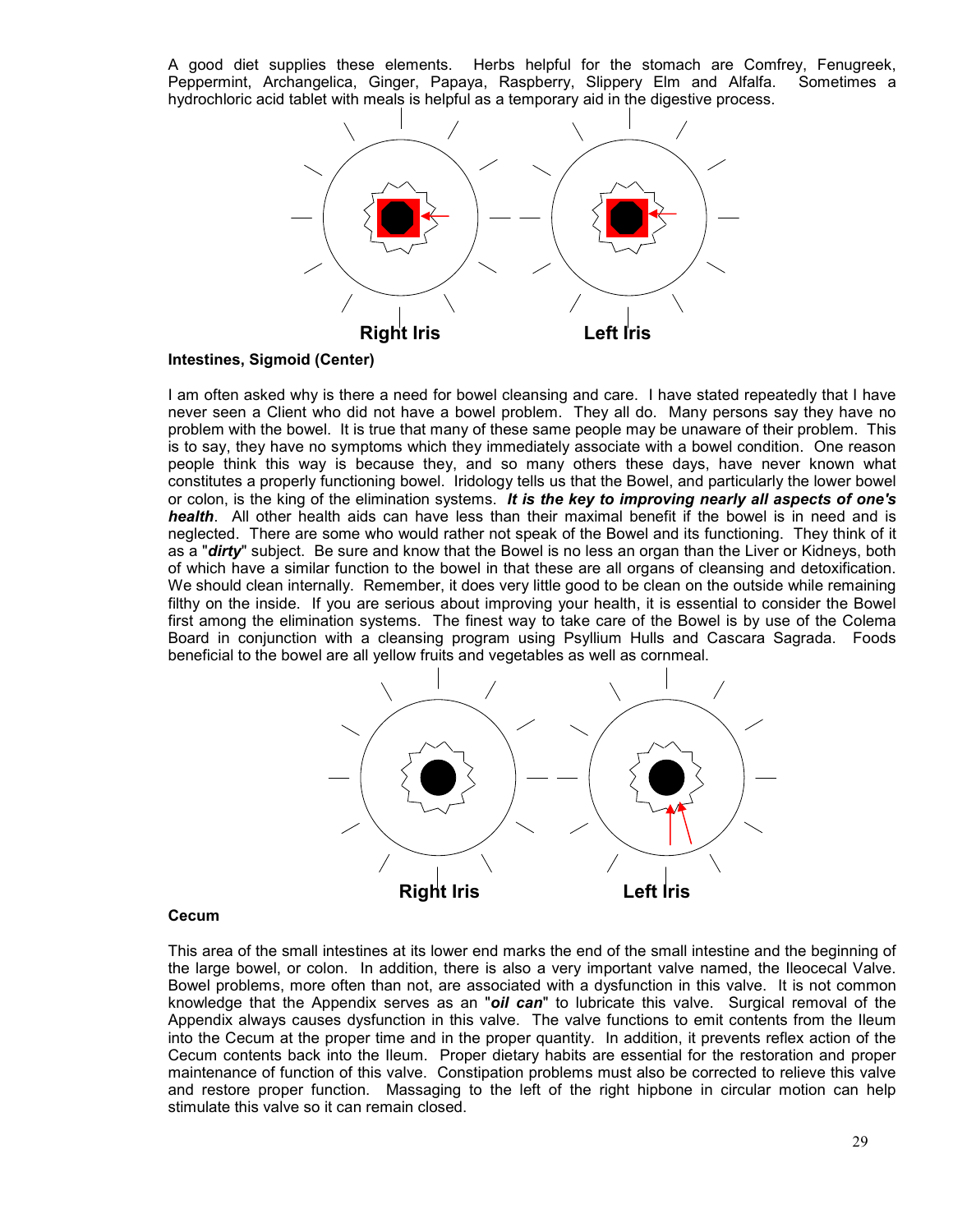A good diet supplies these elements. Herbs helpful for the stomach are Comfrey, Fenugreek, Peppermint, Archangelica, Ginger, Papaya, Raspberry, Slippery Elm and Alfalfa. Sometimes a hydrochloric acid tablet with meals is helpful as a temporary aid in the digestive process.

Right Iris Left Iris

**Intestines, Sigmoid (Center)**

I am often asked why is there a need for bowel cleansing and care. I have stated repeatedly that I have never seen a Client who did not have a bowel problem. They all do. Many persons say they have no problem with the bowel. It is true that many of these same people may be unaware of their problem. This is to say, they have no symptoms which they immediately associate with a bowel condition. One reason people think this way is because they, and so many others these days, have never known what constitutes a properly functioning bowel. Iridology tells us that the Bowel, and particularly the lower bowel or colon, is the king of the elimination systems. ***It is the key to improving nearly all aspects of one's health***. All other health aids can have less than their maximal benefit if the bowel is in need and is neglected. There are some who would rather not speak of the Bowel and its functioning. They think of it as a "***dirty***" subject. Be sure and know that the Bowel is no less an organ than the Liver or Kidneys, both of which have a similar function to the bowel in that these are all organs of cleansing and detoxification. We should clean internally. Remember, it does very little good to be clean on the outside while remaining filthy on the inside. If you are serious about improving your health, it is essential to consider the Bowel first among the elimination systems. The finest way to take care of the Bowel is by use of the Colema Board in conjunction with a cleansing program using Psyllium Hulls and Cascara Sagrada. Foods beneficial to the bowel are all yellow fruits and vegetables as well as cornmeal.

Right Iris Left Iris

**Cecum**

This area of the small intestines at its lower end marks the end of the small intestine and the beginning of the large bowel, or colon. In addition, there is also a very important valve named, the Ileocecal Valve. Bowel problems, more often than not, are associated with a dysfunction in this valve. It is not common knowledge that the Appendix serves as an "***oil can***" to lubricate this valve. Surgical removal of the Appendix always causes dysfunction in this valve. The valve functions to emit contents from the Ileum into the Cecum at the proper time and in the proper quantity. In addition, it prevents reflex action of the Cecum contents back into the Ileum. Proper dietary habits are essential for the restoration and proper maintenance of function of this valve. Constipation problems must also be corrected to relieve this valve and restore proper function. Massaging to the left of the right hipbone in circular motion can help stimulate this valve so it can remain closed.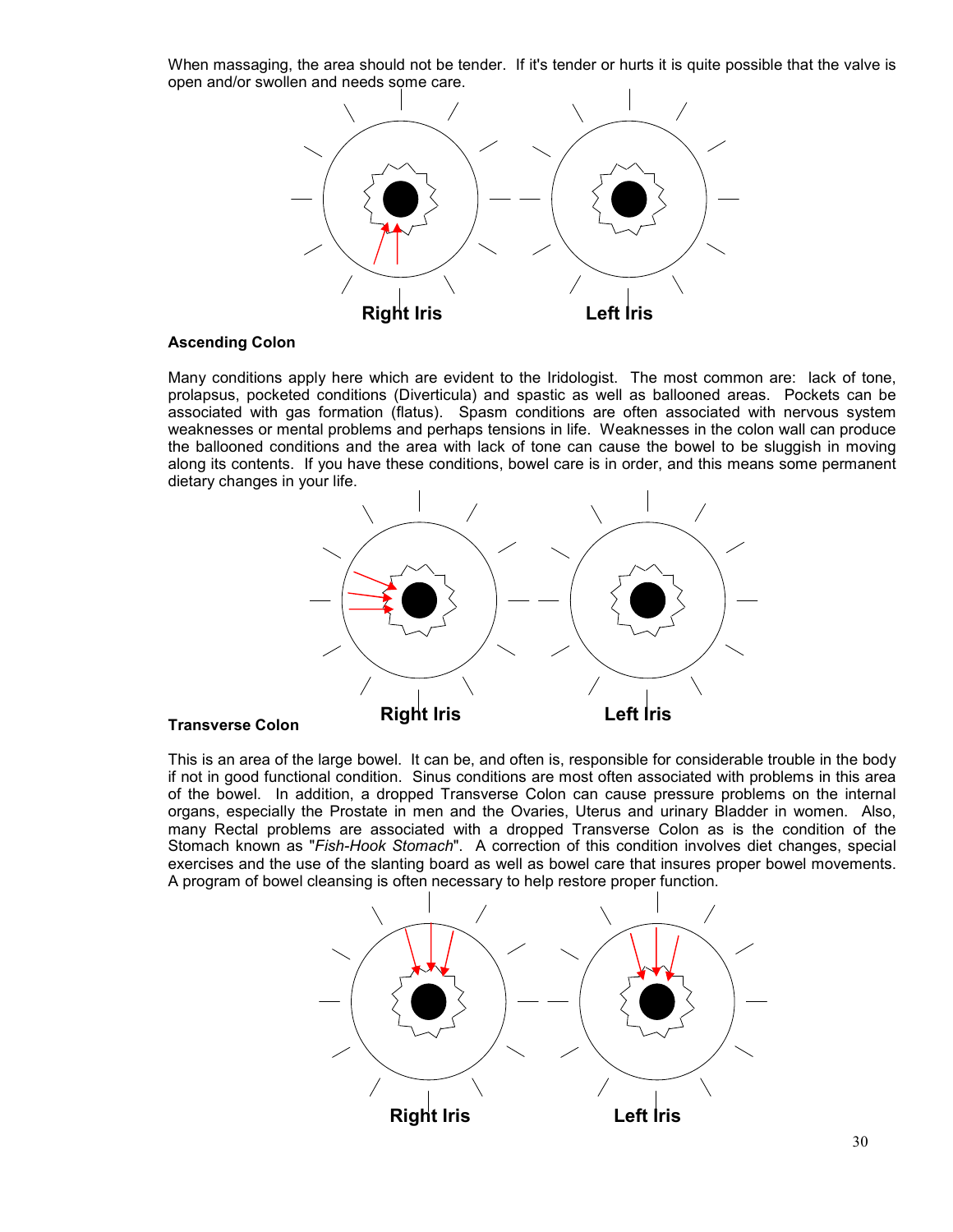When massaging, the area should not be tender. If it's tender or hurts it is quite possible that the valve is open and/or swollen and needs some care.

Right Iris Left Iris

**Ascending Colon**

Many conditions apply here which are evident to the Iridologist. The most common are: lack of tone, prolapsus, pocketed conditions (Diverticula) and spastic as well as ballooned areas. Pockets can be associated with gas formation (flatus). Spasm conditions are often associated with nervous system weaknesses or mental problems and perhaps tensions in life. Weaknesses in the colon wall can produce the ballooned conditions and the area with lack of tone can cause the bowel to be sluggish in moving along its contents. If you have these conditions, bowel care is in order, and this means some permanent dietary changes in your life.

Right Iris Left Iris

**Transverse Colon**

This is an area of the large bowel. It can be, and often is, responsible for considerable trouble in the body if not in good functional condition. Sinus conditions are most often associated with problems in this area of the bowel. In addition, a dropped Transverse Colon can cause pressure problems on the internal organs, especially the Prostate in men and the Ovaries, Uterus and urinary Bladder in women. Also, many Rectal problems are associated with a dropped Transverse Colon as is the condition of the Stomach known as "*Fish-Hook Stomach*". A correction of this condition involves diet changes, special exercises and the use of the slanting board as well as bowel care that insures proper bowel movements. A program of bowel cleansing is often necessary to help restore proper function.

Right Iris Left Iris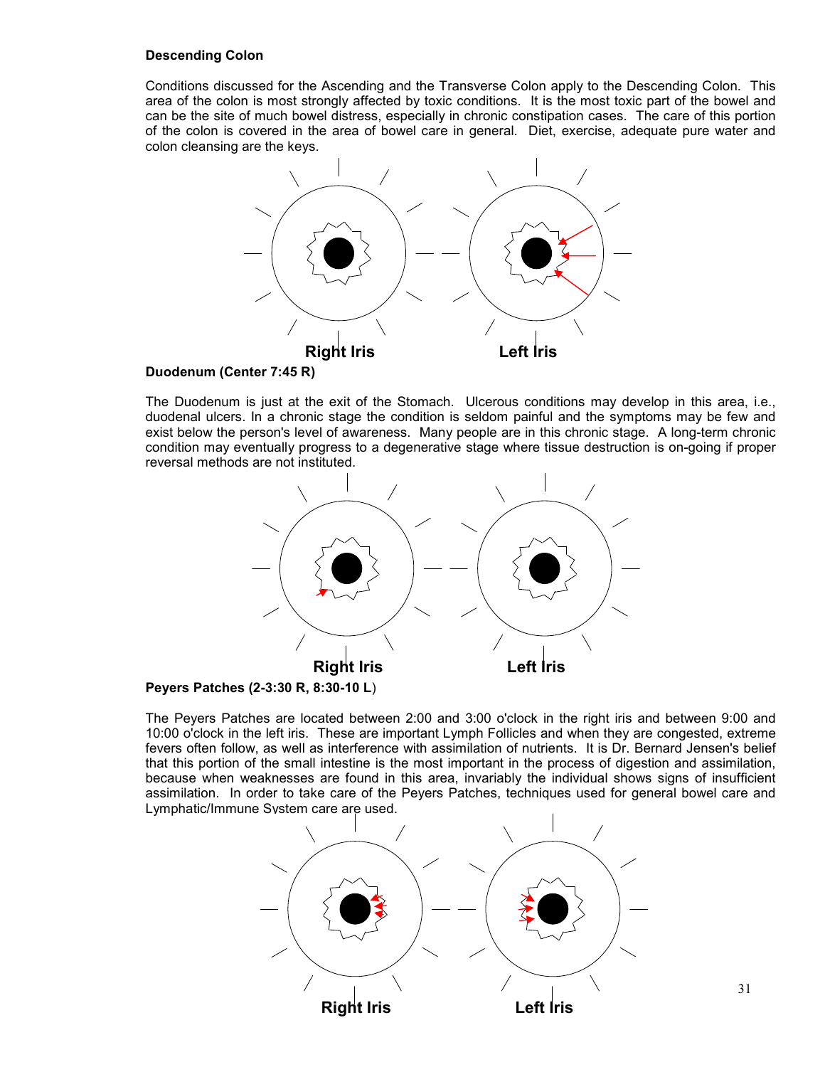**Descending Colon**

Conditions discussed for the Ascending and the Transverse Colon apply to the Descending Colon. This area of the colon is most strongly affected by toxic conditions. It is the most toxic part of the bowel and can be the site of much bowel distress, especially in chronic constipation cases. The care of this portion of the colon is covered in the area of bowel care in general. Diet, exercise, adequate pure water and colon cleansing are the keys.

Right Iris Left Iris

**Duodenum (Center 7:45 R)**

The Duodenum is just at the exit of the Stomach. Ulcerous conditions may develop in this area, i.e., duodenal ulcers. In a chronic stage the condition is seldom painful and the symptoms may be few and exist below the person's level of awareness. Many people are in this chronic stage. A long-term chronic condition may eventually progress to a degenerative stage where tissue destruction is on-going if proper reversal methods are not instituted.

Right Iris Left Iris

**Peyers Patches (2-3:30 R, 8:30-10 L)**

The Peyers Patches are located between 2:00 and 3:00 o'clock in the right iris and between 9:00 and 10:00 o'clock in the left iris. These are important Lymph Follicles and when they are congested, extreme fevers often follow, as well as interference with assimilation of nutrients. It is Dr. Bernard Jensen's belief that this portion of the small intestine is the most important in the process of digestion and assimilation, because when weaknesses are found in this area, invariably the individual shows signs of insufficient assimilation. In order to take care of the Peyers Patches, techniques used for general bowel care and Lymphatic/Immune System care are used.

Right Iris Left Iris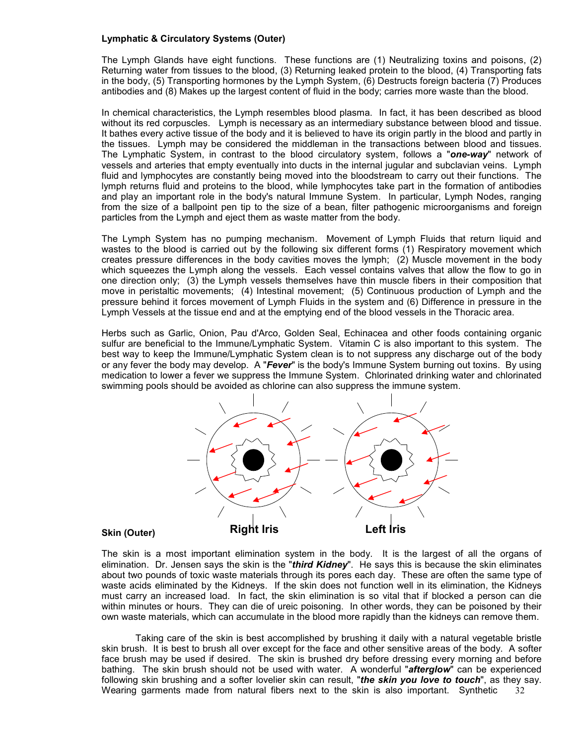**Lymphatic & Circulatory Systems (Outer)**

The Lymph Glands have eight functions. These functions are (1) Neutralizing toxins and poisons, (2) Returning water from tissues to the blood, (3) Returning leaked protein to the blood, (4) Transporting fats in the body, (5) Transporting hormones by the Lymph System, (6) Destructs foreign bacteria (7) Produces antibodies and (8) Makes up the largest content of fluid in the body; carries more waste than the blood.

In chemical characteristics, the Lymph resembles blood plasma. In fact, it has been described as blood without its red corpuscles. Lymph is necessary as an intermediary substance between blood and tissue. It bathes every active tissue of the body and it is believed to have its origin partly in the blood and partly in the tissues. Lymph may be considered the middleman in the transactions between blood and tissues. The Lymphatic System, in contrast to the blood circulatory system, follows a "***one-way***" network of vessels and arteries that empty eventually into ducts in the internal jugular and subclavian veins. Lymph fluid and lymphocytes are constantly being moved into the bloodstream to carry out their functions. The lymph returns fluid and proteins to the blood, while lymphocytes take part in the formation of antibodies and play an important role in the body's natural Immune System. In particular, Lymph Nodes, ranging from the size of a ballpoint pen tip to the size of a bean, filter pathogenic microorganisms and foreign particles from the Lymph and eject them as waste matter from the body.

The Lymph System has no pumping mechanism. Movement of Lymph Fluids that return liquid and wastes to the blood is carried out by the following six different forms (1) Respiratory movement which creates pressure differences in the body cavities moves the lymph; (2) Muscle movement in the body which squeezes the Lymph along the vessels. Each vessel contains valves that allow the flow to go in one direction only; (3) the Lymph vessels themselves have thin muscle fibers in their composition that move in peristaltic movements; (4) Intestinal movement; (5) Continuous production of Lymph and the pressure behind it forces movement of Lymph Fluids in the system and (6) Difference in pressure in the Lymph Vessels at the tissue end and at the emptying end of the blood vessels in the Thoracic area.

Herbs such as Garlic, Onion, Pau d'Arco, Golden Seal, Echinacea and other foods containing organic sulfur are beneficial to the Immune/Lymphatic System. Vitamin C is also important to this system. The best way to keep the Immune/Lymphatic System clean is to not suppress any discharge out of the body or any fever the body may develop. A "***Fever***" is the body's Immune System burning out toxins. By using medication to lower a fever we suppress the Immune System. Chlorinated drinking water and chlorinated swimming pools should be avoided as chlorine can also suppress the immune system.

Right Iris Left Iris

**Skin (Outer)**

The skin is a most important elimination system in the body. It is the largest of all the organs of elimination. Dr. Jensen says the skin is the "***third Kidney***". He says this is because the skin eliminates about two pounds of toxic waste materials through its pores each day. These are often the same type of waste acids eliminated by the Kidneys. If the skin does not function well in its elimination, the Kidneys must carry an increased load. In fact, the skin elimination is so vital that if blocked a person can die within minutes or hours. They can die of ureic poisoning. In other words, they can be poisoned by their own waste materials, which can accumulate in the blood more rapidly than the kidneys can remove them.

Taking care of the skin is best accomplished by brushing it daily with a natural vegetable bristle skin brush. It is best to brush all over except for the face and other sensitive areas of the body. A softer face brush may be used if desired. The skin is brushed dry before dressing every morning and before bathing. The skin brush should not be used with water. A wonderful "***afterglow***" can be experienced following skin brushing and a softer lovelier skin can result, "***the skin you love to touch***", as they say. Wearing garments made from natural fibers next to the skin is also important. Synthetic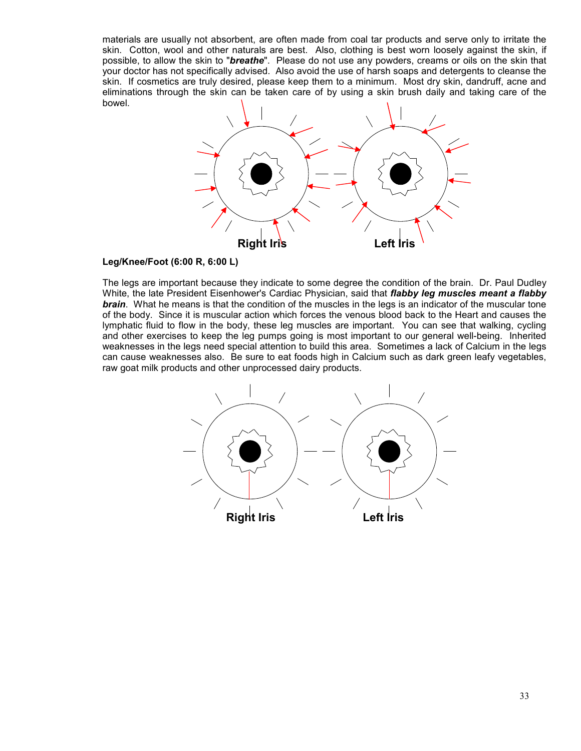materials are usually not absorbent, are often made from coal tar products and serve only to irritate the skin. Cotton, wool and other naturals are best. Also, clothing is best worn loosely against the skin, if possible, to allow the skin to "***breathe***". Please do not use any powders, creams or oils on the skin that your doctor has not specifically advised. Also avoid the use of harsh soaps and detergents to cleanse the skin. If cosmetics are truly desired, please keep them to a minimum. Most dry skin, dandruff, acne and eliminations through the skin can be taken care of by using a skin brush daily and taking care of the bowel.

**Right Iris** **Left Iris**

**Leg/Knee/Foot (6:00 R, 6:00 L)**

The legs are important because they indicate to some degree the condition of the brain. Dr. Paul Dudley White, the late President Eisenhower's Cardiac Physician, said that ***flabby leg muscles meant a flabby brain***. What he means is that the condition of the muscles in the legs is an indicator of the muscular tone of the body. Since it is muscular action which forces the venous blood back to the Heart and causes the lymphatic fluid to flow in the body, these leg muscles are important. You can see that walking, cycling and other exercises to keep the leg pumps going is most important to our general well-being. Inherited weaknesses in the legs need special attention to build this area. Sometimes a lack of Calcium in the legs can cause weaknesses also. Be sure to eat foods high in Calcium such as dark green leafy vegetables, raw goat milk products and other unprocessed dairy products.

**Right Iris** **Left Iris**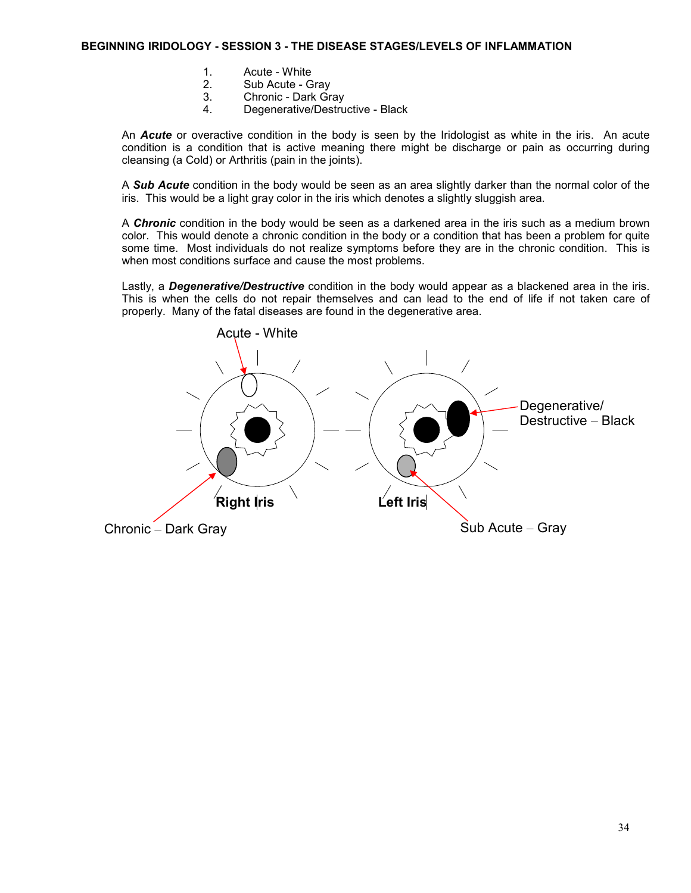## BEGINNING IRIDOLOGY - SESSION 3 - THE DISEASE STAGES/LEVELS OF INFLAMMATION

1. Acute - White
2. Sub Acute - Gray
3. Chronic - Dark Gray
4. Degenerative/Destructive - Black

An ***Acute*** or overactive condition in the body is seen by the Iridologist as white in the iris. An acute condition is a condition that is active meaning there might be discharge or pain as occurring during cleansing (a Cold) or Arthritis (pain in the joints).

A ***Sub Acute*** condition in the body would be seen as an area slightly darker than the normal color of the iris. This would be a light gray color in the iris which denotes a slightly sluggish area.

A ***Chronic*** condition in the body would be seen as a darkened area in the iris such as a medium brown color. This would denote a chronic condition in the body or a condition that has been a problem for quite some time. Most individuals do not realize symptoms before they are in the chronic condition. This is when most conditions surface and cause the most problems.

Lastly, a ***Degenerative/Destructive*** condition in the body would appear as a blackened area in the iris. This is when the cells do not repair themselves and can lead to the end of life if not taken care of properly. Many of the fatal diseases are found in the degenerative area.

Acute - White

Degenerative/ Destructive – Black

**Right Iris** **Left Iris**

Chronic – Dark Gray

Sub Acute – Gray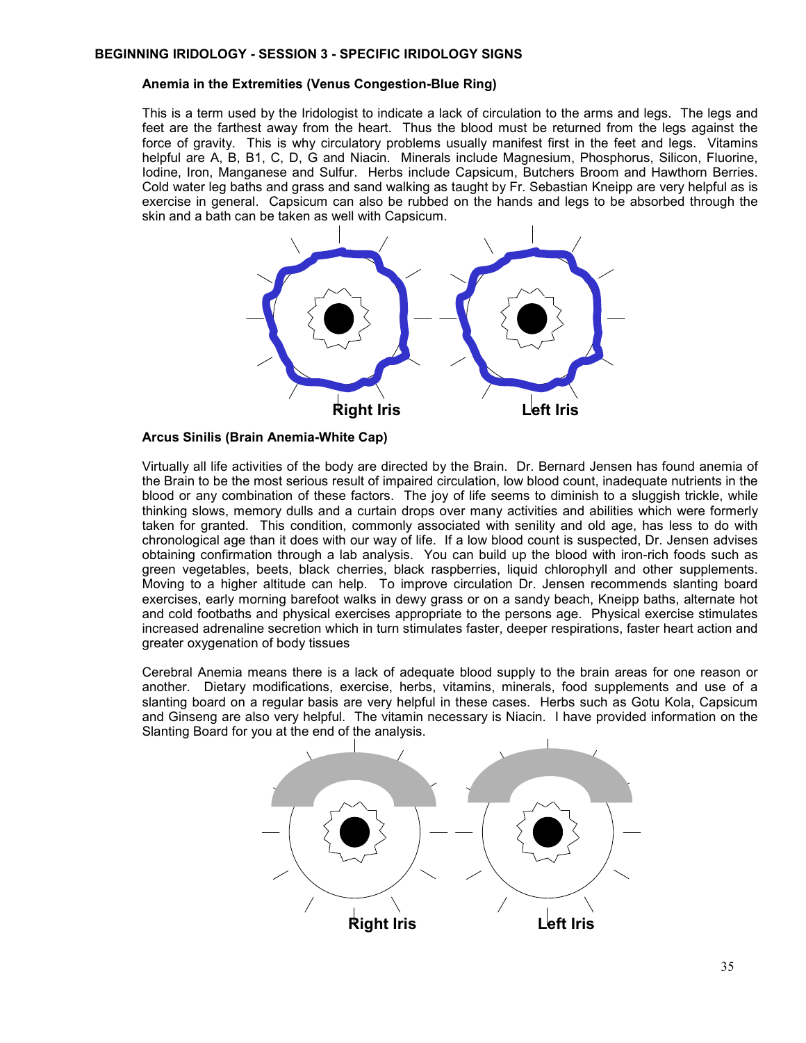**BEGINNING IRIDOLOGY - SESSION 3 - SPECIFIC IRIDOLOGY SIGNS**

**Anemia in the Extremities (Venus Congestion-Blue Ring)**

This is a term used by the Iridologist to indicate a lack of circulation to the arms and legs. The legs and feet are the farthest away from the heart. Thus the blood must be returned from the legs against the force of gravity. This is why circulatory problems usually manifest first in the feet and legs. Vitamins helpful are A, B, B1, C, D, G and Niacin. Minerals include Magnesium, Phosphorus, Silicon, Fluorine, Iodine, Iron, Manganese and Sulfur. Herbs include Capsicum, Butchers Broom and Hawthorn Berries. Cold water leg baths and grass and sand walking as taught by Fr. Sebastian Kneipp are very helpful as is exercise in general. Capsicum can also be rubbed on the hands and legs to be absorbed through the skin and a bath can be taken as well with Capsicum.

**Right Iris** **Left Iris**

**Arcus Sinilis (Brain Anemia-White Cap)**

Virtually all life activities of the body are directed by the Brain. Dr. Bernard Jensen has found anemia of the Brain to be the most serious result of impaired circulation, low blood count, inadequate nutrients in the blood or any combination of these factors. The joy of life seems to diminish to a sluggish trickle, while thinking slows, memory dulls and a curtain drops over many activities and abilities which were formerly taken for granted. This condition, commonly associated with senility and old age, has less to do with chronological age than it does with our way of life. If a low blood count is suspected, Dr. Jensen advises obtaining confirmation through a lab analysis. You can build up the blood with iron-rich foods such as green vegetables, beets, black cherries, black raspberries, liquid chlorophyll and other supplements. Moving to a higher altitude can help. To improve circulation Dr. Jensen recommends slanting board exercises, early morning barefoot walks in dewy grass or on a sandy beach, Kneipp baths, alternate hot and cold footbaths and physical exercises appropriate to the persons age. Physical exercise stimulates increased adrenaline secretion which in turn stimulates faster, deeper respirations, faster heart action and greater oxygenation of body tissues

Cerebral Anemia means there is a lack of adequate blood supply to the brain areas for one reason or another. Dietary modifications, exercise, herbs, vitamins, minerals, food supplements and use of a slanting board on a regular basis are very helpful in these cases. Herbs such as Gotu Kola, Capsicum and Ginseng are also very helpful. The vitamin necessary is Niacin. I have provided information on the Slanting Board for you at the end of the analysis.

**Right Iris** **Left Iris**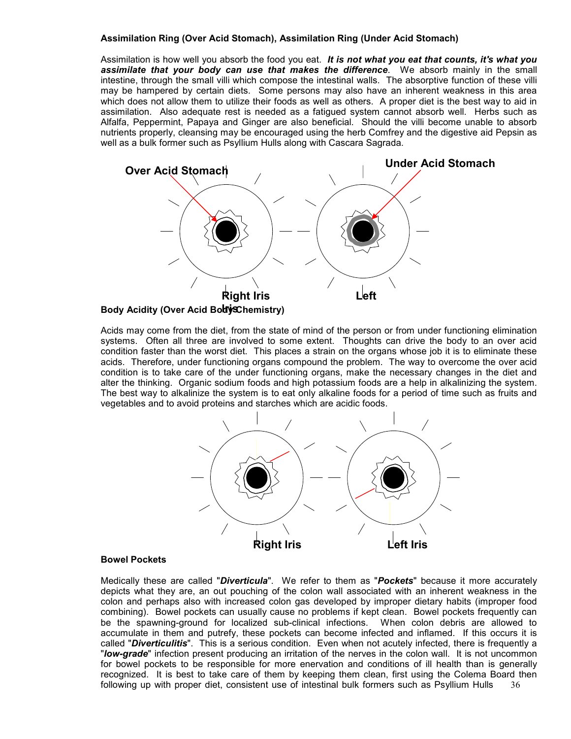**Assimilation Ring (Over Acid Stomach), Assimilation Ring (Under Acid Stomach)**

Assimilation is how well you absorb the food you eat. ***It is not what you eat that counts, it's what you assimilate that your body can use that makes the difference***. We absorb mainly in the small intestine, through the small villi which compose the intestinal walls. The absorptive function of these villi may be hampered by certain diets. Some persons may also have an inherent weakness in this area which does not allow them to utilize their foods as well as others. A proper diet is the best way to aid in assimilation. Also adequate rest is needed as a fatigued system cannot absorb well. Herbs such as Alfalfa, Peppermint, Papaya and Ginger are also beneficial. Should the villi become unable to absorb nutrients properly, cleansing may be encouraged using the herb Comfrey and the digestive aid Pepsin as well as a bulk former such as Psyllium Hulls along with Cascara Sagrada.

**Over Acid Stomach** **Under Acid Stomach**

**Right Iris** **Left Iris**

**Body Acidity (Over Acid Body Chemistry)**

Acids may come from the diet, from the state of mind of the person or from under functioning elimination systems. Often all three are involved to some extent. Thoughts can drive the body to an over acid condition faster than the worst diet. This places a strain on the organs whose job it is to eliminate these acids. Therefore, under functioning organs compound the problem. The way to overcome the over acid condition is to take care of the under functioning organs, make the necessary changes in the diet and alter the thinking. Organic sodium foods and high potassium foods are a help in alkalinizing the system. The best way to alkalinize the system is to eat only alkaline foods for a period of time such as fruits and vegetables and to avoid proteins and starches which are acidic foods.

**Right Iris** **Left Iris**

**Bowel Pockets**

Medically these are called "***Diverticula***". We refer to them as "***Pockets***" because it more accurately depicts what they are, an out pouching of the colon wall associated with an inherent weakness in the colon and perhaps also with increased colon gas developed by improper dietary habits (improper food combining). Bowel pockets can usually cause no problems if kept clean. Bowel pockets frequently can be the spawning-ground for localized sub-clinical infections. When colon debris are allowed to accumulate in them and putrefy, these pockets can become infected and inflamed. If this occurs it is called "***Diverticulitis***". This is a serious condition. Even when not acutely infected, there is frequently a "***low-grade***" infection present producing an irritation of the nerves in the colon wall. It is not uncommon for bowel pockets to be responsible for more enervation and conditions of ill health than is generally recognized. It is best to take care of them by keeping them clean, first using the Colema Board then following up with proper diet, consistent use of intestinal bulk formers such as Psyllium Hulls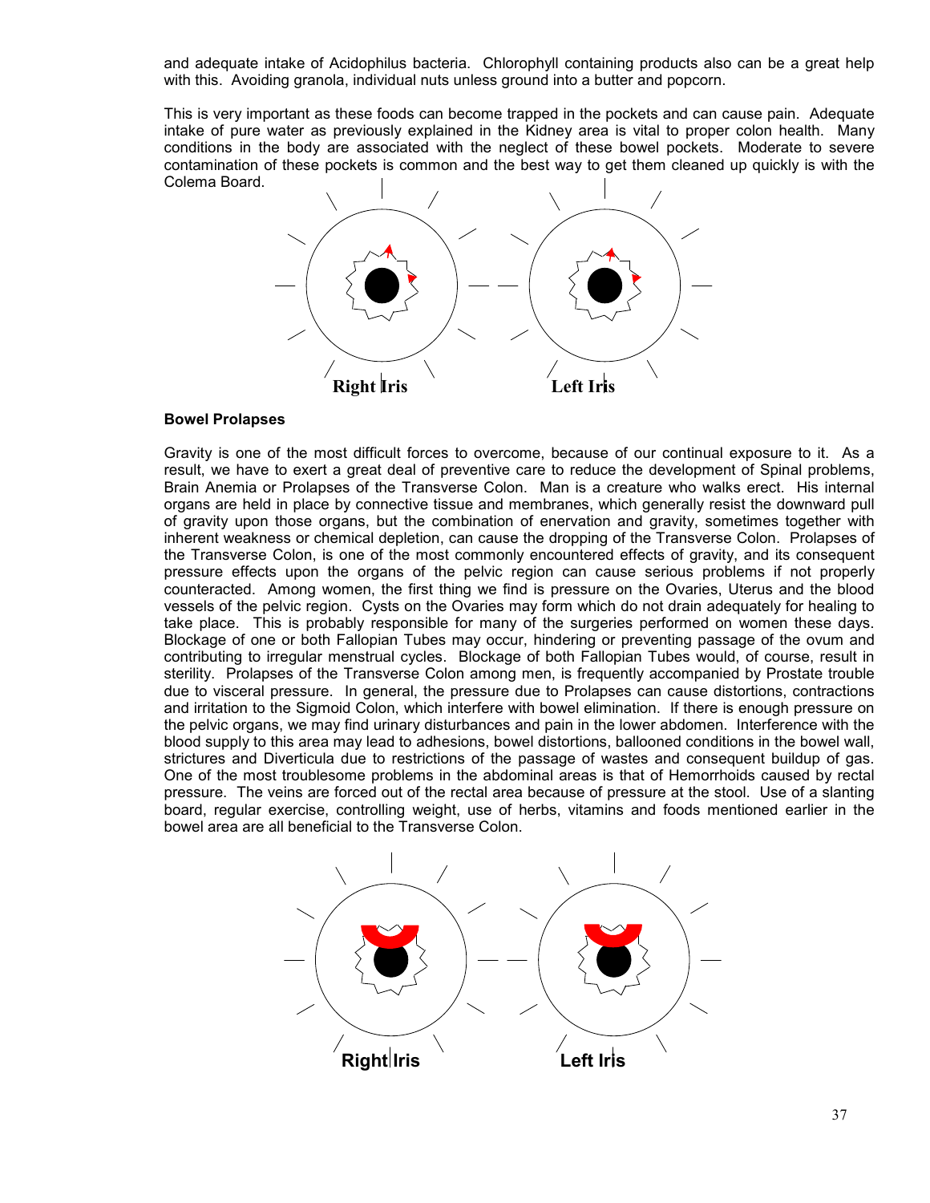and adequate intake of Acidophilus bacteria. Chlorophyll containing products also can be a great help with this. Avoiding granola, individual nuts unless ground into a butter and popcorn.

This is very important as these foods can become trapped in the pockets and can cause pain. Adequate intake of pure water as previously explained in the Kidney area is vital to proper colon health. Many conditions in the body are associated with the neglect of these bowel pockets. Moderate to severe contamination of these pockets is common and the best way to get them cleaned up quickly is with the Colema Board.

Right Iris Left Iris

**Bowel Prolapses**

Gravity is one of the most difficult forces to overcome, because of our continual exposure to it. As a result, we have to exert a great deal of preventive care to reduce the development of Spinal problems, Brain Anemia or Prolapses of the Transverse Colon. Man is a creature who walks erect. His internal organs are held in place by connective tissue and membranes, which generally resist the downward pull of gravity upon those organs, but the combination of enervation and gravity, sometimes together with inherent weakness or chemical depletion, can cause the dropping of the Transverse Colon. Prolapses of the Transverse Colon, is one of the most commonly encountered effects of gravity, and its consequent pressure effects upon the organs of the pelvic region can cause serious problems if not properly counteracted. Among women, the first thing we find is pressure on the Ovaries, Uterus and the blood vessels of the pelvic region. Cysts on the Ovaries may form which do not drain adequately for healing to take place. This is probably responsible for many of the surgeries performed on women these days. Blockage of one or both Fallopian Tubes may occur, hindering or preventing passage of the ovum and contributing to irregular menstrual cycles. Blockage of both Fallopian Tubes would, of course, result in sterility. Prolapses of the Transverse Colon among men, is frequently accompanied by Prostate trouble due to visceral pressure. In general, the pressure due to Prolapses can cause distortions, contractions and irritation to the Sigmoid Colon, which interfere with bowel elimination. If there is enough pressure on the pelvic organs, we may find urinary disturbances and pain in the lower abdomen. Interference with the blood supply to this area may lead to adhesions, bowel distortions, ballooned conditions in the bowel wall, strictures and Diverticula due to restrictions of the passage of wastes and consequent buildup of gas. One of the most troublesome problems in the abdominal areas is that of Hemorrhoids caused by rectal pressure. The veins are forced out of the rectal area because of pressure at the stool. Use of a slanting board, regular exercise, controlling weight, use of herbs, vitamins and foods mentioned earlier in the bowel area are all beneficial to the Transverse Colon.

Right Iris Left Iris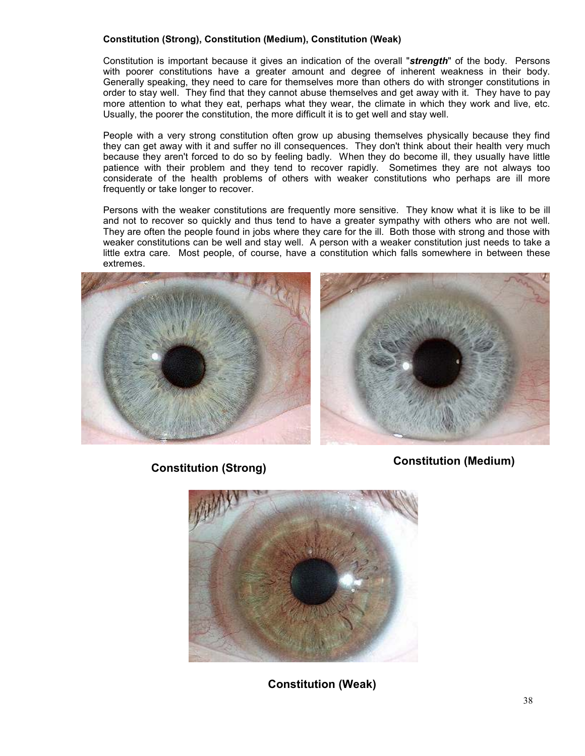**Constitution (Strong), Constitution (Medium), Constitution (Weak)**

Constitution is important because it gives an indication of the overall "***strength***" of the body. Persons with poorer constitutions have a greater amount and degree of inherent weakness in their body. Generally speaking, they need to care for themselves more than others do with stronger constitutions in order to stay well. They find that they cannot abuse themselves and get away with it. They have to pay more attention to what they eat, perhaps what they wear, the climate in which they work and live, etc. Usually, the poorer the constitution, the more difficult it is to get well and stay well.

People with a very strong constitution often grow up abusing themselves physically because they find they can get away with it and suffer no ill consequences. They don't think about their health very much because they aren't forced to do so by feeling badly. When they do become ill, they usually have little patience with their problem and they tend to recover rapidly. Sometimes they are not always too considerate of the health problems of others with weaker constitutions who perhaps are ill more frequently or take longer to recover.

Persons with the weaker constitutions are frequently more sensitive. They know what it is like to be ill and not to recover so quickly and thus tend to have a greater sympathy with others who are not well. They are often the people found in jobs where they care for the ill. Both those with strong and those with weaker constitutions can be well and stay well. A person with a weaker constitution just needs to take a little extra care. Most people, of course, have a constitution which falls somewhere in between these extremes.

**Constitution (Strong)**

**Constitution (Medium)**

**Constitution (Weak)**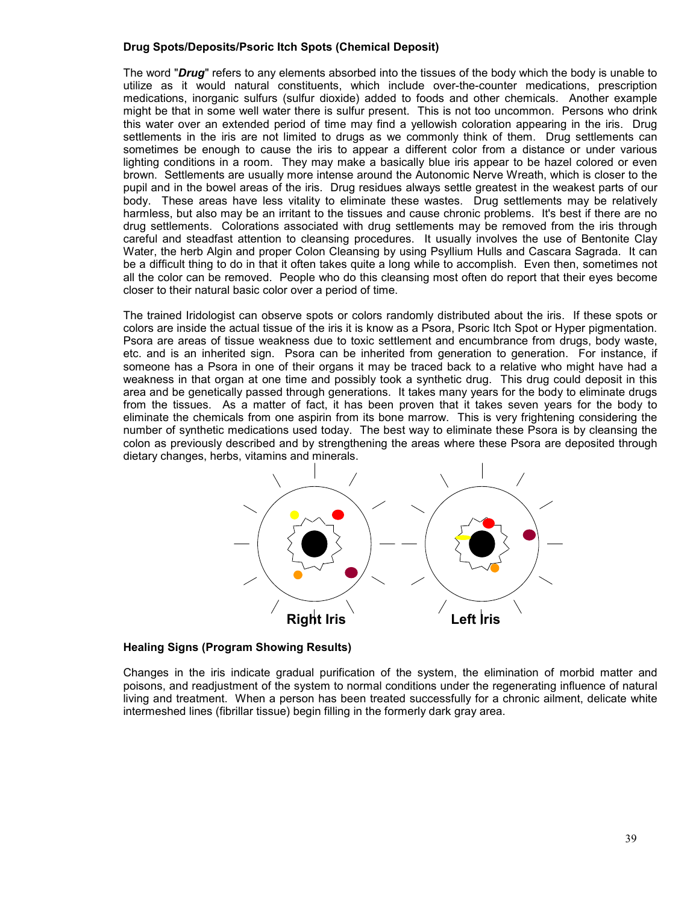**Drug Spots/Deposits/Psoric Itch Spots (Chemical Deposit)**

The word "***Drug***" refers to any elements absorbed into the tissues of the body which the body is unable to utilize as it would natural constituents, which include over-the-counter medications, prescription medications, inorganic sulfurs (sulfur dioxide) added to foods and other chemicals. Another example might be that in some well water there is sulfur present. This is not too uncommon. Persons who drink this water over an extended period of time may find a yellowish coloration appearing in the iris. Drug settlements in the iris are not limited to drugs as we commonly think of them. Drug settlements can sometimes be enough to cause the iris to appear a different color from a distance or under various lighting conditions in a room. They may make a basically blue iris appear to be hazel colored or even brown. Settlements are usually more intense around the Autonomic Nerve Wreath, which is closer to the pupil and in the bowel areas of the iris. Drug residues always settle greatest in the weakest parts of our body. These areas have less vitality to eliminate these wastes. Drug settlements may be relatively harmless, but also may be an irritant to the tissues and cause chronic problems. It's best if there are no drug settlements. Colorations associated with drug settlements may be removed from the iris through careful and steadfast attention to cleansing procedures. It usually involves the use of Bentonite Clay Water, the herb Algin and proper Colon Cleansing by using Psyllium Hulls and Cascara Sagrada. It can be a difficult thing to do in that it often takes quite a long while to accomplish. Even then, sometimes not all the color can be removed. People who do this cleansing most often do report that their eyes become closer to their natural basic color over a period of time.

The trained Iridologist can observe spots or colors randomly distributed about the iris. If these spots or colors are inside the actual tissue of the iris it is know as a Psora, Psoric Itch Spot or Hyper pigmentation. Psora are areas of tissue weakness due to toxic settlement and encumbrance from drugs, body waste, etc. and is an inherited sign. Psora can be inherited from generation to generation. For instance, if someone has a Psora in one of their organs it may be traced back to a relative who might have had a weakness in that organ at one time and possibly took a synthetic drug. This drug could deposit in this area and be genetically passed through generations. It takes many years for the body to eliminate drugs from the tissues. As a matter of fact, it has been proven that it takes seven years for the body to eliminate the chemicals from one aspirin from its bone marrow. This is very frightening considering the number of synthetic medications used today. The best way to eliminate these Psora is by cleansing the colon as previously described and by strengthening the areas where these Psora are deposited through dietary changes, herbs, vitamins and minerals.

Right Iris &nbsp;&nbsp;&nbsp;&nbsp; Left Iris

**Healing Signs (Program Showing Results)**

Changes in the iris indicate gradual purification of the system, the elimination of morbid matter and poisons, and readjustment of the system to normal conditions under the regenerating influence of natural living and treatment. When a person has been treated successfully for a chronic ailment, delicate white intermeshed lines (fibrillar tissue) begin filling in the formerly dark gray area.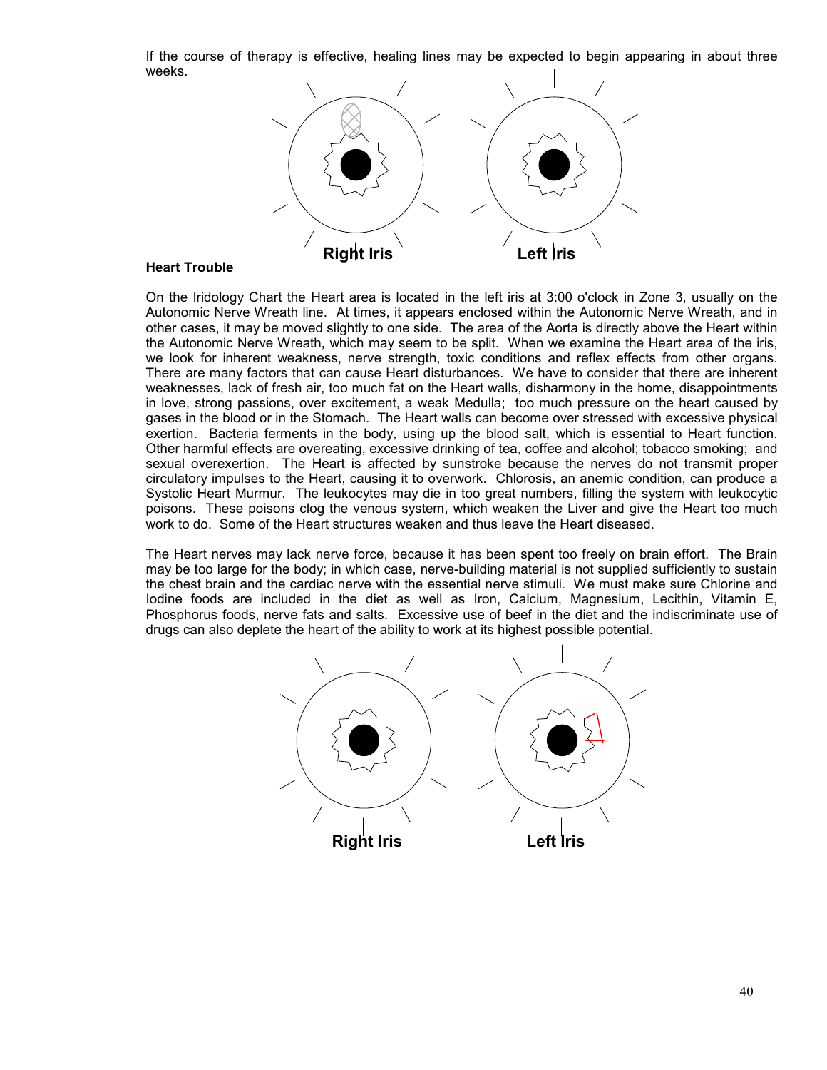If the course of therapy is effective, healing lines may be expected to begin appearing in about three weeks.

Right Iris Left Iris

**Heart Trouble**

On the Iridology Chart the Heart area is located in the left iris at 3:00 o'clock in Zone 3, usually on the Autonomic Nerve Wreath line. At times, it appears enclosed within the Autonomic Nerve Wreath, and in other cases, it may be moved slightly to one side. The area of the Aorta is directly above the Heart within the Autonomic Nerve Wreath, which may seem to be split. When we examine the Heart area of the iris, we look for inherent weakness, nerve strength, toxic conditions and reflex effects from other organs. There are many factors that can cause Heart disturbances. We have to consider that there are inherent weaknesses, lack of fresh air, too much fat on the Heart walls, disharmony in the home, disappointments in love, strong passions, over excitement, a weak Medulla; too much pressure on the heart caused by gases in the blood or in the Stomach. The Heart walls can become over stressed with excessive physical exertion. Bacteria ferments in the body, using up the blood salt, which is essential to Heart function. Other harmful effects are overeating, excessive drinking of tea, coffee and alcohol; tobacco smoking; and sexual overexertion. The Heart is affected by sunstroke because the nerves do not transmit proper circulatory impulses to the Heart, causing it to overwork. Chlorosis, an anemic condition, can produce a Systolic Heart Murmur. The leukocytes may die in too great numbers, filling the system with leukocytic poisons. These poisons clog the venous system, which weaken the Liver and give the Heart too much work to do. Some of the Heart structures weaken and thus leave the Heart diseased.

The Heart nerves may lack nerve force, because it has been spent too freely on brain effort. The Brain may be too large for the body; in which case, nerve-building material is not supplied sufficiently to sustain the chest brain and the cardiac nerve with the essential nerve stimuli. We must make sure Chlorine and Iodine foods are included in the diet as well as Iron, Calcium, Magnesium, Lecithin, Vitamin E, Phosphorus foods, nerve fats and salts. Excessive use of beef in the diet and the indiscriminate use of drugs can also deplete the heart of the ability to work at its highest possible potential.

Right Iris Left Iris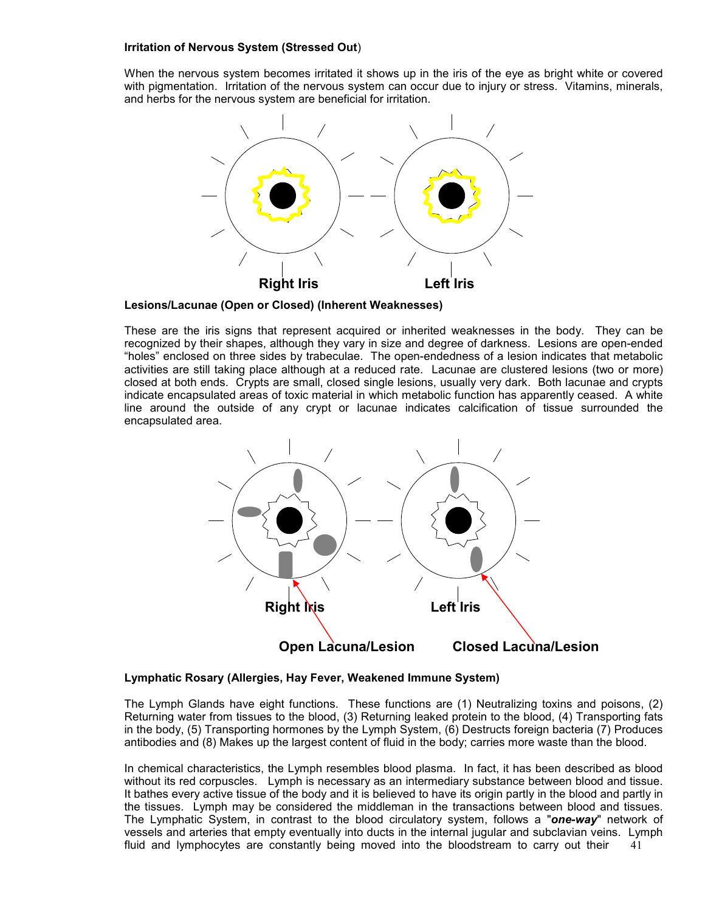**Irritation of Nervous System (Stressed Out**)

When the nervous system becomes irritated it shows up in the iris of the eye as bright white or covered with pigmentation. Irritation of the nervous system can occur due to injury or stress. Vitamins, minerals, and herbs for the nervous system are beneficial for irritation.

**Right Iris** **Left Iris**

**Lesions/Lacunae (Open or Closed) (Inherent Weaknesses)**

These are the iris signs that represent acquired or inherited weaknesses in the body. They can be recognized by their shapes, although they vary in size and degree of darkness. Lesions are open-ended "holes" enclosed on three sides by trabeculae. The open-endedness of a lesion indicates that metabolic activities are still taking place although at a reduced rate. Lacunae are clustered lesions (two or more) closed at both ends. Crypts are small, closed single lesions, usually very dark. Both lacunae and crypts indicate encapsulated areas of toxic material in which metabolic function has apparently ceased. A white line around the outside of any crypt or lacunae indicates calcification of tissue surrounded the encapsulated area.

**Right Iris** **Left Iris**

**Open Lacuna/Lesion** **Closed Lacuna/Lesion**

**Lymphatic Rosary (Allergies, Hay Fever, Weakened Immune System)**

The Lymph Glands have eight functions. These functions are (1) Neutralizing toxins and poisons, (2) Returning water from tissues to the blood, (3) Returning leaked protein to the blood, (4) Transporting fats in the body, (5) Transporting hormones by the Lymph System, (6) Destructs foreign bacteria (7) Produces antibodies and (8) Makes up the largest content of fluid in the body; carries more waste than the blood.

In chemical characteristics, the Lymph resembles blood plasma. In fact, it has been described as blood without its red corpuscles. Lymph is necessary as an intermediary substance between blood and tissue. It bathes every active tissue of the body and it is believed to have its origin partly in the blood and partly in the tissues. Lymph may be considered the middleman in the transactions between blood and tissues. The Lymphatic System, in contrast to the blood circulatory system, follows a "***one-way***" network of vessels and arteries that empty eventually into ducts in the internal jugular and subclavian veins. Lymph fluid and lymphocytes are constantly being moved into the bloodstream to carry out their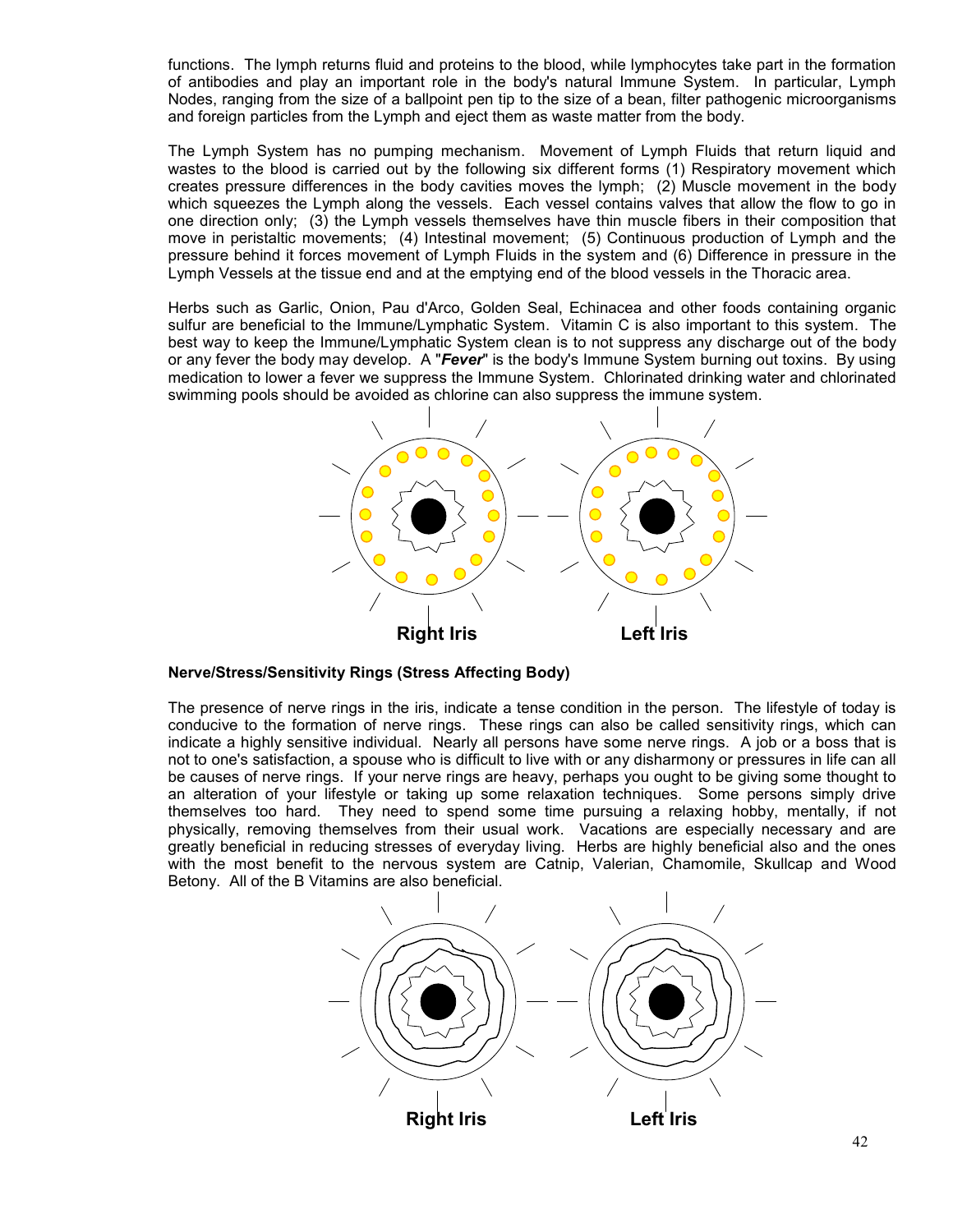functions. The lymph returns fluid and proteins to the blood, while lymphocytes take part in the formation of antibodies and play an important role in the body's natural Immune System. In particular, Lymph Nodes, ranging from the size of a ballpoint pen tip to the size of a bean, filter pathogenic microorganisms and foreign particles from the Lymph and eject them as waste matter from the body.

The Lymph System has no pumping mechanism. Movement of Lymph Fluids that return liquid and wastes to the blood is carried out by the following six different forms (1) Respiratory movement which creates pressure differences in the body cavities moves the lymph; (2) Muscle movement in the body which squeezes the Lymph along the vessels. Each vessel contains valves that allow the flow to go in one direction only; (3) the Lymph vessels themselves have thin muscle fibers in their composition that move in peristaltic movements; (4) Intestinal movement; (5) Continuous production of Lymph and the pressure behind it forces movement of Lymph Fluids in the system and (6) Difference in pressure in the Lymph Vessels at the tissue end and at the emptying end of the blood vessels in the Thoracic area.

Herbs such as Garlic, Onion, Pau d'Arco, Golden Seal, Echinacea and other foods containing organic sulfur are beneficial to the Immune/Lymphatic System. Vitamin C is also important to this system. The best way to keep the Immune/Lymphatic System clean is to not suppress any discharge out of the body or any fever the body may develop. A "***Fever***" is the body's Immune System burning out toxins. By using medication to lower a fever we suppress the Immune System. Chlorinated drinking water and chlorinated swimming pools should be avoided as chlorine can also suppress the immune system.

**Right Iris** **Left Iris**

**Nerve/Stress/Sensitivity Rings (Stress Affecting Body)**

The presence of nerve rings in the iris, indicate a tense condition in the person. The lifestyle of today is conducive to the formation of nerve rings. These rings can also be called sensitivity rings, which can indicate a highly sensitive individual. Nearly all persons have some nerve rings. A job or a boss that is not to one's satisfaction, a spouse who is difficult to live with or any disharmony or pressures in life can all be causes of nerve rings. If your nerve rings are heavy, perhaps you ought to be giving some thought to an alteration of your lifestyle or taking up some relaxation techniques. Some persons simply drive themselves too hard. They need to spend some time pursuing a relaxing hobby, mentally, if not physically, removing themselves from their usual work. Vacations are especially necessary and are greatly beneficial in reducing stresses of everyday living. Herbs are highly beneficial also and the ones with the most benefit to the nervous system are Catnip, Valerian, Chamomile, Skullcap and Wood Betony. All of the B Vitamins are also beneficial.

**Right Iris** **Left Iris**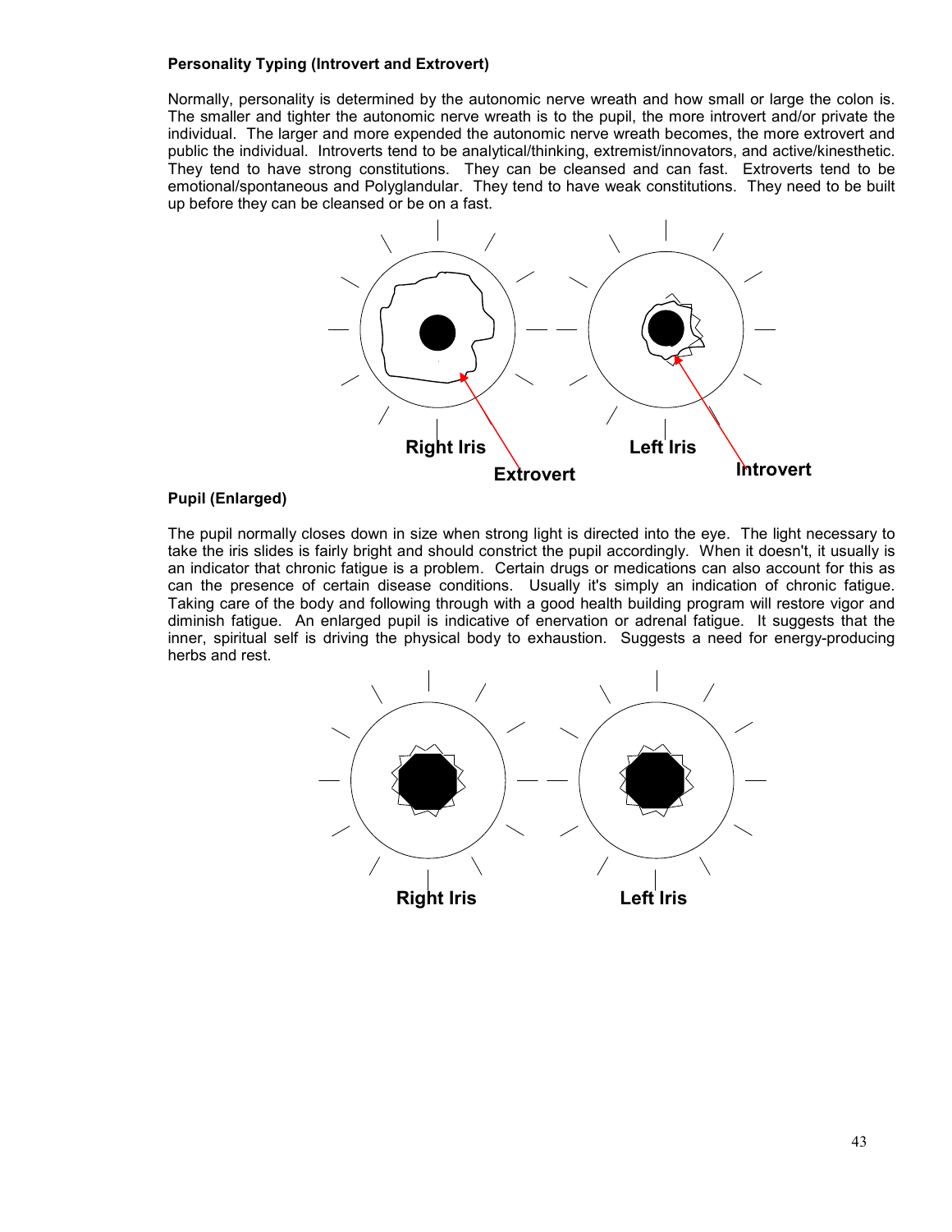**Personality Typing (Introvert and Extrovert)**

Normally, personality is determined by the autonomic nerve wreath and how small or large the colon is. The smaller and tighter the autonomic nerve wreath is to the pupil, the more introvert and/or private the individual. The larger and more expended the autonomic nerve wreath becomes, the more extrovert and public the individual. Introverts tend to be analytical/thinking, extremist/innovators, and active/kinesthetic. They tend to have strong constitutions. They can be cleansed and can fast. Extroverts tend to be emotional/spontaneous and Polyglandular. They tend to have weak constitutions. They need to be built up before they can be cleansed or be on a fast.

Right Iris　Left Iris

Extrovert　Introvert

**Pupil (Enlarged)**

The pupil normally closes down in size when strong light is directed into the eye. The light necessary to take the iris slides is fairly bright and should constrict the pupil accordingly. When it doesn't, it usually is an indicator that chronic fatigue is a problem. Certain drugs or medications can also account for this as can the presence of certain disease conditions. Usually it's simply an indication of chronic fatigue. Taking care of the body and following through with a good health building program will restore vigor and diminish fatigue. An enlarged pupil is indicative of enervation or adrenal fatigue. It suggests that the inner, spiritual self is driving the physical body to exhaustion. Suggests a need for energy-producing herbs and rest.

Right Iris　Left Iris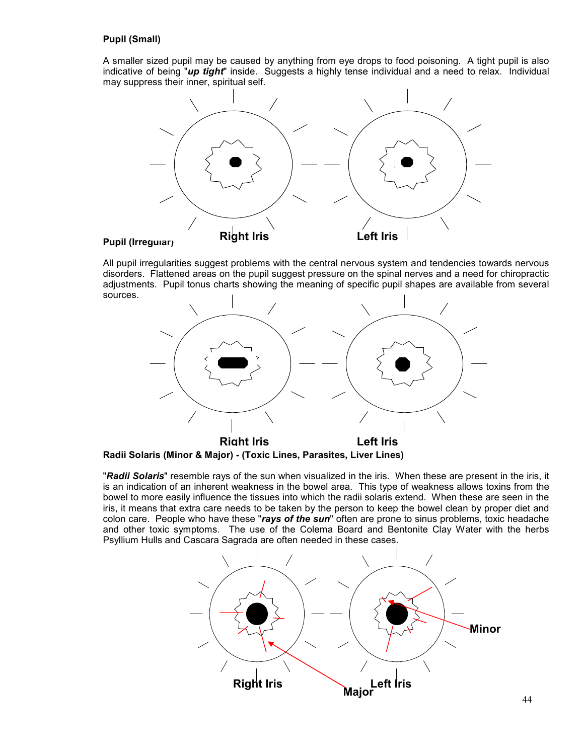**Pupil (Small)**

A smaller sized pupil may be caused by anything from eye drops to food poisoning. A tight pupil is also indicative of being "***up tight***" inside. Suggests a highly tense individual and a need to relax. Individual may suppress their inner, spiritual self.

Right Iris Left Iris

**Pupil (Irregular)**

All pupil irregularities suggest problems with the central nervous system and tendencies towards nervous disorders. Flattened areas on the pupil suggest pressure on the spinal nerves and a need for chiropractic adjustments. Pupil tonus charts showing the meaning of specific pupil shapes are available from several sources.

Right Iris Left Iris

**Radii Solaris (Minor & Major) - (Toxic Lines, Parasites, Liver Lines)**

"***Radii Solaris***" resemble rays of the sun when visualized in the iris. When these are present in the iris, it is an indication of an inherent weakness in the bowel area. This type of weakness allows toxins from the bowel to more easily influence the tissues into which the radii solaris extend. When these are seen in the iris, it means that extra care needs to be taken by the person to keep the bowel clean by proper diet and colon care. People who have these "***rays of the sun***" often are prone to sinus problems, toxic headache and other toxic symptoms. The use of the Colema Board and Bentonite Clay Water with the herbs Psyllium Hulls and Cascara Sagrada are often needed in these cases.

Minor

Right Iris Major Left Iris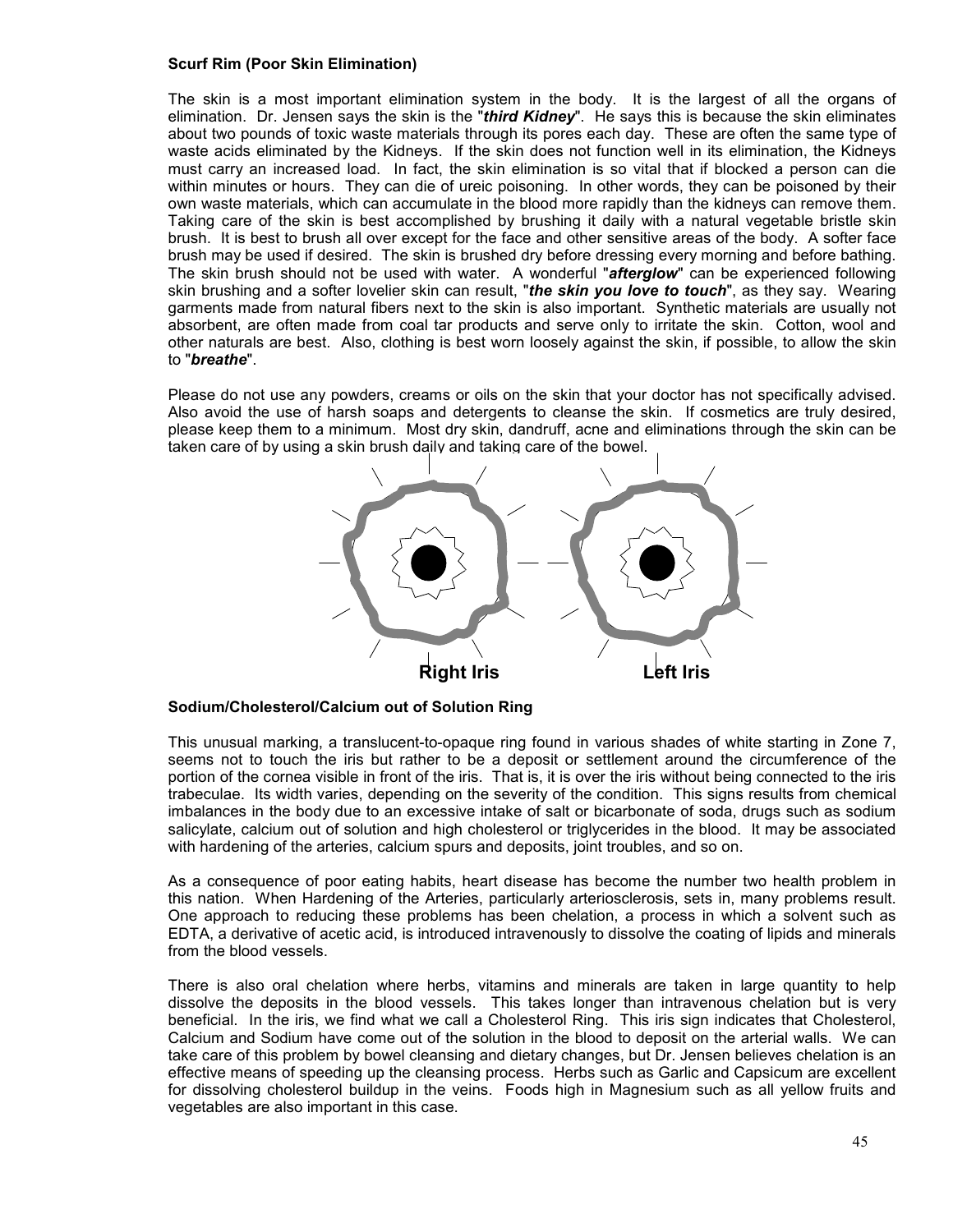**Scurf Rim (Poor Skin Elimination)**

The skin is a most important elimination system in the body. It is the largest of all the organs of elimination. Dr. Jensen says the skin is the "***third Kidney***". He says this is because the skin eliminates about two pounds of toxic waste materials through its pores each day. These are often the same type of waste acids eliminated by the Kidneys. If the skin does not function well in its elimination, the Kidneys must carry an increased load. In fact, the skin elimination is so vital that if blocked a person can die within minutes or hours. They can die of ureic poisoning. In other words, they can be poisoned by their own waste materials, which can accumulate in the blood more rapidly than the kidneys can remove them. Taking care of the skin is best accomplished by brushing it daily with a natural vegetable bristle skin brush. It is best to brush all over except for the face and other sensitive areas of the body. A softer face brush may be used if desired. The skin is brushed dry before dressing every morning and before bathing. The skin brush should not be used with water. A wonderful "***afterglow***" can be experienced following skin brushing and a softer lovelier skin can result, "***the skin you love to touch***", as they say. Wearing garments made from natural fibers next to the skin is also important. Synthetic materials are usually not absorbent, are often made from coal tar products and serve only to irritate the skin. Cotton, wool and other naturals are best. Also, clothing is best worn loosely against the skin, if possible, to allow the skin to "***breathe***".

Please do not use any powders, creams or oils on the skin that your doctor has not specifically advised. Also avoid the use of harsh soaps and detergents to cleanse the skin. If cosmetics are truly desired, please keep them to a minimum. Most dry skin, dandruff, acne and eliminations through the skin can be taken care of by using a skin brush daily and taking care of the bowel.

**Right Iris** **Left Iris**

**Sodium/Cholesterol/Calcium out of Solution Ring**

This unusual marking, a translucent-to-opaque ring found in various shades of white starting in Zone 7, seems not to touch the iris but rather to be a deposit or settlement around the circumference of the portion of the cornea visible in front of the iris. That is, it is over the iris without being connected to the iris trabeculae. Its width varies, depending on the severity of the condition. This signs results from chemical imbalances in the body due to an excessive intake of salt or bicarbonate of soda, drugs such as sodium salicylate, calcium out of solution and high cholesterol or triglycerides in the blood. It may be associated with hardening of the arteries, calcium spurs and deposits, joint troubles, and so on.

As a consequence of poor eating habits, heart disease has become the number two health problem in this nation. When Hardening of the Arteries, particularly arteriosclerosis, sets in, many problems result. One approach to reducing these problems has been chelation, a process in which a solvent such as EDTA, a derivative of acetic acid, is introduced intravenously to dissolve the coating of lipids and minerals from the blood vessels.

There is also oral chelation where herbs, vitamins and minerals are taken in large quantity to help dissolve the deposits in the blood vessels. This takes longer than intravenous chelation but is very beneficial. In the iris, we find what we call a Cholesterol Ring. This iris sign indicates that Cholesterol, Calcium and Sodium have come out of the solution in the blood to deposit on the arterial walls. We can take care of this problem by bowel cleansing and dietary changes, but Dr. Jensen believes chelation is an effective means of speeding up the cleansing process. Herbs such as Garlic and Capsicum are excellent for dissolving cholesterol buildup in the veins. Foods high in Magnesium such as all yellow fruits and vegetables are also important in this case.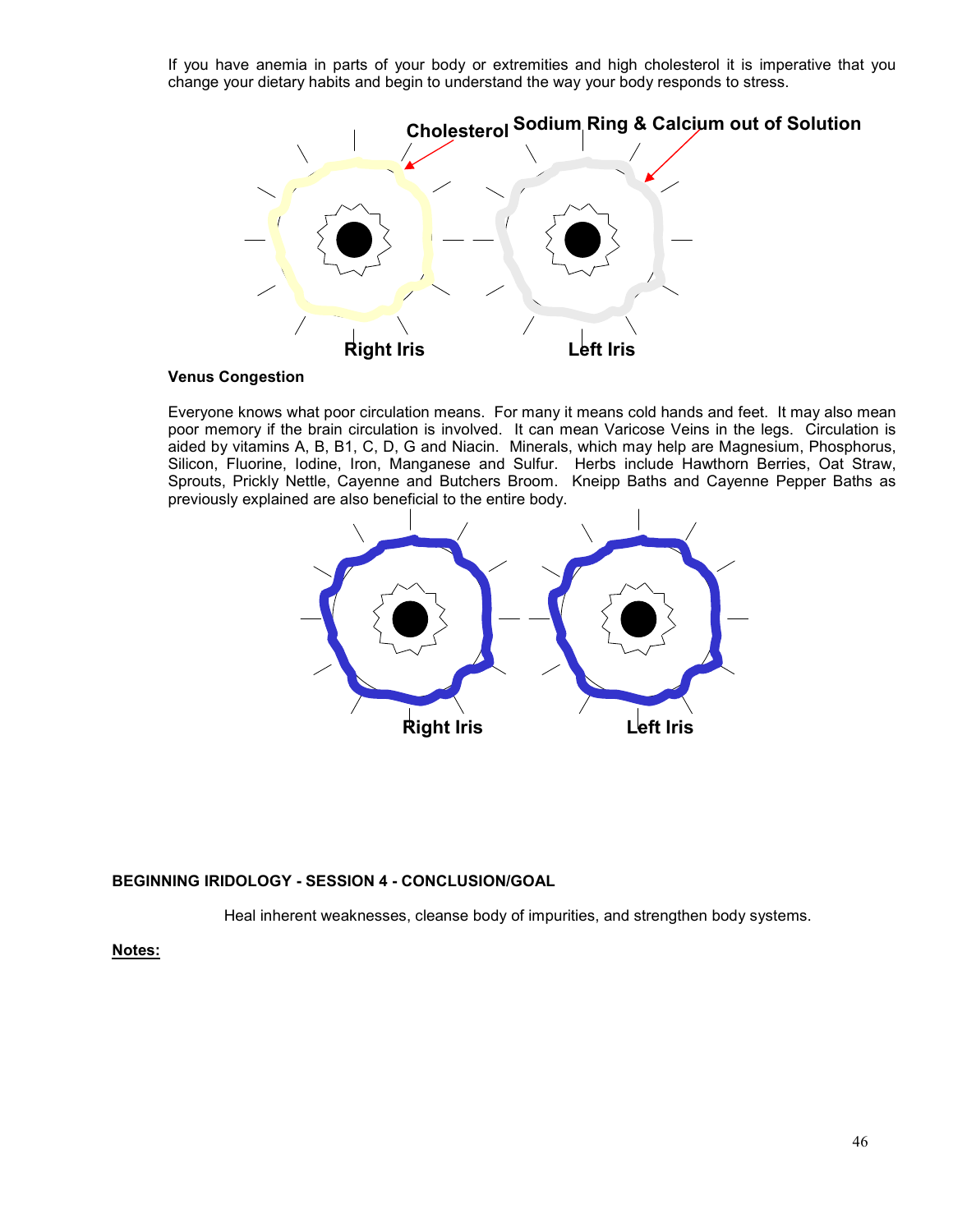If you have anemia in parts of your body or extremities and high cholesterol it is imperative that you change your dietary habits and begin to understand the way your body responds to stress.

Cholesterol

Sodium Ring & Calcium out of Solution

Right Iris

Left Iris

**Venus Congestion**

Everyone knows what poor circulation means. For many it means cold hands and feet. It may also mean poor memory if the brain circulation is involved. It can mean Varicose Veins in the legs. Circulation is aided by vitamins A, B, B1, C, D, G and Niacin. Minerals, which may help are Magnesium, Phosphorus, Silicon, Fluorine, Iodine, Iron, Manganese and Sulfur. Herbs include Hawthorn Berries, Oat Straw, Sprouts, Prickly Nettle, Cayenne and Butchers Broom. Kneipp Baths and Cayenne Pepper Baths as previously explained are also beneficial to the entire body.

Right Iris

Left Iris

**BEGINNING IRIDOLOGY - SESSION 4 - CONCLUSION/GOAL**

Heal inherent weaknesses, cleanse body of impurities, and strengthen body systems.

**Notes:**